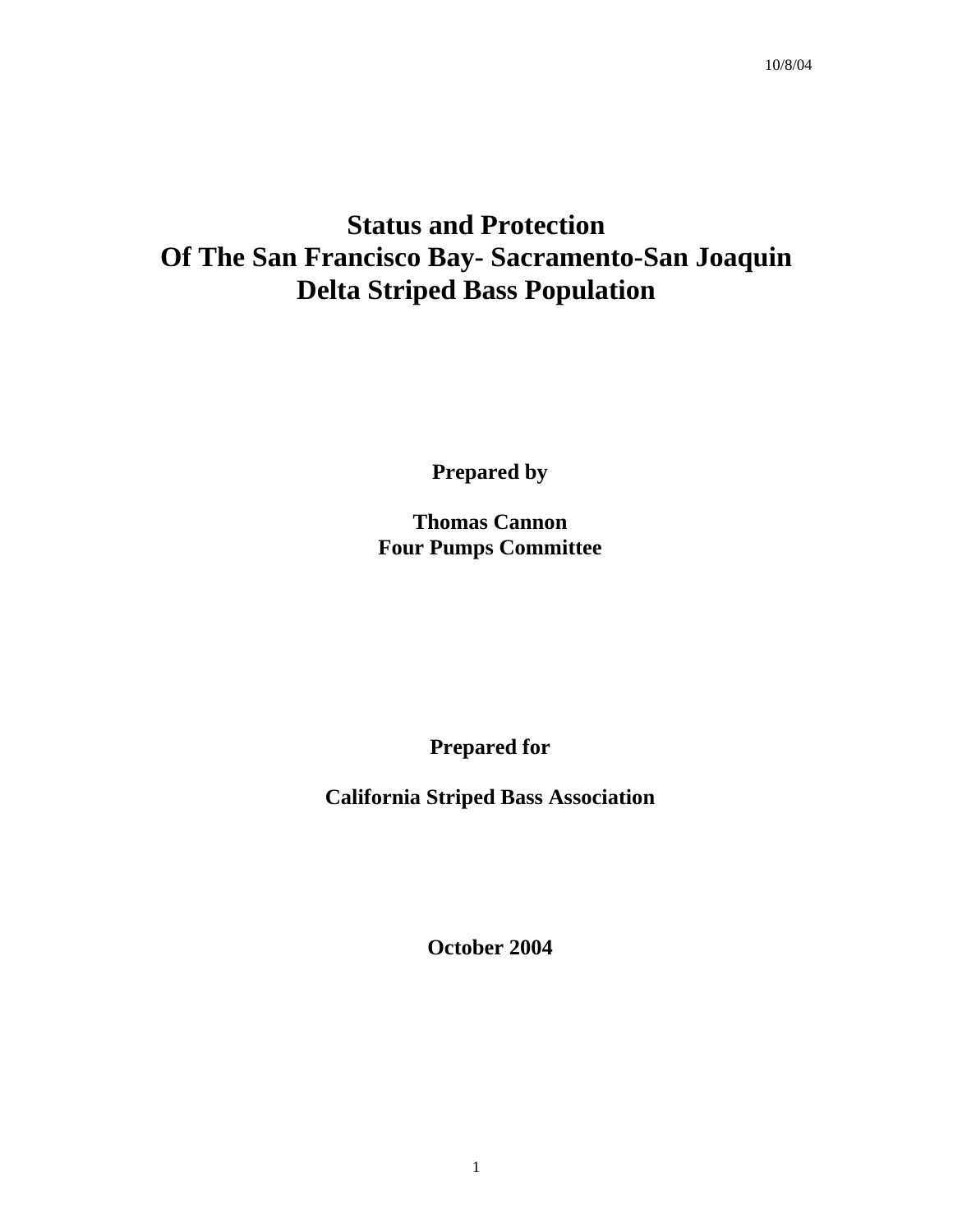10/8/04

# Status and Protection Of The San Francisco Bay- Sacramento-San Joaquin Delta Striped Bass Population

**Prepared by**

**Thomas Cannon**
**Four Pumps Committee**

**Prepared for**

**California Striped Bass Association**

**October 2004**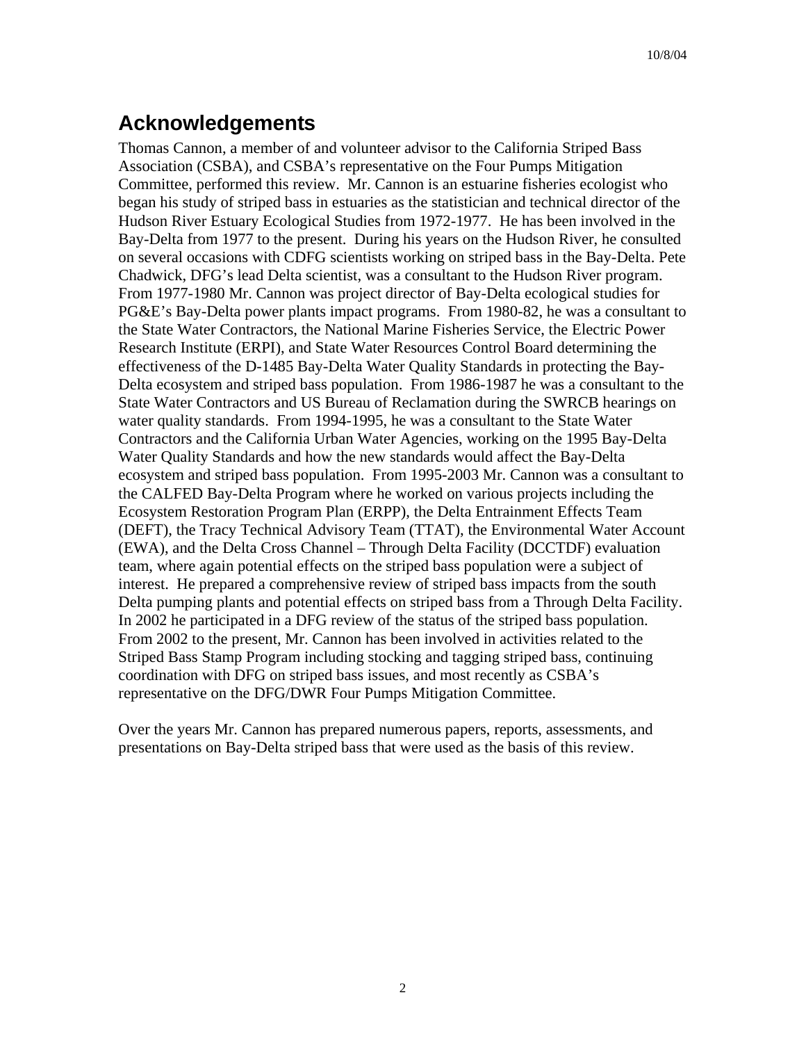## Acknowledgements

Thomas Cannon, a member of and volunteer advisor to the California Striped Bass Association (CSBA), and CSBA's representative on the Four Pumps Mitigation Committee, performed this review. Mr. Cannon is an estuarine fisheries ecologist who began his study of striped bass in estuaries as the statistician and technical director of the Hudson River Estuary Ecological Studies from 1972-1977. He has been involved in the Bay-Delta from 1977 to the present. During his years on the Hudson River, he consulted on several occasions with CDFG scientists working on striped bass in the Bay-Delta. Pete Chadwick, DFG's lead Delta scientist, was a consultant to the Hudson River program. From 1977-1980 Mr. Cannon was project director of Bay-Delta ecological studies for PG&E's Bay-Delta power plants impact programs. From 1980-82, he was a consultant to the State Water Contractors, the National Marine Fisheries Service, the Electric Power Research Institute (ERPI), and State Water Resources Control Board determining the effectiveness of the D-1485 Bay-Delta Water Quality Standards in protecting the Bay-Delta ecosystem and striped bass population. From 1986-1987 he was a consultant to the State Water Contractors and US Bureau of Reclamation during the SWRCB hearings on water quality standards. From 1994-1995, he was a consultant to the State Water Contractors and the California Urban Water Agencies, working on the 1995 Bay-Delta Water Quality Standards and how the new standards would affect the Bay-Delta ecosystem and striped bass population. From 1995-2003 Mr. Cannon was a consultant to the CALFED Bay-Delta Program where he worked on various projects including the Ecosystem Restoration Program Plan (ERPP), the Delta Entrainment Effects Team (DEFT), the Tracy Technical Advisory Team (TTAT), the Environmental Water Account (EWA), and the Delta Cross Channel – Through Delta Facility (DCCTDF) evaluation team, where again potential effects on the striped bass population were a subject of interest. He prepared a comprehensive review of striped bass impacts from the south Delta pumping plants and potential effects on striped bass from a Through Delta Facility. In 2002 he participated in a DFG review of the status of the striped bass population. From 2002 to the present, Mr. Cannon has been involved in activities related to the Striped Bass Stamp Program including stocking and tagging striped bass, continuing coordination with DFG on striped bass issues, and most recently as CSBA's representative on the DFG/DWR Four Pumps Mitigation Committee.

Over the years Mr. Cannon has prepared numerous papers, reports, assessments, and presentations on Bay-Delta striped bass that were used as the basis of this review.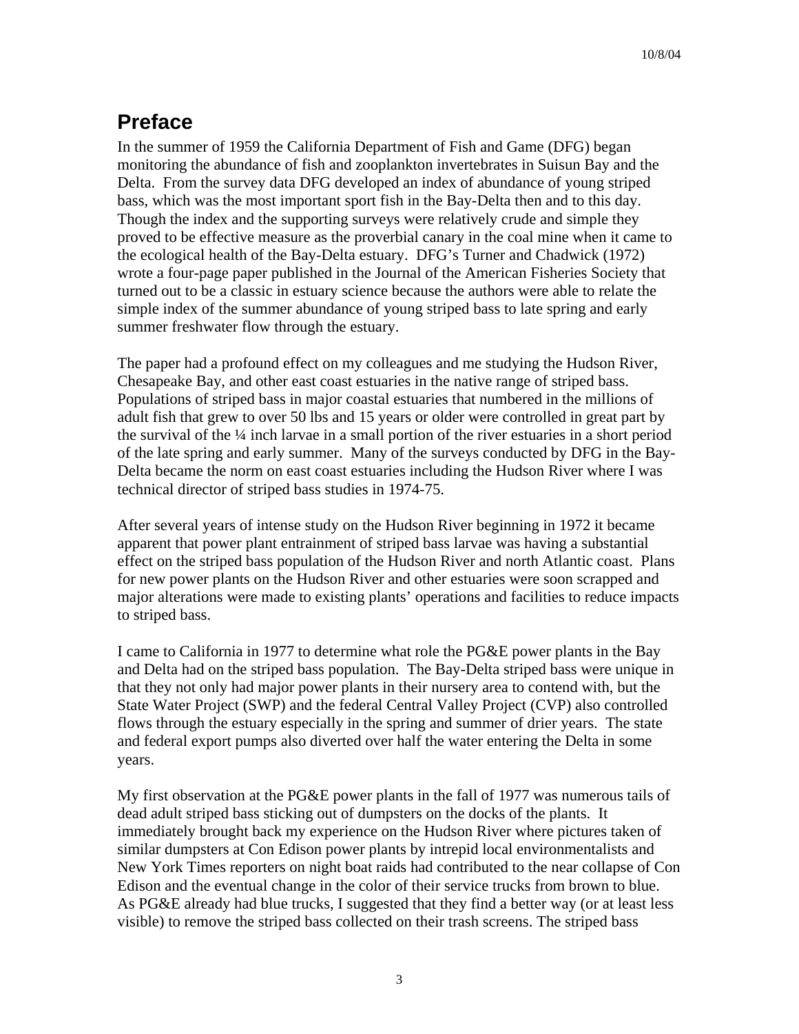## Preface

In the summer of 1959 the California Department of Fish and Game (DFG) began monitoring the abundance of fish and zooplankton invertebrates in Suisun Bay and the Delta. From the survey data DFG developed an index of abundance of young striped bass, which was the most important sport fish in the Bay-Delta then and to this day. Though the index and the supporting surveys were relatively crude and simple they proved to be effective measure as the proverbial canary in the coal mine when it came to the ecological health of the Bay-Delta estuary. DFG's Turner and Chadwick (1972) wrote a four-page paper published in the Journal of the American Fisheries Society that turned out to be a classic in estuary science because the authors were able to relate the simple index of the summer abundance of young striped bass to late spring and early summer freshwater flow through the estuary.

The paper had a profound effect on my colleagues and me studying the Hudson River, Chesapeake Bay, and other east coast estuaries in the native range of striped bass. Populations of striped bass in major coastal estuaries that numbered in the millions of adult fish that grew to over 50 lbs and 15 years or older were controlled in great part by the survival of the ¼ inch larvae in a small portion of the river estuaries in a short period of the late spring and early summer. Many of the surveys conducted by DFG in the Bay-Delta became the norm on east coast estuaries including the Hudson River where I was technical director of striped bass studies in 1974-75.

After several years of intense study on the Hudson River beginning in 1972 it became apparent that power plant entrainment of striped bass larvae was having a substantial effect on the striped bass population of the Hudson River and north Atlantic coast. Plans for new power plants on the Hudson River and other estuaries were soon scrapped and major alterations were made to existing plants' operations and facilities to reduce impacts to striped bass.

I came to California in 1977 to determine what role the PG&E power plants in the Bay and Delta had on the striped bass population. The Bay-Delta striped bass were unique in that they not only had major power plants in their nursery area to contend with, but the State Water Project (SWP) and the federal Central Valley Project (CVP) also controlled flows through the estuary especially in the spring and summer of drier years. The state and federal export pumps also diverted over half the water entering the Delta in some years.

My first observation at the PG&E power plants in the fall of 1977 was numerous tails of dead adult striped bass sticking out of dumpsters on the docks of the plants. It immediately brought back my experience on the Hudson River where pictures taken of similar dumpsters at Con Edison power plants by intrepid local environmentalists and New York Times reporters on night boat raids had contributed to the near collapse of Con Edison and the eventual change in the color of their service trucks from brown to blue. As PG&E already had blue trucks, I suggested that they find a better way (or at least less visible) to remove the striped bass collected on their trash screens. The striped bass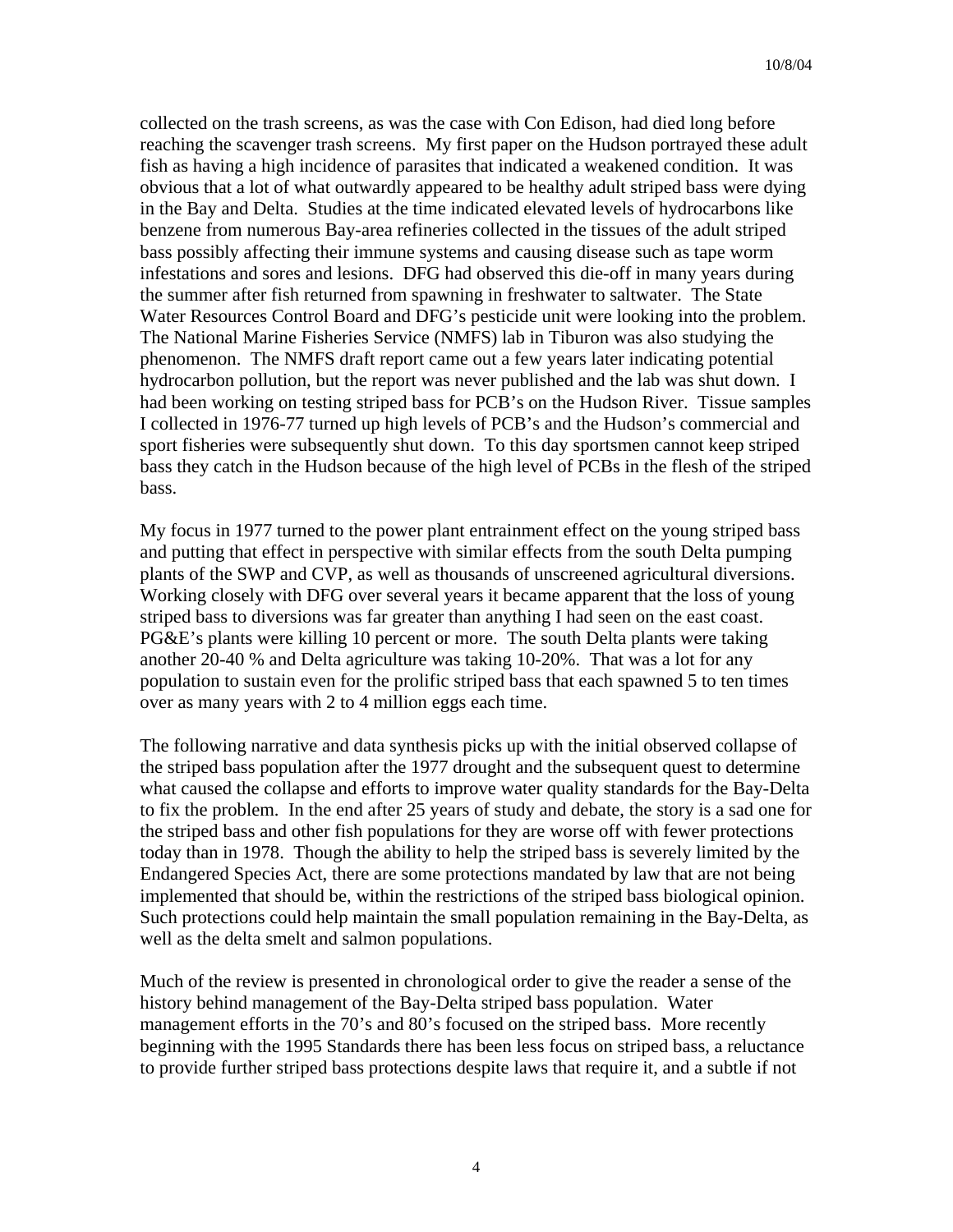collected on the trash screens, as was the case with Con Edison, had died long before reaching the scavenger trash screens. My first paper on the Hudson portrayed these adult fish as having a high incidence of parasites that indicated a weakened condition. It was obvious that a lot of what outwardly appeared to be healthy adult striped bass were dying in the Bay and Delta. Studies at the time indicated elevated levels of hydrocarbons like benzene from numerous Bay-area refineries collected in the tissues of the adult striped bass possibly affecting their immune systems and causing disease such as tape worm infestations and sores and lesions. DFG had observed this die-off in many years during the summer after fish returned from spawning in freshwater to saltwater. The State Water Resources Control Board and DFG's pesticide unit were looking into the problem. The National Marine Fisheries Service (NMFS) lab in Tiburon was also studying the phenomenon. The NMFS draft report came out a few years later indicating potential hydrocarbon pollution, but the report was never published and the lab was shut down. I had been working on testing striped bass for PCB's on the Hudson River. Tissue samples I collected in 1976-77 turned up high levels of PCB's and the Hudson's commercial and sport fisheries were subsequently shut down. To this day sportsmen cannot keep striped bass they catch in the Hudson because of the high level of PCBs in the flesh of the striped bass.

My focus in 1977 turned to the power plant entrainment effect on the young striped bass and putting that effect in perspective with similar effects from the south Delta pumping plants of the SWP and CVP, as well as thousands of unscreened agricultural diversions. Working closely with DFG over several years it became apparent that the loss of young striped bass to diversions was far greater than anything I had seen on the east coast. PG&E's plants were killing 10 percent or more. The south Delta plants were taking another 20-40 % and Delta agriculture was taking 10-20%. That was a lot for any population to sustain even for the prolific striped bass that each spawned 5 to ten times over as many years with 2 to 4 million eggs each time.

The following narrative and data synthesis picks up with the initial observed collapse of the striped bass population after the 1977 drought and the subsequent quest to determine what caused the collapse and efforts to improve water quality standards for the Bay-Delta to fix the problem. In the end after 25 years of study and debate, the story is a sad one for the striped bass and other fish populations for they are worse off with fewer protections today than in 1978. Though the ability to help the striped bass is severely limited by the Endangered Species Act, there are some protections mandated by law that are not being implemented that should be, within the restrictions of the striped bass biological opinion. Such protections could help maintain the small population remaining in the Bay-Delta, as well as the delta smelt and salmon populations.

Much of the review is presented in chronological order to give the reader a sense of the history behind management of the Bay-Delta striped bass population. Water management efforts in the 70's and 80's focused on the striped bass. More recently beginning with the 1995 Standards there has been less focus on striped bass, a reluctance to provide further striped bass protections despite laws that require it, and a subtle if not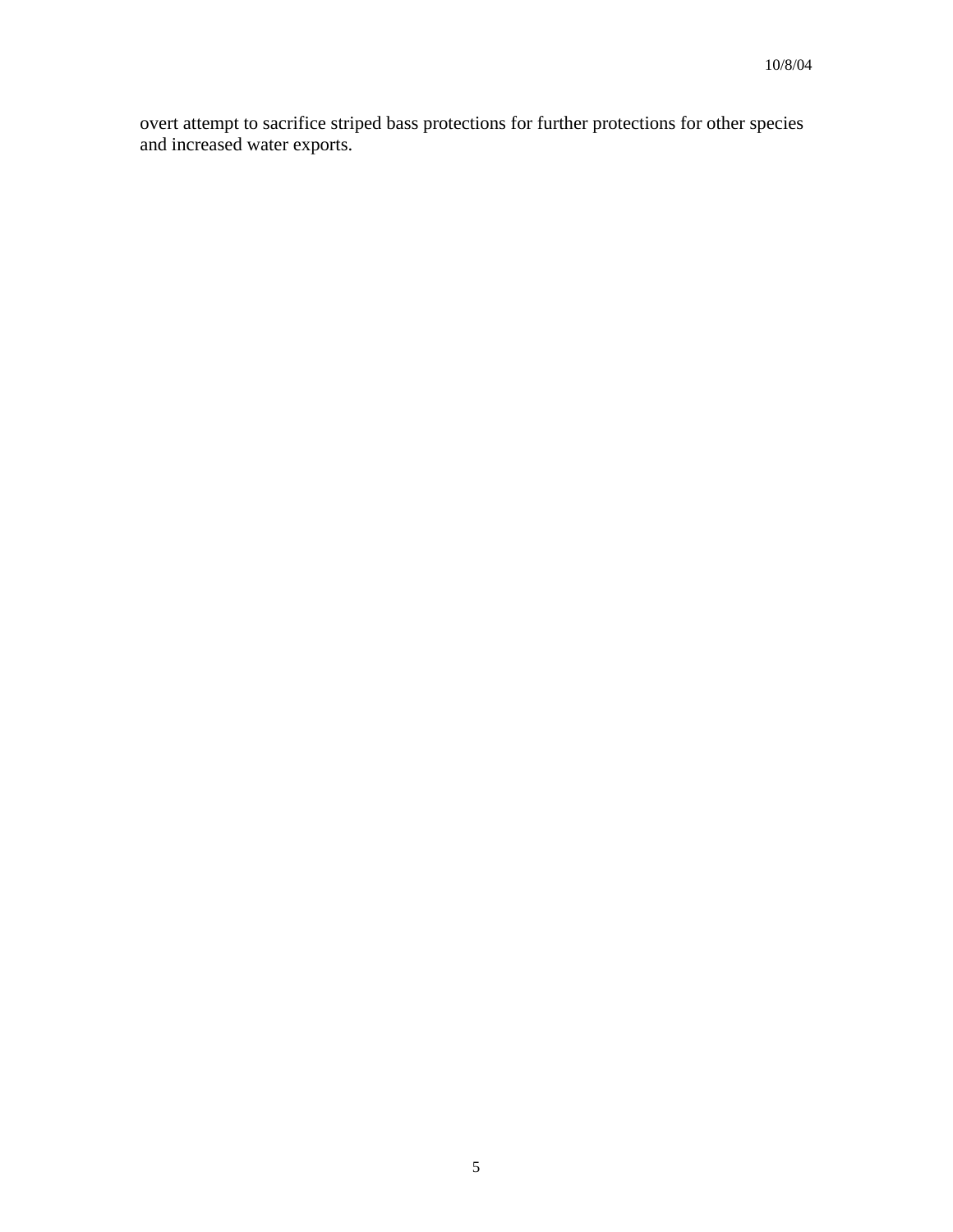overt attempt to sacrifice striped bass protections for further protections for other species and increased water exports.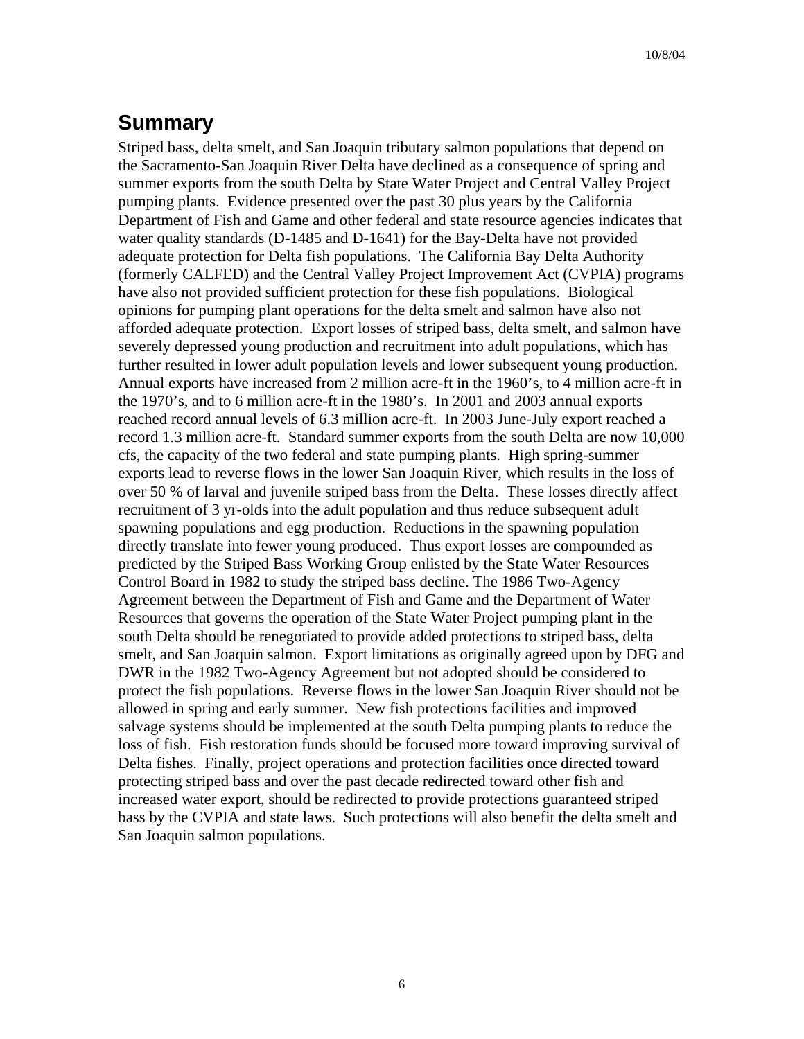## Summary

Striped bass, delta smelt, and San Joaquin tributary salmon populations that depend on the Sacramento-San Joaquin River Delta have declined as a consequence of spring and summer exports from the south Delta by State Water Project and Central Valley Project pumping plants. Evidence presented over the past 30 plus years by the California Department of Fish and Game and other federal and state resource agencies indicates that water quality standards (D-1485 and D-1641) for the Bay-Delta have not provided adequate protection for Delta fish populations. The California Bay Delta Authority (formerly CALFED) and the Central Valley Project Improvement Act (CVPIA) programs have also not provided sufficient protection for these fish populations. Biological opinions for pumping plant operations for the delta smelt and salmon have also not afforded adequate protection. Export losses of striped bass, delta smelt, and salmon have severely depressed young production and recruitment into adult populations, which has further resulted in lower adult population levels and lower subsequent young production. Annual exports have increased from 2 million acre-ft in the 1960's, to 4 million acre-ft in the 1970's, and to 6 million acre-ft in the 1980's. In 2001 and 2003 annual exports reached record annual levels of 6.3 million acre-ft. In 2003 June-July export reached a record 1.3 million acre-ft. Standard summer exports from the south Delta are now 10,000 cfs, the capacity of the two federal and state pumping plants. High spring-summer exports lead to reverse flows in the lower San Joaquin River, which results in the loss of over 50 % of larval and juvenile striped bass from the Delta. These losses directly affect recruitment of 3 yr-olds into the adult population and thus reduce subsequent adult spawning populations and egg production. Reductions in the spawning population directly translate into fewer young produced. Thus export losses are compounded as predicted by the Striped Bass Working Group enlisted by the State Water Resources Control Board in 1982 to study the striped bass decline. The 1986 Two-Agency Agreement between the Department of Fish and Game and the Department of Water Resources that governs the operation of the State Water Project pumping plant in the south Delta should be renegotiated to provide added protections to striped bass, delta smelt, and San Joaquin salmon. Export limitations as originally agreed upon by DFG and DWR in the 1982 Two-Agency Agreement but not adopted should be considered to protect the fish populations. Reverse flows in the lower San Joaquin River should not be allowed in spring and early summer. New fish protections facilities and improved salvage systems should be implemented at the south Delta pumping plants to reduce the loss of fish. Fish restoration funds should be focused more toward improving survival of Delta fishes. Finally, project operations and protection facilities once directed toward protecting striped bass and over the past decade redirected toward other fish and increased water export, should be redirected to provide protections guaranteed striped bass by the CVPIA and state laws. Such protections will also benefit the delta smelt and San Joaquin salmon populations.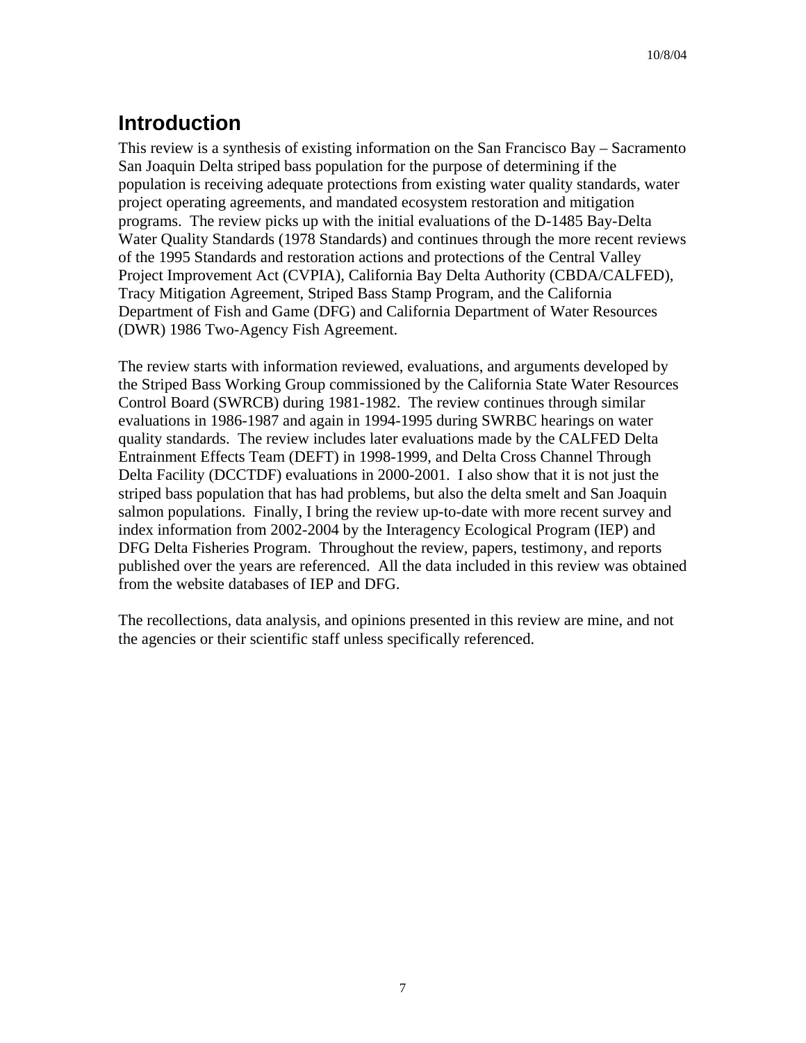## Introduction

This review is a synthesis of existing information on the San Francisco Bay – Sacramento San Joaquin Delta striped bass population for the purpose of determining if the population is receiving adequate protections from existing water quality standards, water project operating agreements, and mandated ecosystem restoration and mitigation programs. The review picks up with the initial evaluations of the D-1485 Bay-Delta Water Quality Standards (1978 Standards) and continues through the more recent reviews of the 1995 Standards and restoration actions and protections of the Central Valley Project Improvement Act (CVPIA), California Bay Delta Authority (CBDA/CALFED), Tracy Mitigation Agreement, Striped Bass Stamp Program, and the California Department of Fish and Game (DFG) and California Department of Water Resources (DWR) 1986 Two-Agency Fish Agreement.

The review starts with information reviewed, evaluations, and arguments developed by the Striped Bass Working Group commissioned by the California State Water Resources Control Board (SWRCB) during 1981-1982. The review continues through similar evaluations in 1986-1987 and again in 1994-1995 during SWRBC hearings on water quality standards. The review includes later evaluations made by the CALFED Delta Entrainment Effects Team (DEFT) in 1998-1999, and Delta Cross Channel Through Delta Facility (DCCTDF) evaluations in 2000-2001. I also show that it is not just the striped bass population that has had problems, but also the delta smelt and San Joaquin salmon populations. Finally, I bring the review up-to-date with more recent survey and index information from 2002-2004 by the Interagency Ecological Program (IEP) and DFG Delta Fisheries Program. Throughout the review, papers, testimony, and reports published over the years are referenced. All the data included in this review was obtained from the website databases of IEP and DFG.

The recollections, data analysis, and opinions presented in this review are mine, and not the agencies or their scientific staff unless specifically referenced.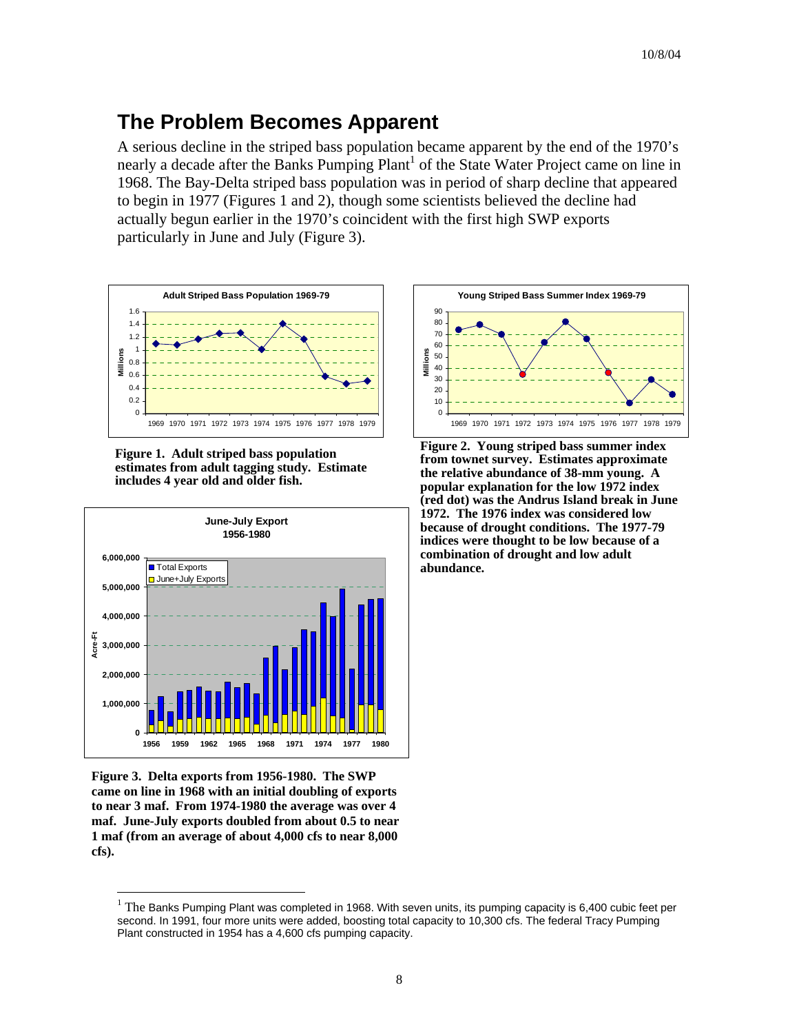## The Problem Becomes Apparent

A serious decline in the striped bass population became apparent by the end of the 1970's nearly a decade after the Banks Pumping Plant[1] of the State Water Project came on line in 1968. The Bay-Delta striped bass population was in period of sharp decline that appeared to begin in 1977 (Figures 1 and 2), though some scientists believed the decline had actually begun earlier in the 1970's coincident with the first high SWP exports particularly in June and July (Figure 3).

**Figure 1. Adult striped bass population estimates from adult tagging study. Estimate includes 4 year old and older fish.**

**Figure 2. Young striped bass summer index from townet survey. Estimates approximate the relative abundance of 38-mm young. A popular explanation for the low 1972 index (red dot) was the Andrus Island break in June 1972. The 1976 index was considered low because of drought conditions. The 1977-79 indices were thought to be low because of a combination of drought and low adult abundance.**

**Figure 3. Delta exports from 1956-1980. The SWP came on line in 1968 with an initial doubling of exports to near 3 maf. From 1974-1980 the average was over 4 maf. June-July exports doubled from about 0.5 to near 1 maf (from an average of about 4,000 cfs to near 8,000 cfs).**

---

[1] The Banks Pumping Plant was completed in 1968. With seven units, its pumping capacity is 6,400 cubic feet per second. In 1991, four more units were added, boosting total capacity to 10,300 cfs. The federal Tracy Pumping Plant constructed in 1954 has a 4,600 cfs pumping capacity.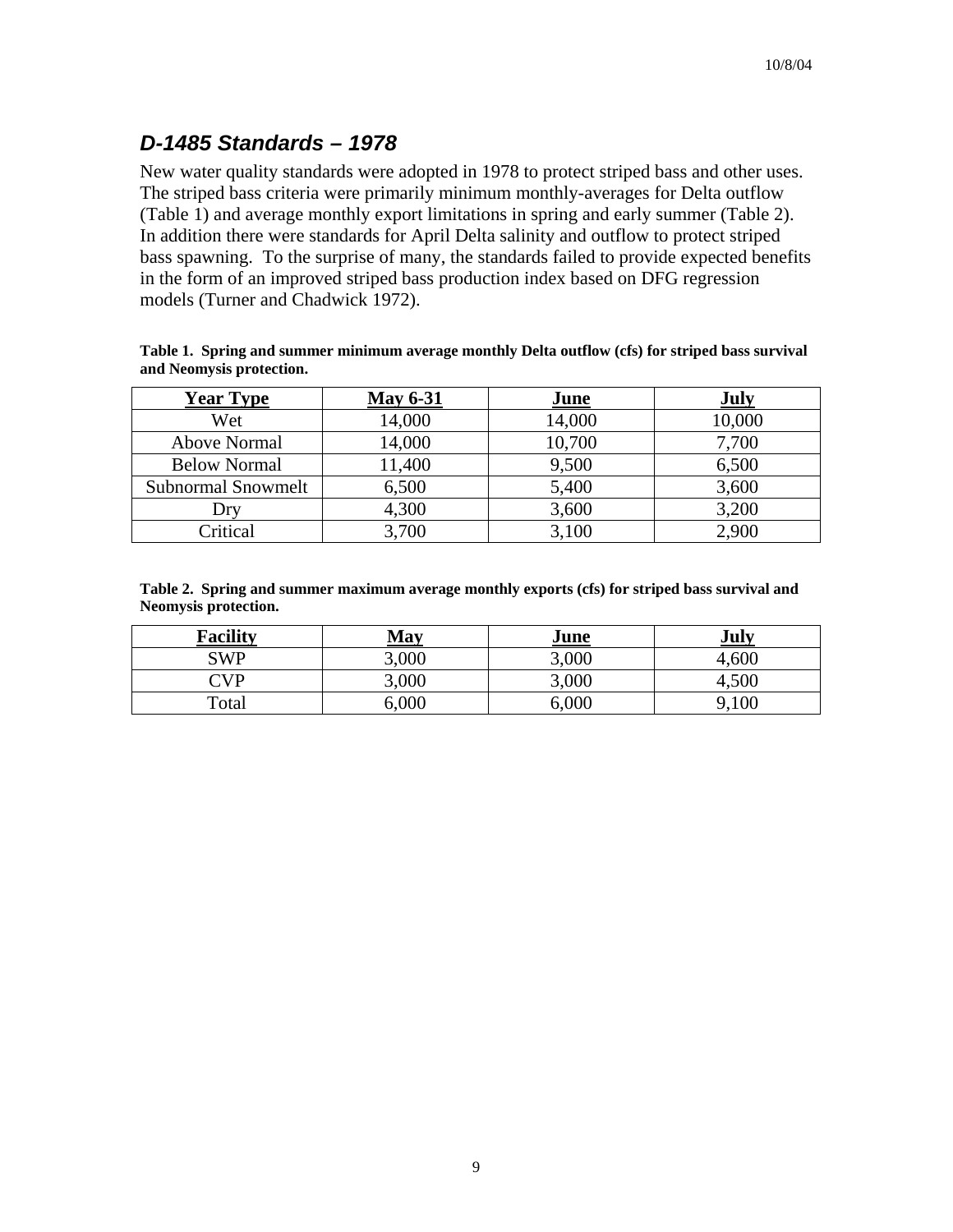## *D-1485 Standards – 1978*

New water quality standards were adopted in 1978 to protect striped bass and other uses. The striped bass criteria were primarily minimum monthly-averages for Delta outflow (Table 1) and average monthly export limitations in spring and early summer (Table 2). In addition there were standards for April Delta salinity and outflow to protect striped bass spawning. To the surprise of many, the standards failed to provide expected benefits in the form of an improved striped bass production index based on DFG regression models (Turner and Chadwick 1972).

**Table 1. Spring and summer minimum average monthly Delta outflow (cfs) for striped bass survival and Neomysis protection.**

| Year Type | May 6-31 | June | July |
|---|---|---|---|
| Wet | 14,000 | 14,000 | 10,000 |
| Above Normal | 14,000 | 10,700 | 7,700 |
| Below Normal | 11,400 | 9,500 | 6,500 |
| Subnormal Snowmelt | 6,500 | 5,400 | 3,600 |
| Dry | 4,300 | 3,600 | 3,200 |
| Critical | 3,700 | 3,100 | 2,900 |

**Table 2. Spring and summer maximum average monthly exports (cfs) for striped bass survival and Neomysis protection.**

| Facility | May | June | July |
|---|---|---|---|
| SWP | 3,000 | 3,000 | 4,600 |
| CVP | 3,000 | 3,000 | 4,500 |
| Total | 6,000 | 6,000 | 9,100 |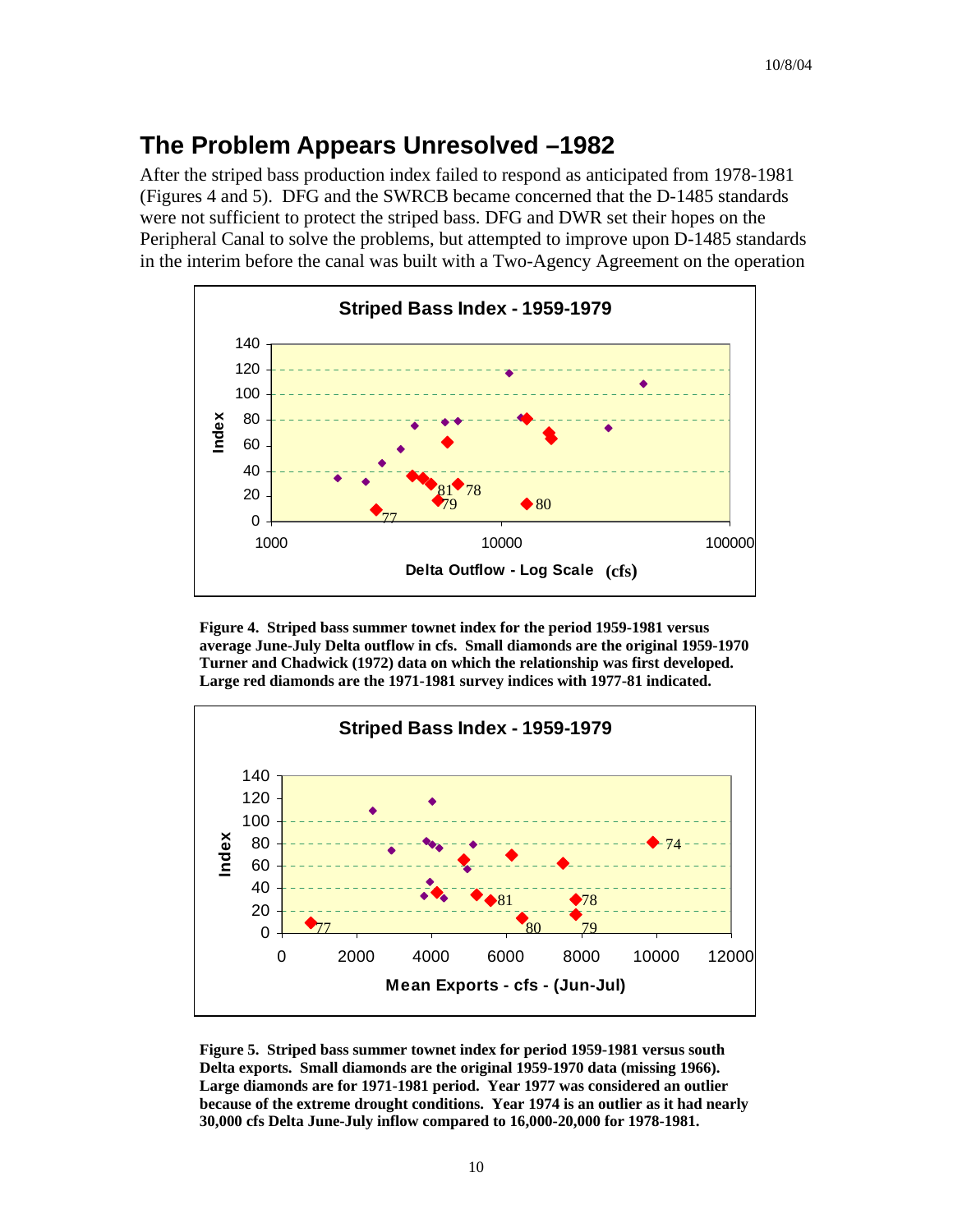## The Problem Appears Unresolved –1982

After the striped bass production index failed to respond as anticipated from 1978-1981 (Figures 4 and 5). DFG and the SWRCB became concerned that the D-1485 standards were not sufficient to protect the striped bass. DFG and DWR set their hopes on the Peripheral Canal to solve the problems, but attempted to improve upon D-1485 standards in the interim before the canal was built with a Two-Agency Agreement on the operation

**Figure 4. Striped bass summer townet index for the period 1959-1981 versus average June-July Delta outflow in cfs. Small diamonds are the original 1959-1970 Turner and Chadwick (1972) data on which the relationship was first developed. Large red diamonds are the 1971-1981 survey indices with 1977-81 indicated.**

**Figure 5. Striped bass summer townet index for period 1959-1981 versus south Delta exports. Small diamonds are the original 1959-1970 data (missing 1966). Large diamonds are for 1971-1981 period. Year 1977 was considered an outlier because of the extreme drought conditions. Year 1974 is an outlier as it had nearly 30,000 cfs Delta June-July inflow compared to 16,000-20,000 for 1978-1981.**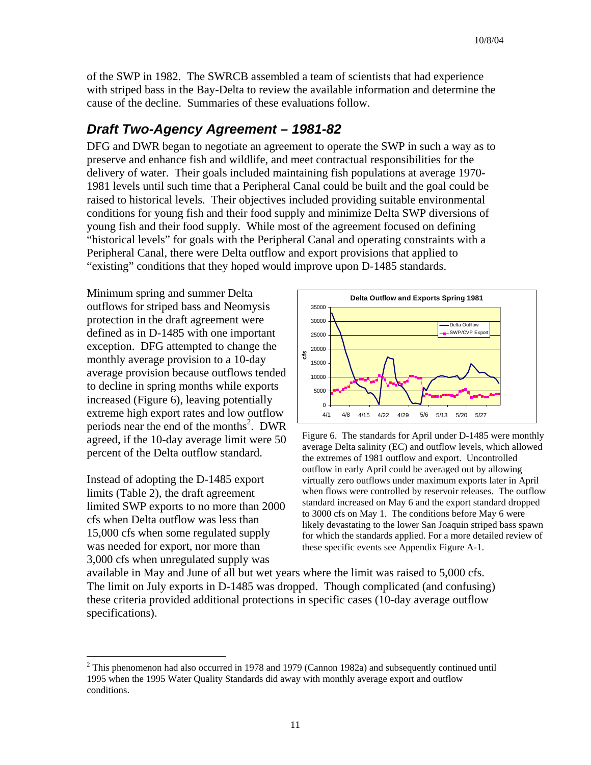of the SWP in 1982. The SWRCB assembled a team of scientists that had experience with striped bass in the Bay-Delta to review the available information and determine the cause of the decline. Summaries of these evaluations follow.

## *Draft Two-Agency Agreement – 1981-82*

DFG and DWR began to negotiate an agreement to operate the SWP in such a way as to preserve and enhance fish and wildlife, and meet contractual responsibilities for the delivery of water. Their goals included maintaining fish populations at average 1970-1981 levels until such time that a Peripheral Canal could be built and the goal could be raised to historical levels. Their objectives included providing suitable environmental conditions for young fish and their food supply and minimize Delta SWP diversions of young fish and their food supply. While most of the agreement focused on defining "historical levels" for goals with the Peripheral Canal and operating constraints with a Peripheral Canal, there were Delta outflow and export provisions that applied to "existing" conditions that they hoped would improve upon D-1485 standards.

Minimum spring and summer Delta outflows for striped bass and Neomysis protection in the draft agreement were defined as in D-1485 with one important exception. DFG attempted to change the monthly average provision to a 10-day average provision because outflows tended to decline in spring months while exports increased (Figure 6), leaving potentially extreme high export rates and low outflow periods near the end of the months[2]. DWR agreed, if the 10-day average limit were 50 percent of the Delta outflow standard.

Figure 6. The standards for April under D-1485 were monthly average Delta salinity (EC) and outflow levels, which allowed the extremes of 1981 outflow and export. Uncontrolled outflow in early April could be averaged out by allowing virtually zero outflows under maximum exports later in April when flows were controlled by reservoir releases. The outflow standard increased on May 6 and the export standard dropped to 3000 cfs on May 1. The conditions before May 6 were likely devastating to the lower San Joaquin striped bass spawn for which the standards applied. For a more detailed review of these specific events see Appendix Figure A-1.

Instead of adopting the D-1485 export limits (Table 2), the draft agreement limited SWP exports to no more than 2000 cfs when Delta outflow was less than 15,000 cfs when some regulated supply was needed for export, nor more than 3,000 cfs when unregulated supply was available in May and June of all but wet years where the limit was raised to 5,000 cfs. The limit on July exports in D-1485 was dropped. Though complicated (and confusing) these criteria provided additional protections in specific cases (10-day average outflow specifications).

[2] This phenomenon had also occurred in 1978 and 1979 (Cannon 1982a) and subsequently continued until 1995 when the 1995 Water Quality Standards did away with monthly average export and outflow conditions.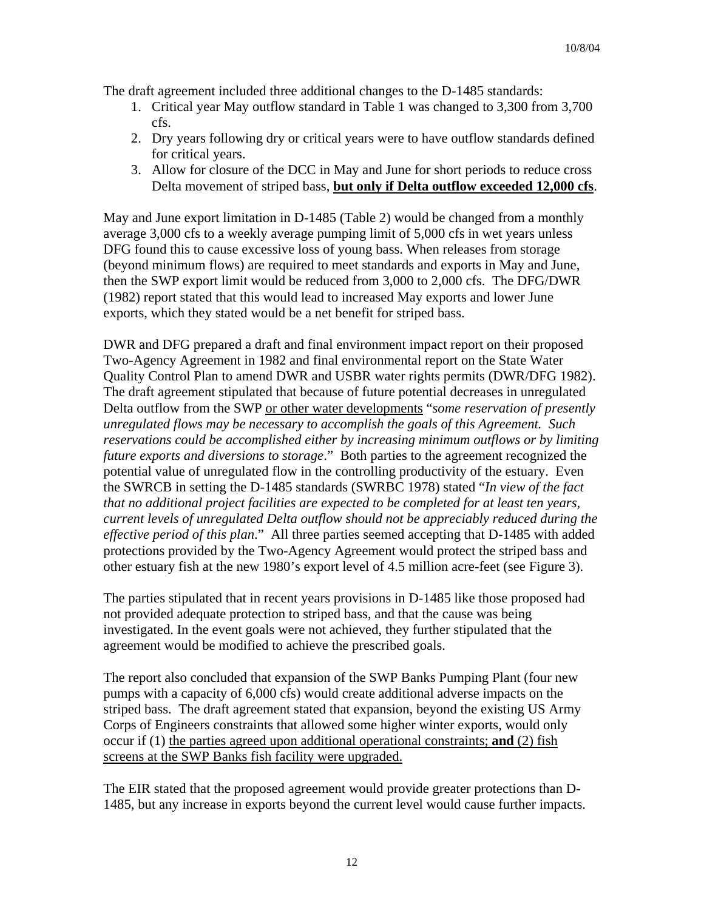The draft agreement included three additional changes to the D-1485 standards:

1. Critical year May outflow standard in Table 1 was changed to 3,300 from 3,700 cfs.
2. Dry years following dry or critical years were to have outflow standards defined for critical years.
3. Allow for closure of the DCC in May and June for short periods to reduce cross Delta movement of striped bass, **<u>but only if Delta outflow exceeded 12,000 cfs</u>**.

May and June export limitation in D-1485 (Table 2) would be changed from a monthly average 3,000 cfs to a weekly average pumping limit of 5,000 cfs in wet years unless DFG found this to cause excessive loss of young bass. When releases from storage (beyond minimum flows) are required to meet standards and exports in May and June, then the SWP export limit would be reduced from 3,000 to 2,000 cfs. The DFG/DWR (1982) report stated that this would lead to increased May exports and lower June exports, which they stated would be a net benefit for striped bass.

DWR and DFG prepared a draft and final environment impact report on their proposed Two-Agency Agreement in 1982 and final environmental report on the State Water Quality Control Plan to amend DWR and USBR water rights permits (DWR/DFG 1982). The draft agreement stipulated that because of future potential decreases in unregulated Delta outflow from the SWP <u>or other water developments</u> "*some reservation of presently unregulated flows may be necessary to accomplish the goals of this Agreement. Such reservations could be accomplished either by increasing minimum outflows or by limiting future exports and diversions to storage*." Both parties to the agreement recognized the potential value of unregulated flow in the controlling productivity of the estuary. Even the SWRCB in setting the D-1485 standards (SWRBC 1978) stated "*In view of the fact that no additional project facilities are expected to be completed for at least ten years, current levels of unregulated Delta outflow should not be appreciably reduced during the effective period of this plan.*" All three parties seemed accepting that D-1485 with added protections provided by the Two-Agency Agreement would protect the striped bass and other estuary fish at the new 1980's export level of 4.5 million acre-feet (see Figure 3).

The parties stipulated that in recent years provisions in D-1485 like those proposed had not provided adequate protection to striped bass, and that the cause was being investigated. In the event goals were not achieved, they further stipulated that the agreement would be modified to achieve the prescribed goals.

The report also concluded that expansion of the SWP Banks Pumping Plant (four new pumps with a capacity of 6,000 cfs) would create additional adverse impacts on the striped bass. The draft agreement stated that expansion, beyond the existing US Army Corps of Engineers constraints that allowed some higher winter exports, would only occur if (1) <u>the parties agreed upon additional operational constraints;</u> **<u>and</u>** <u>(2) fish screens at the SWP Banks fish facility were upgraded.</u>

The EIR stated that the proposed agreement would provide greater protections than D-1485, but any increase in exports beyond the current level would cause further impacts.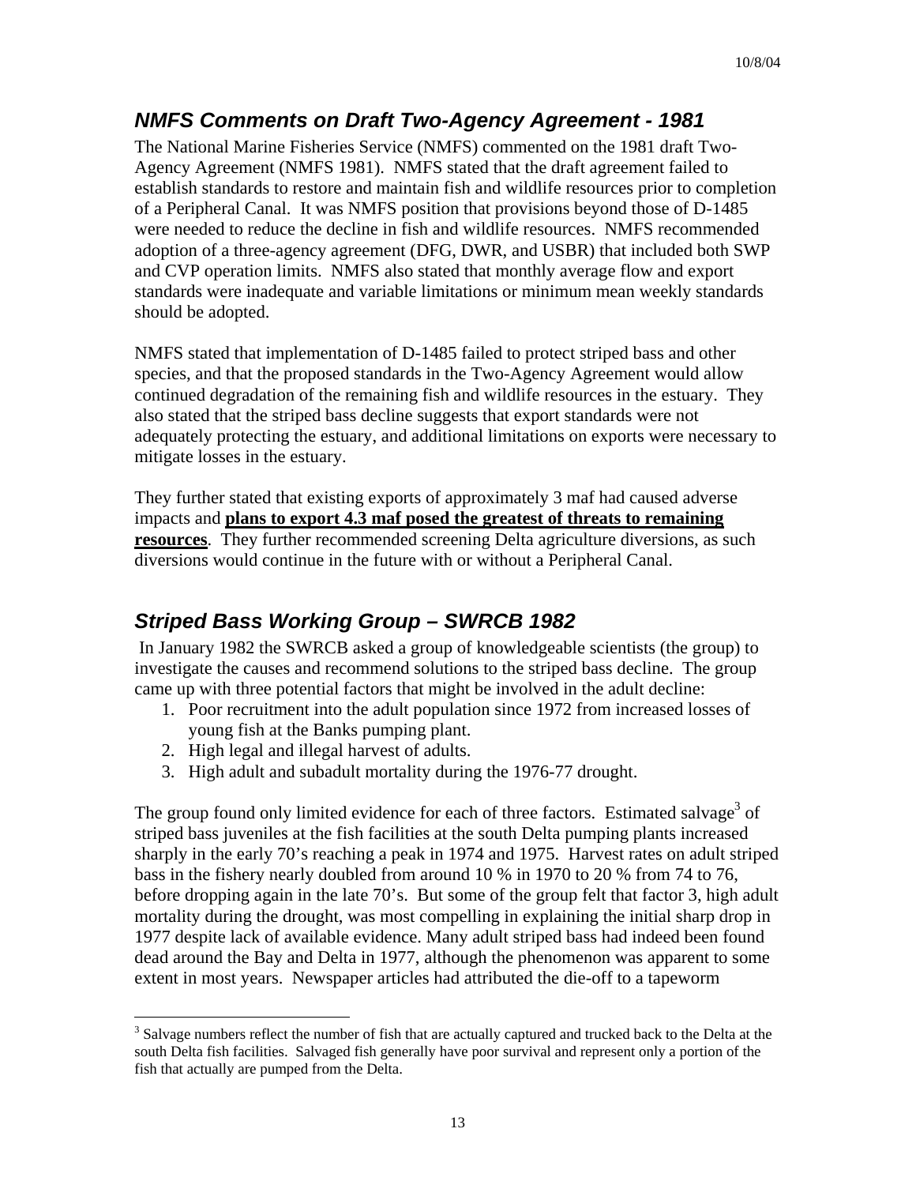## *NMFS Comments on Draft Two-Agency Agreement - 1981*

The National Marine Fisheries Service (NMFS) commented on the 1981 draft Two-Agency Agreement (NMFS 1981). NMFS stated that the draft agreement failed to establish standards to restore and maintain fish and wildlife resources prior to completion of a Peripheral Canal. It was NMFS position that provisions beyond those of D-1485 were needed to reduce the decline in fish and wildlife resources. NMFS recommended adoption of a three-agency agreement (DFG, DWR, and USBR) that included both SWP and CVP operation limits. NMFS also stated that monthly average flow and export standards were inadequate and variable limitations or minimum mean weekly standards should be adopted.

NMFS stated that implementation of D-1485 failed to protect striped bass and other species, and that the proposed standards in the Two-Agency Agreement would allow continued degradation of the remaining fish and wildlife resources in the estuary. They also stated that the striped bass decline suggests that export standards were not adequately protecting the estuary, and additional limitations on exports were necessary to mitigate losses in the estuary.

They further stated that existing exports of approximately 3 maf had caused adverse impacts and <u>**plans to export 4.3 maf posed the greatest of threats to remaining resources**</u>. They further recommended screening Delta agriculture diversions, as such diversions would continue in the future with or without a Peripheral Canal.

## *Striped Bass Working Group – SWRCB 1982*

In January 1982 the SWRCB asked a group of knowledgeable scientists (the group) to investigate the causes and recommend solutions to the striped bass decline. The group came up with three potential factors that might be involved in the adult decline:

1. Poor recruitment into the adult population since 1972 from increased losses of young fish at the Banks pumping plant.
2. High legal and illegal harvest of adults.
3. High adult and subadult mortality during the 1976-77 drought.

The group found only limited evidence for each of three factors. Estimated salvage[3] of striped bass juveniles at the fish facilities at the south Delta pumping plants increased sharply in the early 70's reaching a peak in 1974 and 1975. Harvest rates on adult striped bass in the fishery nearly doubled from around 10 % in 1970 to 20 % from 74 to 76, before dropping again in the late 70's. But some of the group felt that factor 3, high adult mortality during the drought, was most compelling in explaining the initial sharp drop in 1977 despite lack of available evidence. Many adult striped bass had indeed been found dead around the Bay and Delta in 1977, although the phenomenon was apparent to some extent in most years. Newspaper articles had attributed the die-off to a tapeworm

---

[3] Salvage numbers reflect the number of fish that are actually captured and trucked back to the Delta at the south Delta fish facilities. Salvaged fish generally have poor survival and represent only a portion of the fish that actually are pumped from the Delta.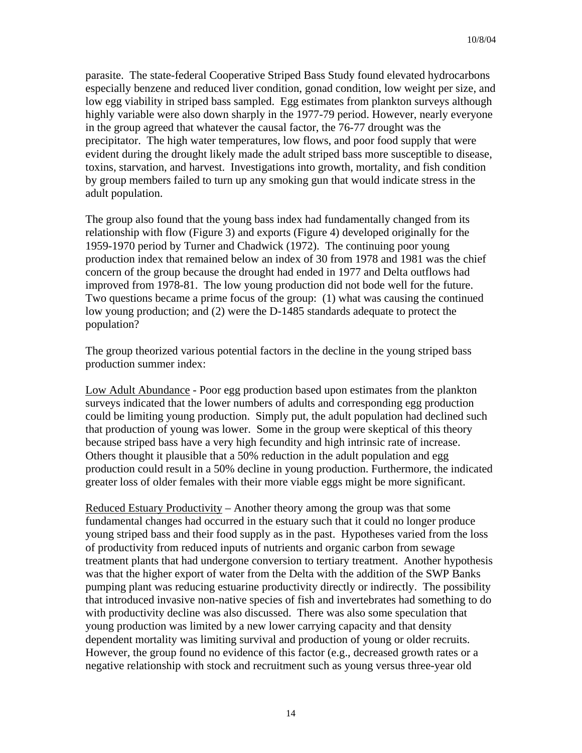parasite. The state-federal Cooperative Striped Bass Study found elevated hydrocarbons especially benzene and reduced liver condition, gonad condition, low weight per size, and low egg viability in striped bass sampled. Egg estimates from plankton surveys although highly variable were also down sharply in the 1977-79 period. However, nearly everyone in the group agreed that whatever the causal factor, the 76-77 drought was the precipitator. The high water temperatures, low flows, and poor food supply that were evident during the drought likely made the adult striped bass more susceptible to disease, toxins, starvation, and harvest. Investigations into growth, mortality, and fish condition by group members failed to turn up any smoking gun that would indicate stress in the adult population.

The group also found that the young bass index had fundamentally changed from its relationship with flow (Figure 3) and exports (Figure 4) developed originally for the 1959-1970 period by Turner and Chadwick (1972). The continuing poor young production index that remained below an index of 30 from 1978 and 1981 was the chief concern of the group because the drought had ended in 1977 and Delta outflows had improved from 1978-81. The low young production did not bode well for the future. Two questions became a prime focus of the group: (1) what was causing the continued low young production; and (2) were the D-1485 standards adequate to protect the population?

The group theorized various potential factors in the decline in the young striped bass production summer index:

Low Adult Abundance - Poor egg production based upon estimates from the plankton surveys indicated that the lower numbers of adults and corresponding egg production could be limiting young production. Simply put, the adult population had declined such that production of young was lower. Some in the group were skeptical of this theory because striped bass have a very high fecundity and high intrinsic rate of increase. Others thought it plausible that a 50% reduction in the adult population and egg production could result in a 50% decline in young production. Furthermore, the indicated greater loss of older females with their more viable eggs might be more significant.

Reduced Estuary Productivity – Another theory among the group was that some fundamental changes had occurred in the estuary such that it could no longer produce young striped bass and their food supply as in the past. Hypotheses varied from the loss of productivity from reduced inputs of nutrients and organic carbon from sewage treatment plants that had undergone conversion to tertiary treatment. Another hypothesis was that the higher export of water from the Delta with the addition of the SWP Banks pumping plant was reducing estuarine productivity directly or indirectly. The possibility that introduced invasive non-native species of fish and invertebrates had something to do with productivity decline was also discussed. There was also some speculation that young production was limited by a new lower carrying capacity and that density dependent mortality was limiting survival and production of young or older recruits. However, the group found no evidence of this factor (e.g., decreased growth rates or a negative relationship with stock and recruitment such as young versus three-year old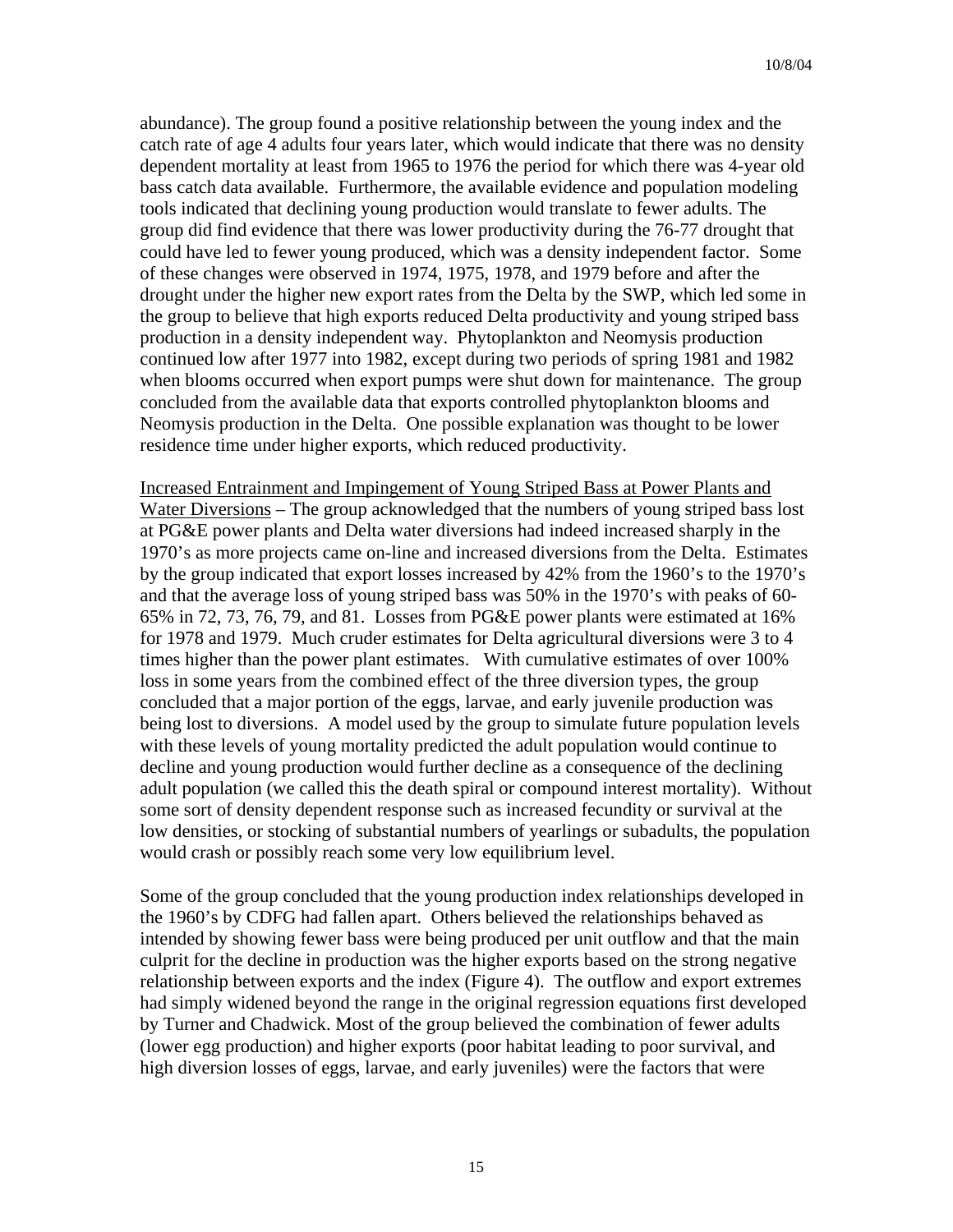abundance). The group found a positive relationship between the young index and the catch rate of age 4 adults four years later, which would indicate that there was no density dependent mortality at least from 1965 to 1976 the period for which there was 4-year old bass catch data available. Furthermore, the available evidence and population modeling tools indicated that declining young production would translate to fewer adults. The group did find evidence that there was lower productivity during the 76-77 drought that could have led to fewer young produced, which was a density independent factor. Some of these changes were observed in 1974, 1975, 1978, and 1979 before and after the drought under the higher new export rates from the Delta by the SWP, which led some in the group to believe that high exports reduced Delta productivity and young striped bass production in a density independent way. Phytoplankton and Neomysis production continued low after 1977 into 1982, except during two periods of spring 1981 and 1982 when blooms occurred when export pumps were shut down for maintenance. The group concluded from the available data that exports controlled phytoplankton blooms and Neomysis production in the Delta. One possible explanation was thought to be lower residence time under higher exports, which reduced productivity.

<u>Increased Entrainment and Impingement of Young Striped Bass at Power Plants and Water Diversions</u> – The group acknowledged that the numbers of young striped bass lost at PG&E power plants and Delta water diversions had indeed increased sharply in the 1970's as more projects came on-line and increased diversions from the Delta. Estimates by the group indicated that export losses increased by 42% from the 1960's to the 1970's and that the average loss of young striped bass was 50% in the 1970's with peaks of 60-65% in 72, 73, 76, 79, and 81. Losses from PG&E power plants were estimated at 16% for 1978 and 1979. Much cruder estimates for Delta agricultural diversions were 3 to 4 times higher than the power plant estimates. With cumulative estimates of over 100% loss in some years from the combined effect of the three diversion types, the group concluded that a major portion of the eggs, larvae, and early juvenile production was being lost to diversions. A model used by the group to simulate future population levels with these levels of young mortality predicted the adult population would continue to decline and young production would further decline as a consequence of the declining adult population (we called this the death spiral or compound interest mortality). Without some sort of density dependent response such as increased fecundity or survival at the low densities, or stocking of substantial numbers of yearlings or subadults, the population would crash or possibly reach some very low equilibrium level.

Some of the group concluded that the young production index relationships developed in the 1960's by CDFG had fallen apart. Others believed the relationships behaved as intended by showing fewer bass were being produced per unit outflow and that the main culprit for the decline in production was the higher exports based on the strong negative relationship between exports and the index (Figure 4). The outflow and export extremes had simply widened beyond the range in the original regression equations first developed by Turner and Chadwick. Most of the group believed the combination of fewer adults (lower egg production) and higher exports (poor habitat leading to poor survival, and high diversion losses of eggs, larvae, and early juveniles) were the factors that were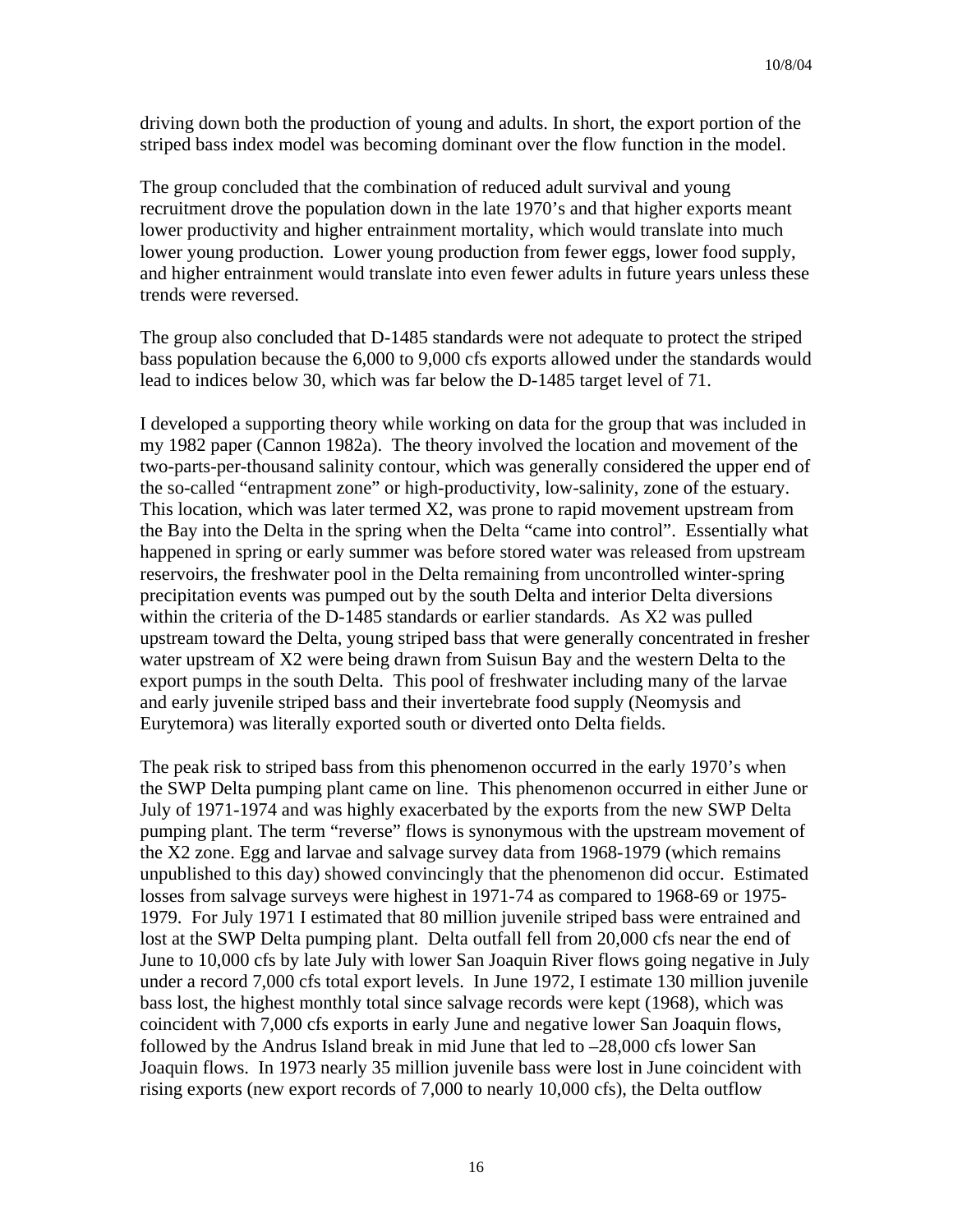driving down both the production of young and adults. In short, the export portion of the striped bass index model was becoming dominant over the flow function in the model.

The group concluded that the combination of reduced adult survival and young recruitment drove the population down in the late 1970's and that higher exports meant lower productivity and higher entrainment mortality, which would translate into much lower young production. Lower young production from fewer eggs, lower food supply, and higher entrainment would translate into even fewer adults in future years unless these trends were reversed.

The group also concluded that D-1485 standards were not adequate to protect the striped bass population because the 6,000 to 9,000 cfs exports allowed under the standards would lead to indices below 30, which was far below the D-1485 target level of 71.

I developed a supporting theory while working on data for the group that was included in my 1982 paper (Cannon 1982a). The theory involved the location and movement of the two-parts-per-thousand salinity contour, which was generally considered the upper end of the so-called "entrapment zone" or high-productivity, low-salinity, zone of the estuary. This location, which was later termed X2, was prone to rapid movement upstream from the Bay into the Delta in the spring when the Delta "came into control". Essentially what happened in spring or early summer was before stored water was released from upstream reservoirs, the freshwater pool in the Delta remaining from uncontrolled winter-spring precipitation events was pumped out by the south Delta and interior Delta diversions within the criteria of the D-1485 standards or earlier standards. As X2 was pulled upstream toward the Delta, young striped bass that were generally concentrated in fresher water upstream of X2 were being drawn from Suisun Bay and the western Delta to the export pumps in the south Delta. This pool of freshwater including many of the larvae and early juvenile striped bass and their invertebrate food supply (Neomysis and Eurytemora) was literally exported south or diverted onto Delta fields.

The peak risk to striped bass from this phenomenon occurred in the early 1970's when the SWP Delta pumping plant came on line. This phenomenon occurred in either June or July of 1971-1974 and was highly exacerbated by the exports from the new SWP Delta pumping plant. The term "reverse" flows is synonymous with the upstream movement of the X2 zone. Egg and larvae and salvage survey data from 1968-1979 (which remains unpublished to this day) showed convincingly that the phenomenon did occur. Estimated losses from salvage surveys were highest in 1971-74 as compared to 1968-69 or 1975-1979. For July 1971 I estimated that 80 million juvenile striped bass were entrained and lost at the SWP Delta pumping plant. Delta outfall fell from 20,000 cfs near the end of June to 10,000 cfs by late July with lower San Joaquin River flows going negative in July under a record 7,000 cfs total export levels. In June 1972, I estimate 130 million juvenile bass lost, the highest monthly total since salvage records were kept (1968), which was coincident with 7,000 cfs exports in early June and negative lower San Joaquin flows, followed by the Andrus Island break in mid June that led to –28,000 cfs lower San Joaquin flows. In 1973 nearly 35 million juvenile bass were lost in June coincident with rising exports (new export records of 7,000 to nearly 10,000 cfs), the Delta outflow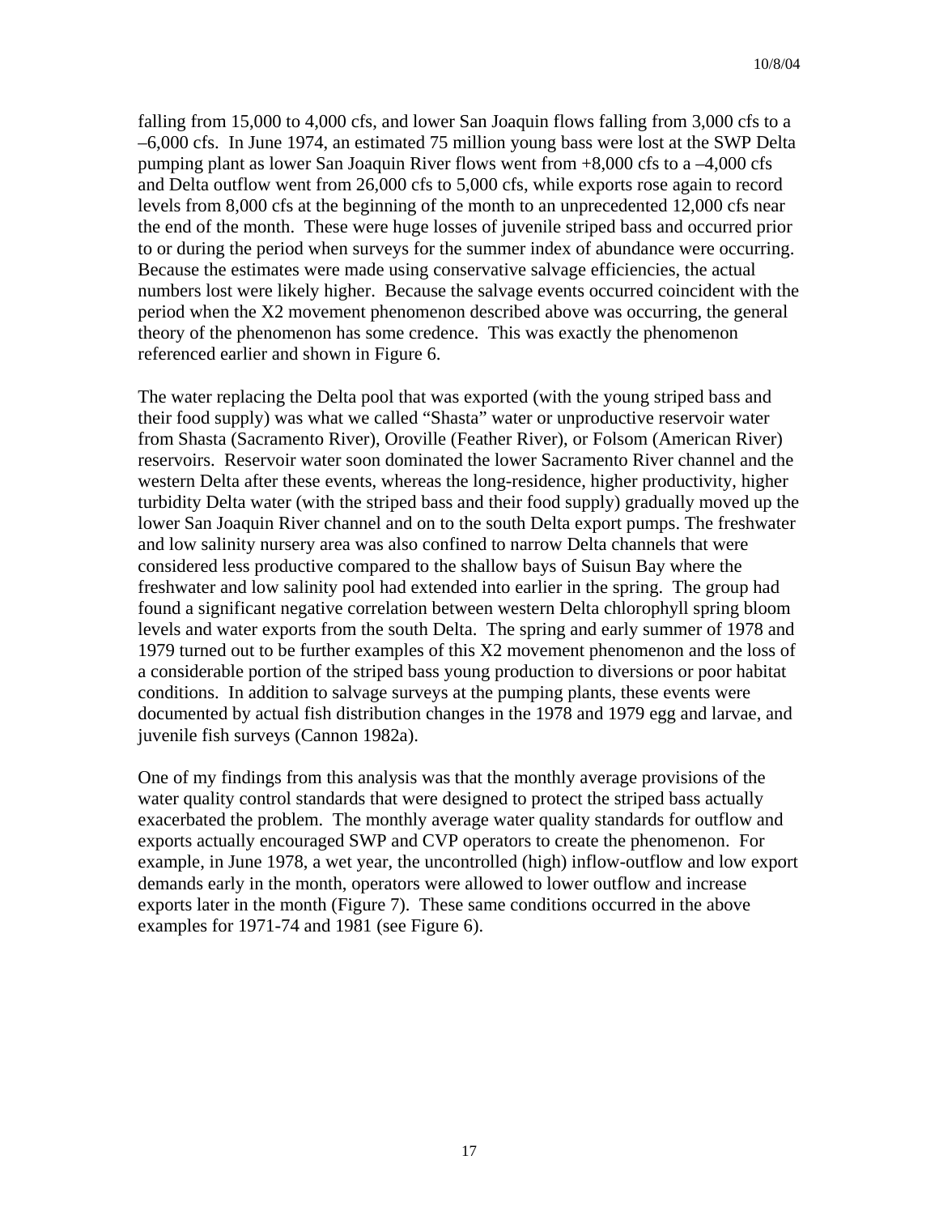falling from 15,000 to 4,000 cfs, and lower San Joaquin flows falling from 3,000 cfs to a –6,000 cfs. In June 1974, an estimated 75 million young bass were lost at the SWP Delta pumping plant as lower San Joaquin River flows went from +8,000 cfs to a –4,000 cfs and Delta outflow went from 26,000 cfs to 5,000 cfs, while exports rose again to record levels from 8,000 cfs at the beginning of the month to an unprecedented 12,000 cfs near the end of the month. These were huge losses of juvenile striped bass and occurred prior to or during the period when surveys for the summer index of abundance were occurring. Because the estimates were made using conservative salvage efficiencies, the actual numbers lost were likely higher. Because the salvage events occurred coincident with the period when the X2 movement phenomenon described above was occurring, the general theory of the phenomenon has some credence. This was exactly the phenomenon referenced earlier and shown in Figure 6.

The water replacing the Delta pool that was exported (with the young striped bass and their food supply) was what we called "Shasta" water or unproductive reservoir water from Shasta (Sacramento River), Oroville (Feather River), or Folsom (American River) reservoirs. Reservoir water soon dominated the lower Sacramento River channel and the western Delta after these events, whereas the long-residence, higher productivity, higher turbidity Delta water (with the striped bass and their food supply) gradually moved up the lower San Joaquin River channel and on to the south Delta export pumps. The freshwater and low salinity nursery area was also confined to narrow Delta channels that were considered less productive compared to the shallow bays of Suisun Bay where the freshwater and low salinity pool had extended into earlier in the spring. The group had found a significant negative correlation between western Delta chlorophyll spring bloom levels and water exports from the south Delta. The spring and early summer of 1978 and 1979 turned out to be further examples of this X2 movement phenomenon and the loss of a considerable portion of the striped bass young production to diversions or poor habitat conditions. In addition to salvage surveys at the pumping plants, these events were documented by actual fish distribution changes in the 1978 and 1979 egg and larvae, and juvenile fish surveys (Cannon 1982a).

One of my findings from this analysis was that the monthly average provisions of the water quality control standards that were designed to protect the striped bass actually exacerbated the problem. The monthly average water quality standards for outflow and exports actually encouraged SWP and CVP operators to create the phenomenon. For example, in June 1978, a wet year, the uncontrolled (high) inflow-outflow and low export demands early in the month, operators were allowed to lower outflow and increase exports later in the month (Figure 7). These same conditions occurred in the above examples for 1971-74 and 1981 (see Figure 6).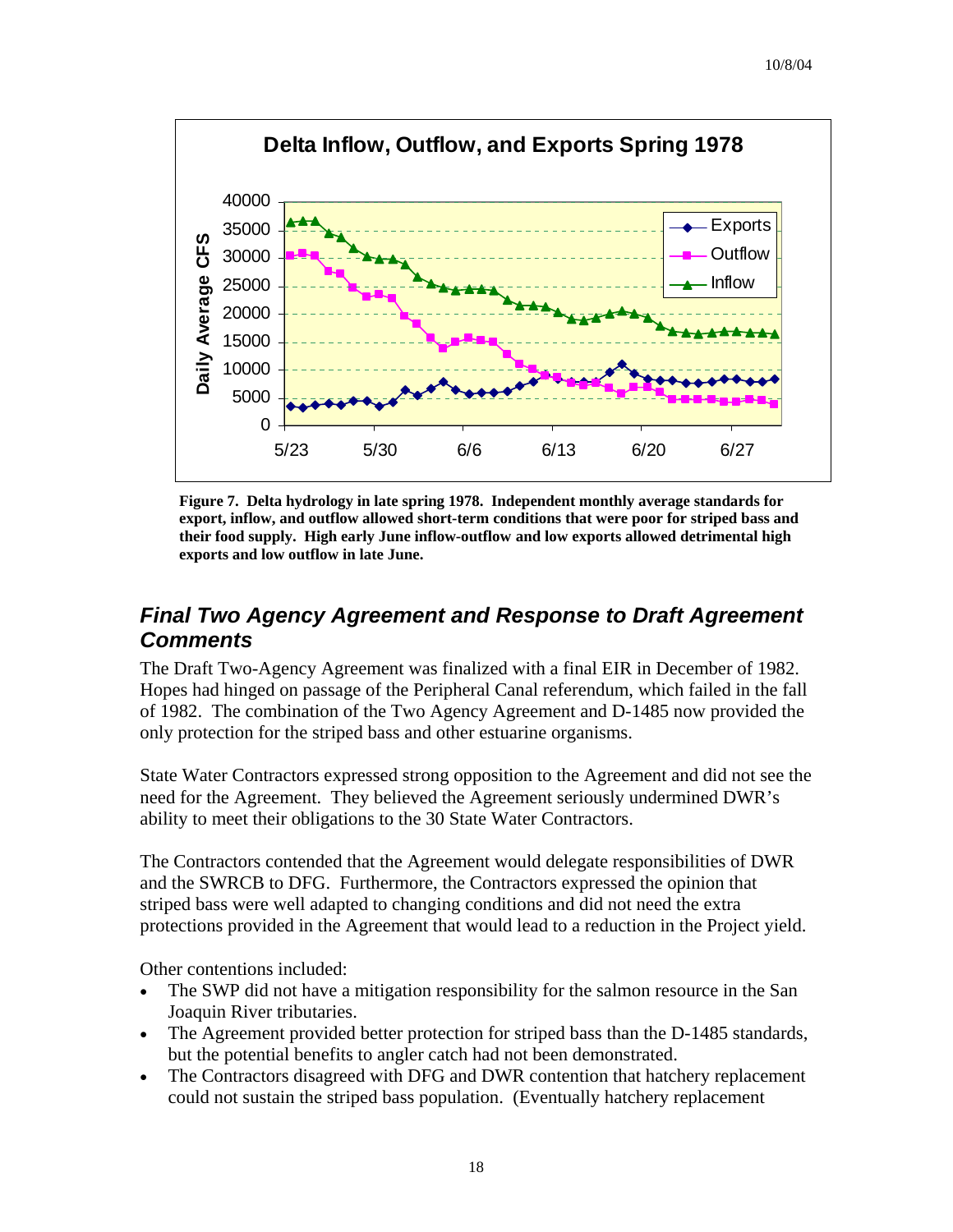**Figure 7. Delta hydrology in late spring 1978. Independent monthly average standards for export, inflow, and outflow allowed short-term conditions that were poor for striped bass and their food supply. High early June inflow-outflow and low exports allowed detrimental high exports and low outflow in late June.**

## *Final Two Agency Agreement and Response to Draft Agreement Comments*

The Draft Two-Agency Agreement was finalized with a final EIR in December of 1982. Hopes had hinged on passage of the Peripheral Canal referendum, which failed in the fall of 1982. The combination of the Two Agency Agreement and D-1485 now provided the only protection for the striped bass and other estuarine organisms.

State Water Contractors expressed strong opposition to the Agreement and did not see the need for the Agreement. They believed the Agreement seriously undermined DWR's ability to meet their obligations to the 30 State Water Contractors.

The Contractors contended that the Agreement would delegate responsibilities of DWR and the SWRCB to DFG. Furthermore, the Contractors expressed the opinion that striped bass were well adapted to changing conditions and did not need the extra protections provided in the Agreement that would lead to a reduction in the Project yield.

Other contentions included:

- The SWP did not have a mitigation responsibility for the salmon resource in the San Joaquin River tributaries.
- The Agreement provided better protection for striped bass than the D-1485 standards, but the potential benefits to angler catch had not been demonstrated.
- The Contractors disagreed with DFG and DWR contention that hatchery replacement could not sustain the striped bass population. (Eventually hatchery replacement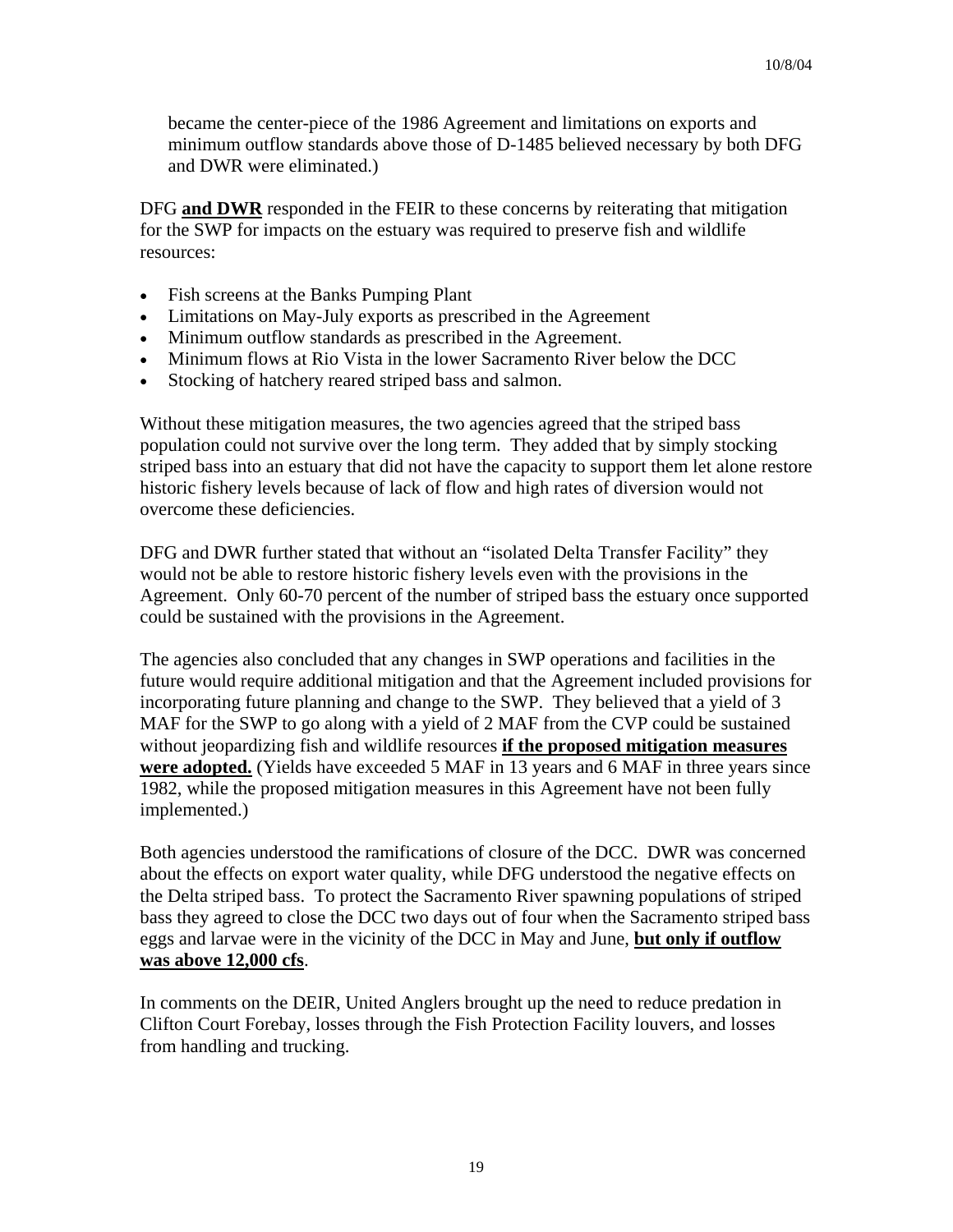became the center-piece of the 1986 Agreement and limitations on exports and minimum outflow standards above those of D-1485 believed necessary by both DFG and DWR were eliminated.)

DFG <u>**and DWR**</u> responded in the FEIR to these concerns by reiterating that mitigation for the SWP for impacts on the estuary was required to preserve fish and wildlife resources:

- Fish screens at the Banks Pumping Plant
- Limitations on May-July exports as prescribed in the Agreement
- Minimum outflow standards as prescribed in the Agreement.
- Minimum flows at Rio Vista in the lower Sacramento River below the DCC
- Stocking of hatchery reared striped bass and salmon.

Without these mitigation measures, the two agencies agreed that the striped bass population could not survive over the long term. They added that by simply stocking striped bass into an estuary that did not have the capacity to support them let alone restore historic fishery levels because of lack of flow and high rates of diversion would not overcome these deficiencies.

DFG and DWR further stated that without an "isolated Delta Transfer Facility" they would not be able to restore historic fishery levels even with the provisions in the Agreement. Only 60-70 percent of the number of striped bass the estuary once supported could be sustained with the provisions in the Agreement.

The agencies also concluded that any changes in SWP operations and facilities in the future would require additional mitigation and that the Agreement included provisions for incorporating future planning and change to the SWP. They believed that a yield of 3 MAF for the SWP to go along with a yield of 2 MAF from the CVP could be sustained without jeopardizing fish and wildlife resources <u>**if the proposed mitigation measures were adopted.**</u> (Yields have exceeded 5 MAF in 13 years and 6 MAF in three years since 1982, while the proposed mitigation measures in this Agreement have not been fully implemented.)

Both agencies understood the ramifications of closure of the DCC. DWR was concerned about the effects on export water quality, while DFG understood the negative effects on the Delta striped bass. To protect the Sacramento River spawning populations of striped bass they agreed to close the DCC two days out of four when the Sacramento striped bass eggs and larvae were in the vicinity of the DCC in May and June, <u>**but only if outflow was above 12,000 cfs**</u>.

In comments on the DEIR, United Anglers brought up the need to reduce predation in Clifton Court Forebay, losses through the Fish Protection Facility louvers, and losses from handling and trucking.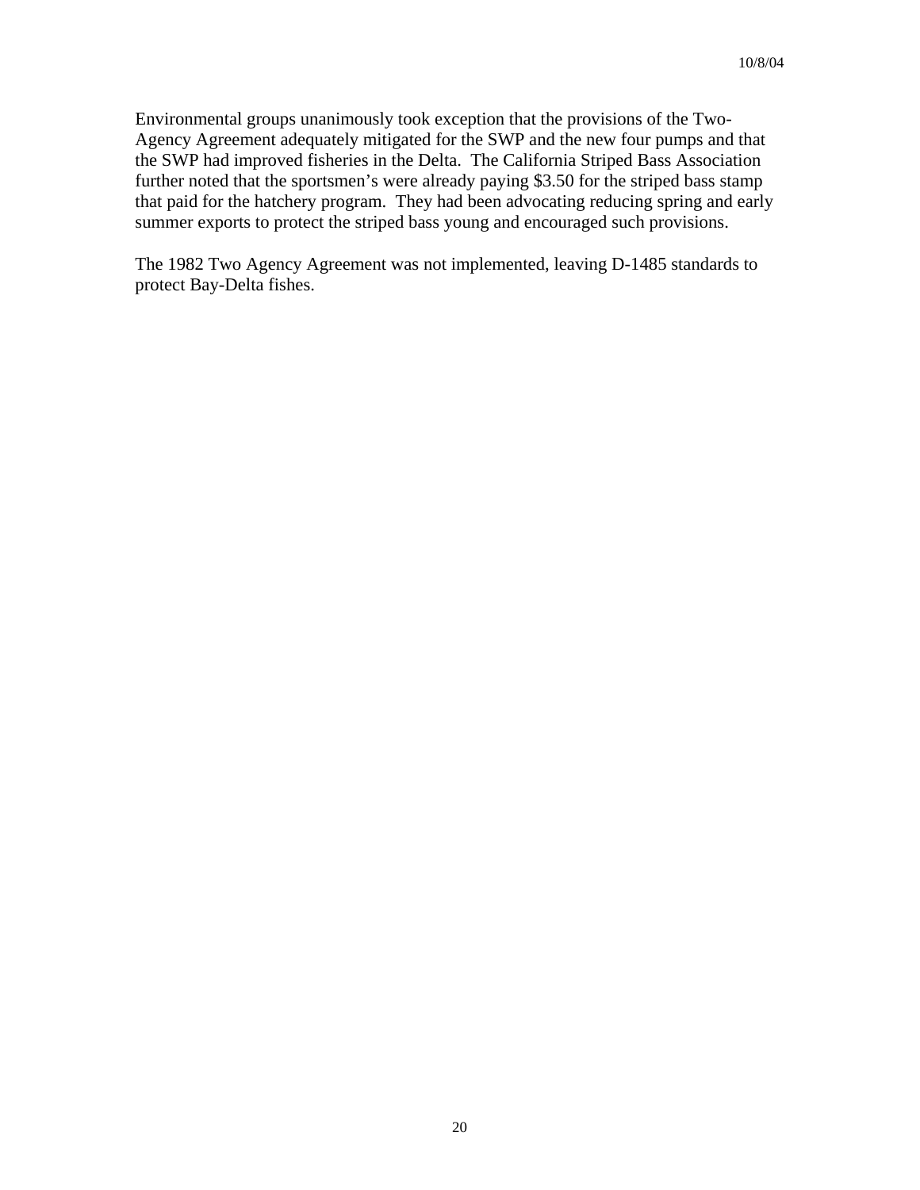Environmental groups unanimously took exception that the provisions of the Two-Agency Agreement adequately mitigated for the SWP and the new four pumps and that the SWP had improved fisheries in the Delta. The California Striped Bass Association further noted that the sportsmen's were already paying $3.50 for the striped bass stamp that paid for the hatchery program. They had been advocating reducing spring and early summer exports to protect the striped bass young and encouraged such provisions.

The 1982 Two Agency Agreement was not implemented, leaving D-1485 standards to protect Bay-Delta fishes.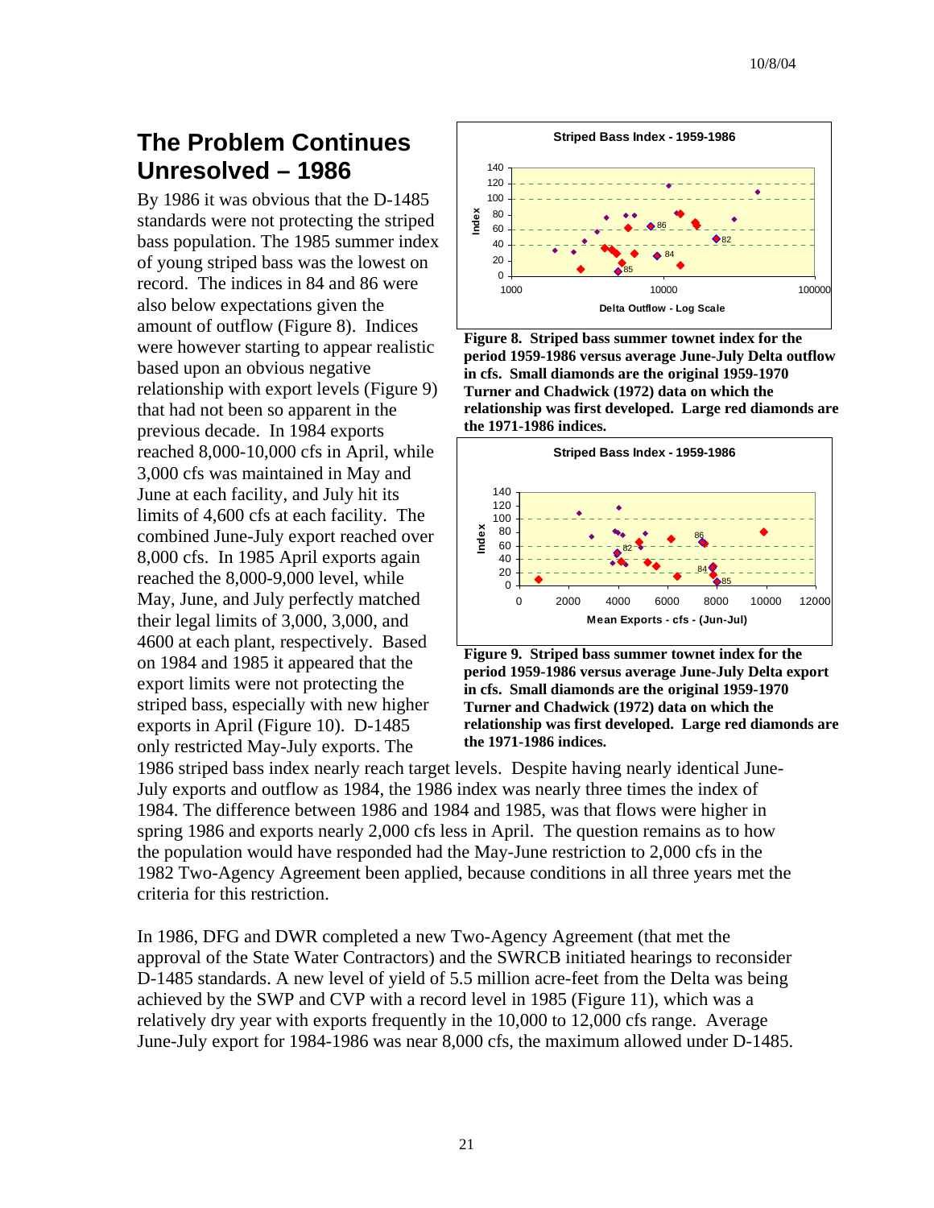## The Problem Continues Unresolved – 1986

By 1986 it was obvious that the D-1485 standards were not protecting the striped bass population. The 1985 summer index of young striped bass was the lowest on record. The indices in 84 and 86 were also below expectations given the amount of outflow (Figure 8). Indices were however starting to appear realistic based upon an obvious negative relationship with export levels (Figure 9) that had not been so apparent in the previous decade. In 1984 exports reached 8,000-10,000 cfs in April, while 3,000 cfs was maintained in May and June at each facility, and July hit its limits of 4,600 cfs at each facility. The combined June-July export reached over 8,000 cfs. In 1985 April exports again reached the 8,000-9,000 level, while May, June, and July perfectly matched their legal limits of 3,000, 3,000, and 4600 at each plant, respectively. Based on 1984 and 1985 it appeared that the export limits were not protecting the striped bass, especially with new higher exports in April (Figure 10). D-1485 only restricted May-July exports. The 1986 striped bass index nearly reach target levels. Despite having nearly identical June-July exports and outflow as 1984, the 1986 index was nearly three times the index of 1984. The difference between 1986 and 1984 and 1985, was that flows were higher in spring 1986 and exports nearly 2,000 cfs less in April. The question remains as to how the population would have responded had the May-June restriction to 2,000 cfs in the 1982 Two-Agency Agreement been applied, because conditions in all three years met the criteria for this restriction.

**Figure 8. Striped bass summer townet index for the period 1959-1986 versus average June-July Delta outflow in cfs. Small diamonds are the original 1959-1970 Turner and Chadwick (1972) data on which the relationship was first developed. Large red diamonds are the 1971-1986 indices.**

**Figure 9. Striped bass summer townet index for the period 1959-1986 versus average June-July Delta export in cfs. Small diamonds are the original 1959-1970 Turner and Chadwick (1972) data on which the relationship was first developed. Large red diamonds are the 1971-1986 indices.**

In 1986, DFG and DWR completed a new Two-Agency Agreement (that met the approval of the State Water Contractors) and the SWRCB initiated hearings to reconsider D-1485 standards. A new level of yield of 5.5 million acre-feet from the Delta was being achieved by the SWP and CVP with a record level in 1985 (Figure 11), which was a relatively dry year with exports frequently in the 10,000 to 12,000 cfs range. Average June-July export for 1984-1986 was near 8,000 cfs, the maximum allowed under D-1485.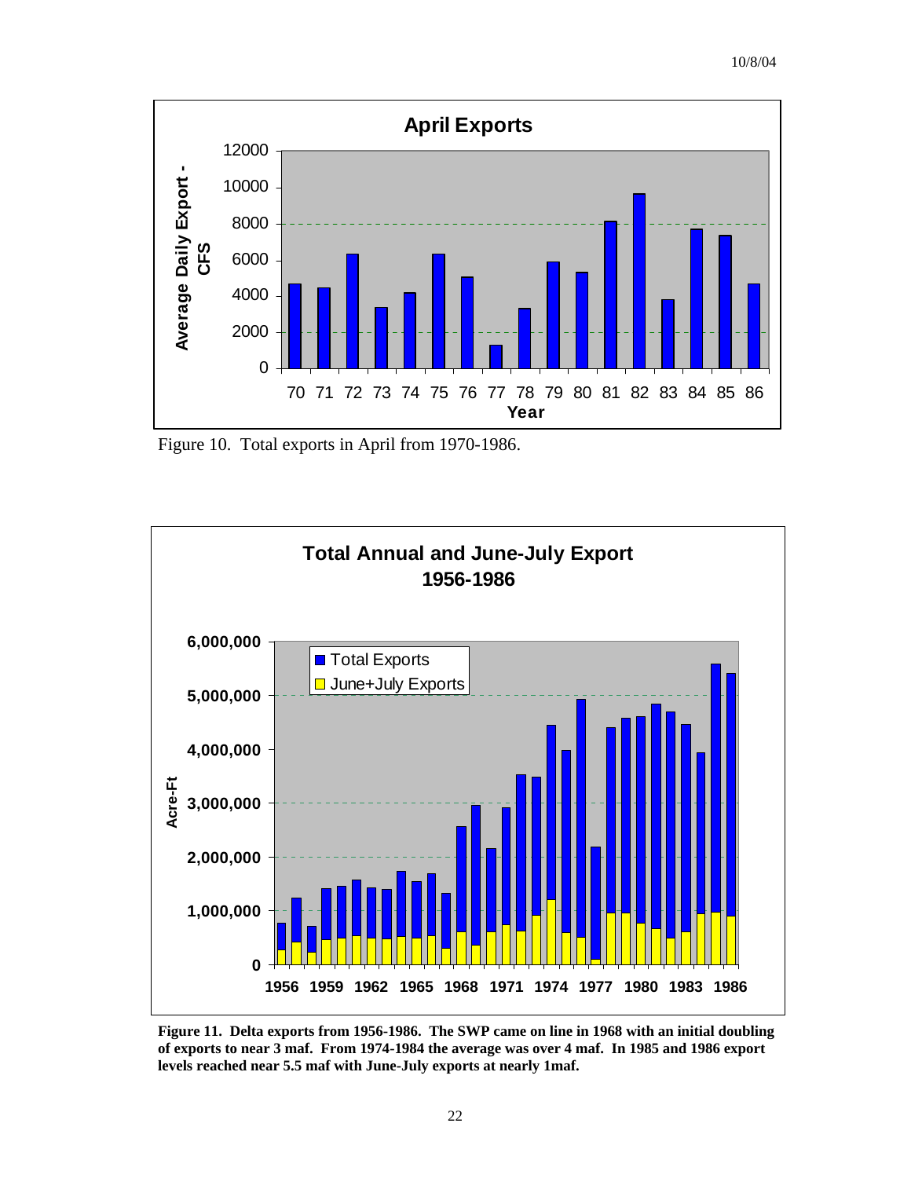Figure 10. Total exports in April from 1970-1986.

**Figure 11. Delta exports from 1956-1986. The SWP came on line in 1968 with an initial doubling of exports to near 3 maf. From 1974-1984 the average was over 4 maf. In 1985 and 1986 export levels reached near 5.5 maf with June-July exports at nearly 1maf.**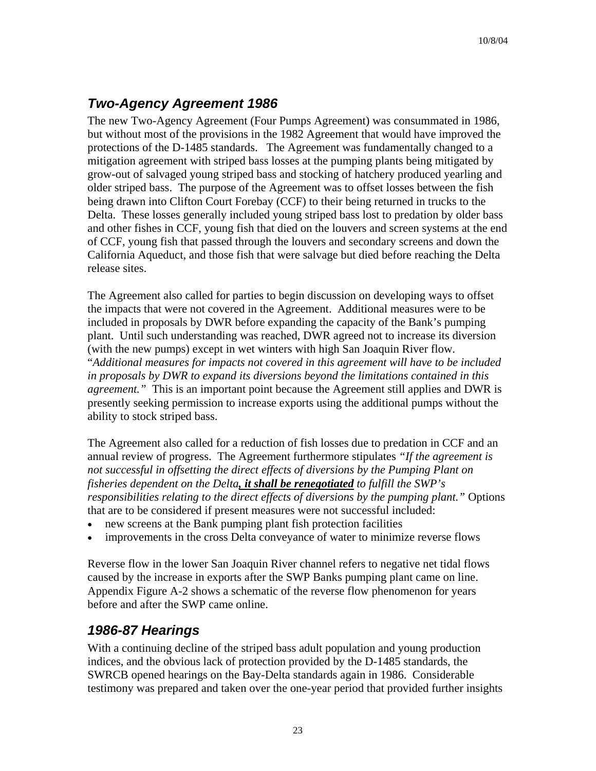## *Two-Agency Agreement 1986*

The new Two-Agency Agreement (Four Pumps Agreement) was consummated in 1986, but without most of the provisions in the 1982 Agreement that would have improved the protections of the D-1485 standards. The Agreement was fundamentally changed to a mitigation agreement with striped bass losses at the pumping plants being mitigated by grow-out of salvaged young striped bass and stocking of hatchery produced yearling and older striped bass. The purpose of the Agreement was to offset losses between the fish being drawn into Clifton Court Forebay (CCF) to their being returned in trucks to the Delta. These losses generally included young striped bass lost to predation by older bass and other fishes in CCF, young fish that died on the louvers and screen systems at the end of CCF, young fish that passed through the louvers and secondary screens and down the California Aqueduct, and those fish that were salvage but died before reaching the Delta release sites.

The Agreement also called for parties to begin discussion on developing ways to offset the impacts that were not covered in the Agreement. Additional measures were to be included in proposals by DWR before expanding the capacity of the Bank's pumping plant. Until such understanding was reached, DWR agreed not to increase its diversion (with the new pumps) except in wet winters with high San Joaquin River flow. "*Additional measures for impacts not covered in this agreement will have to be included in proposals by DWR to expand its diversions beyond the limitations contained in this agreement.*" This is an important point because the Agreement still applies and DWR is presently seeking permission to increase exports using the additional pumps without the ability to stock striped bass.

The Agreement also called for a reduction of fish losses due to predation in CCF and an annual review of progress. The Agreement furthermore stipulates *"If the agreement is not successful in offsetting the direct effects of diversions by the Pumping Plant on fisheries dependent on the Delta****, it shall be renegotiated*** *to fulfill the SWP's responsibilities relating to the direct effects of diversions by the pumping plant."* Options that are to be considered if present measures were not successful included:

- new screens at the Bank pumping plant fish protection facilities
- improvements in the cross Delta conveyance of water to minimize reverse flows

Reverse flow in the lower San Joaquin River channel refers to negative net tidal flows caused by the increase in exports after the SWP Banks pumping plant came on line. Appendix Figure A-2 shows a schematic of the reverse flow phenomenon for years before and after the SWP came online.

## *1986-87 Hearings*

With a continuing decline of the striped bass adult population and young production indices, and the obvious lack of protection provided by the D-1485 standards, the SWRCB opened hearings on the Bay-Delta standards again in 1986. Considerable testimony was prepared and taken over the one-year period that provided further insights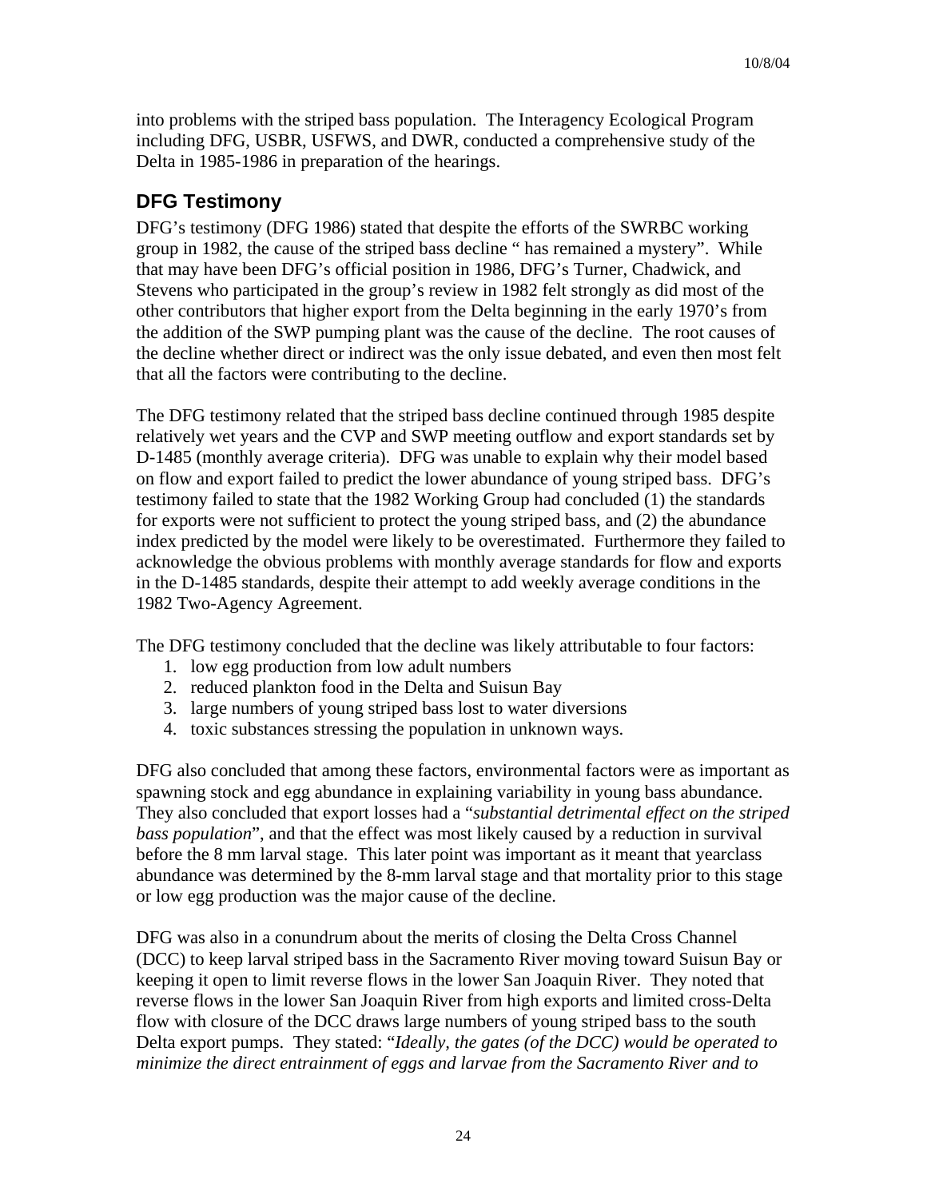into problems with the striped bass population. The Interagency Ecological Program including DFG, USBR, USFWS, and DWR, conducted a comprehensive study of the Delta in 1985-1986 in preparation of the hearings.

## DFG Testimony

DFG's testimony (DFG 1986) stated that despite the efforts of the SWRBC working group in 1982, the cause of the striped bass decline " has remained a mystery". While that may have been DFG's official position in 1986, DFG's Turner, Chadwick, and Stevens who participated in the group's review in 1982 felt strongly as did most of the other contributors that higher export from the Delta beginning in the early 1970's from the addition of the SWP pumping plant was the cause of the decline. The root causes of the decline whether direct or indirect was the only issue debated, and even then most felt that all the factors were contributing to the decline.

The DFG testimony related that the striped bass decline continued through 1985 despite relatively wet years and the CVP and SWP meeting outflow and export standards set by D-1485 (monthly average criteria). DFG was unable to explain why their model based on flow and export failed to predict the lower abundance of young striped bass. DFG's testimony failed to state that the 1982 Working Group had concluded (1) the standards for exports were not sufficient to protect the young striped bass, and (2) the abundance index predicted by the model were likely to be overestimated. Furthermore they failed to acknowledge the obvious problems with monthly average standards for flow and exports in the D-1485 standards, despite their attempt to add weekly average conditions in the 1982 Two-Agency Agreement.

The DFG testimony concluded that the decline was likely attributable to four factors:

1. low egg production from low adult numbers
2. reduced plankton food in the Delta and Suisun Bay
3. large numbers of young striped bass lost to water diversions
4. toxic substances stressing the population in unknown ways.

DFG also concluded that among these factors, environmental factors were as important as spawning stock and egg abundance in explaining variability in young bass abundance. They also concluded that export losses had a "*substantial detrimental effect on the striped bass population*", and that the effect was most likely caused by a reduction in survival before the 8 mm larval stage. This later point was important as it meant that yearclass abundance was determined by the 8-mm larval stage and that mortality prior to this stage or low egg production was the major cause of the decline.

DFG was also in a conundrum about the merits of closing the Delta Cross Channel (DCC) to keep larval striped bass in the Sacramento River moving toward Suisun Bay or keeping it open to limit reverse flows in the lower San Joaquin River. They noted that reverse flows in the lower San Joaquin River from high exports and limited cross-Delta flow with closure of the DCC draws large numbers of young striped bass to the south Delta export pumps. They stated: "*Ideally, the gates (of the DCC) would be operated to minimize the direct entrainment of eggs and larvae from the Sacramento River and to*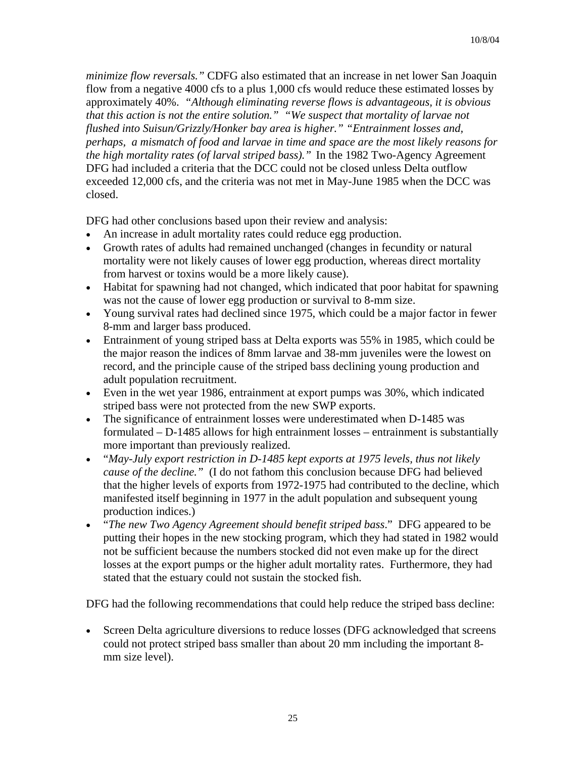*minimize flow reversals."* CDFG also estimated that an increase in net lower San Joaquin flow from a negative 4000 cfs to a plus 1,000 cfs would reduce these estimated losses by approximately 40%. *"Although eliminating reverse flows is advantageous, it is obvious that this action is not the entire solution." "We suspect that mortality of larvae not flushed into Suisun/Grizzly/Honker bay area is higher." "Entrainment losses and, perhaps, a mismatch of food and larvae in time and space are the most likely reasons for the high mortality rates (of larval striped bass)."* In the 1982 Two-Agency Agreement DFG had included a criteria that the DCC could not be closed unless Delta outflow exceeded 12,000 cfs, and the criteria was not met in May-June 1985 when the DCC was closed.

DFG had other conclusions based upon their review and analysis:

- An increase in adult mortality rates could reduce egg production.
- Growth rates of adults had remained unchanged (changes in fecundity or natural mortality were not likely causes of lower egg production, whereas direct mortality from harvest or toxins would be a more likely cause).
- Habitat for spawning had not changed, which indicated that poor habitat for spawning was not the cause of lower egg production or survival to 8-mm size.
- Young survival rates had declined since 1975, which could be a major factor in fewer 8-mm and larger bass produced.
- Entrainment of young striped bass at Delta exports was 55% in 1985, which could be the major reason the indices of 8mm larvae and 38-mm juveniles were the lowest on record, and the principle cause of the striped bass declining young production and adult population recruitment.
- Even in the wet year 1986, entrainment at export pumps was 30%, which indicated striped bass were not protected from the new SWP exports.
- The significance of entrainment losses were underestimated when D-1485 was formulated – D-1485 allows for high entrainment losses – entrainment is substantially more important than previously realized.
- "*May-July export restriction in D-1485 kept exports at 1975 levels, thus not likely cause of the decline."* (I do not fathom this conclusion because DFG had believed that the higher levels of exports from 1972-1975 had contributed to the decline, which manifested itself beginning in 1977 in the adult population and subsequent young production indices.)
- "*The new Two Agency Agreement should benefit striped bass*." DFG appeared to be putting their hopes in the new stocking program, which they had stated in 1982 would not be sufficient because the numbers stocked did not even make up for the direct losses at the export pumps or the higher adult mortality rates. Furthermore, they had stated that the estuary could not sustain the stocked fish.

DFG had the following recommendations that could help reduce the striped bass decline:

- Screen Delta agriculture diversions to reduce losses (DFG acknowledged that screens could not protect striped bass smaller than about 20 mm including the important 8-mm size level).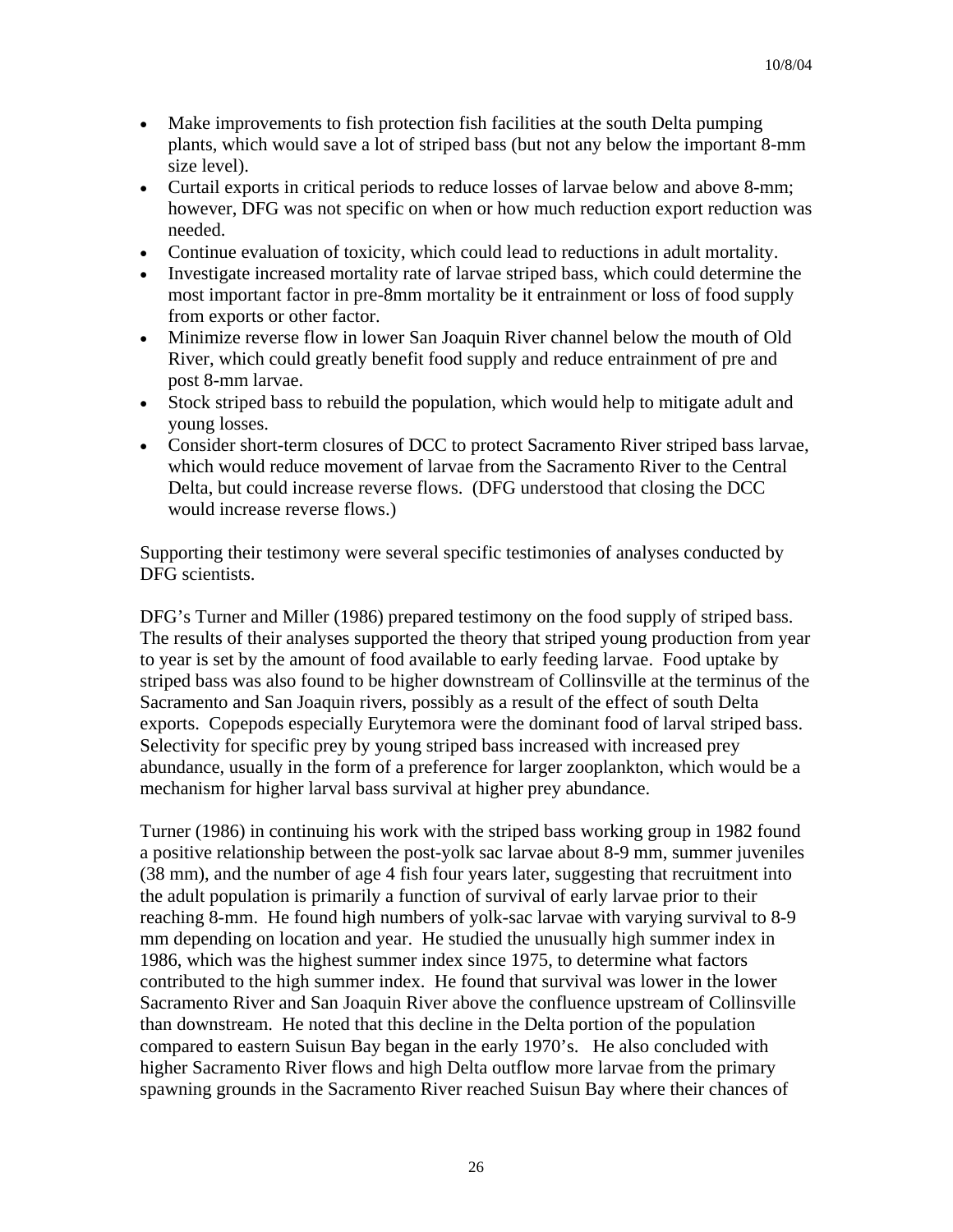- Make improvements to fish protection fish facilities at the south Delta pumping plants, which would save a lot of striped bass (but not any below the important 8-mm size level).
- Curtail exports in critical periods to reduce losses of larvae below and above 8-mm; however, DFG was not specific on when or how much reduction export reduction was needed.
- Continue evaluation of toxicity, which could lead to reductions in adult mortality.
- Investigate increased mortality rate of larvae striped bass, which could determine the most important factor in pre-8mm mortality be it entrainment or loss of food supply from exports or other factor.
- Minimize reverse flow in lower San Joaquin River channel below the mouth of Old River, which could greatly benefit food supply and reduce entrainment of pre and post 8-mm larvae.
- Stock striped bass to rebuild the population, which would help to mitigate adult and young losses.
- Consider short-term closures of DCC to protect Sacramento River striped bass larvae, which would reduce movement of larvae from the Sacramento River to the Central Delta, but could increase reverse flows. (DFG understood that closing the DCC would increase reverse flows.)

Supporting their testimony were several specific testimonies of analyses conducted by DFG scientists.

DFG's Turner and Miller (1986) prepared testimony on the food supply of striped bass. The results of their analyses supported the theory that striped young production from year to year is set by the amount of food available to early feeding larvae. Food uptake by striped bass was also found to be higher downstream of Collinsville at the terminus of the Sacramento and San Joaquin rivers, possibly as a result of the effect of south Delta exports. Copepods especially Eurytemora were the dominant food of larval striped bass. Selectivity for specific prey by young striped bass increased with increased prey abundance, usually in the form of a preference for larger zooplankton, which would be a mechanism for higher larval bass survival at higher prey abundance.

Turner (1986) in continuing his work with the striped bass working group in 1982 found a positive relationship between the post-yolk sac larvae about 8-9 mm, summer juveniles (38 mm), and the number of age 4 fish four years later, suggesting that recruitment into the adult population is primarily a function of survival of early larvae prior to their reaching 8-mm. He found high numbers of yolk-sac larvae with varying survival to 8-9 mm depending on location and year. He studied the unusually high summer index in 1986, which was the highest summer index since 1975, to determine what factors contributed to the high summer index. He found that survival was lower in the lower Sacramento River and San Joaquin River above the confluence upstream of Collinsville than downstream. He noted that this decline in the Delta portion of the population compared to eastern Suisun Bay began in the early 1970's. He also concluded with higher Sacramento River flows and high Delta outflow more larvae from the primary spawning grounds in the Sacramento River reached Suisun Bay where their chances of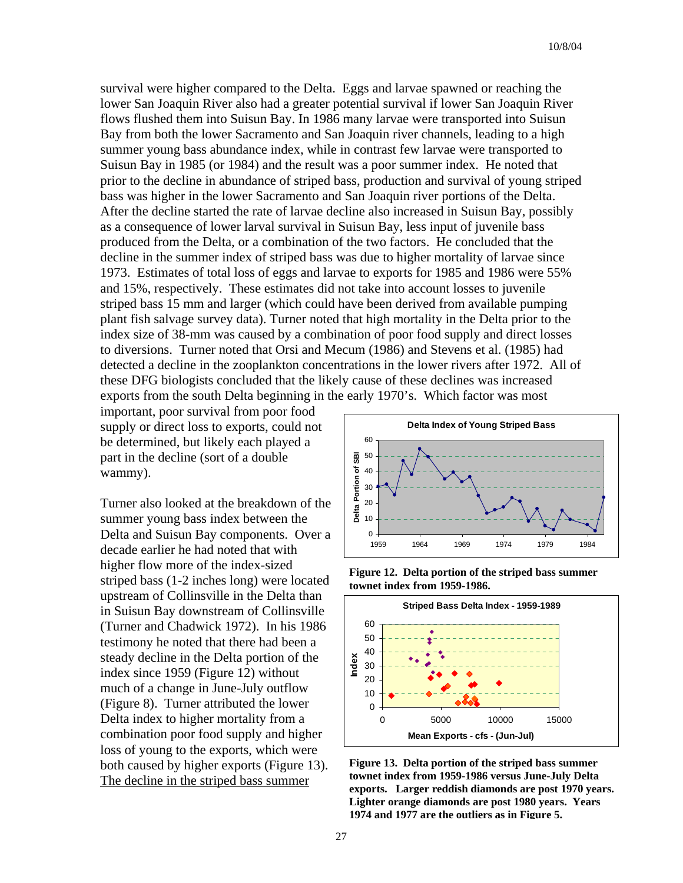survival were higher compared to the Delta. Eggs and larvae spawned or reaching the lower San Joaquin River also had a greater potential survival if lower San Joaquin River flows flushed them into Suisun Bay. In 1986 many larvae were transported into Suisun Bay from both the lower Sacramento and San Joaquin river channels, leading to a high summer young bass abundance index, while in contrast few larvae were transported to Suisun Bay in 1985 (or 1984) and the result was a poor summer index. He noted that prior to the decline in abundance of striped bass, production and survival of young striped bass was higher in the lower Sacramento and San Joaquin river portions of the Delta. After the decline started the rate of larvae decline also increased in Suisun Bay, possibly as a consequence of lower larval survival in Suisun Bay, less input of juvenile bass produced from the Delta, or a combination of the two factors. He concluded that the decline in the summer index of striped bass was due to higher mortality of larvae since 1973. Estimates of total loss of eggs and larvae to exports for 1985 and 1986 were 55% and 15%, respectively. These estimates did not take into account losses to juvenile striped bass 15 mm and larger (which could have been derived from available pumping plant fish salvage survey data). Turner noted that high mortality in the Delta prior to the index size of 38-mm was caused by a combination of poor food supply and direct losses to diversions. Turner noted that Orsi and Mecum (1986) and Stevens et al. (1985) had detected a decline in the zooplankton concentrations in the lower rivers after 1972. All of these DFG biologists concluded that the likely cause of these declines was increased exports from the south Delta beginning in the early 1970's. Which factor was most important, poor survival from poor food supply or direct loss to exports, could not be determined, but likely each played a part in the decline (sort of a double wammy).

Turner also looked at the breakdown of the summer young bass index between the Delta and Suisun Bay components. Over a decade earlier he had noted that with higher flow more of the index-sized striped bass (1-2 inches long) were located upstream of Collinsville in the Delta than in Suisun Bay downstream of Collinsville (Turner and Chadwick 1972). In his 1986 testimony he noted that there had been a steady decline in the Delta portion of the index since 1959 (Figure 12) without much of a change in June-July outflow (Figure 8). Turner attributed the lower Delta index to higher mortality from a combination poor food supply and higher loss of young to the exports, which were both caused by higher exports (Figure 13). <u>The decline in the striped bass summer</u>

**Figure 12. Delta portion of the striped bass summer townet index from 1959-1986.**

**Figure 13. Delta portion of the striped bass summer townet index from 1959-1986 versus June-July Delta exports. Larger reddish diamonds are post 1970 years. Lighter orange diamonds are post 1980 years. Years 1974 and 1977 are the outliers as in Figure 5.**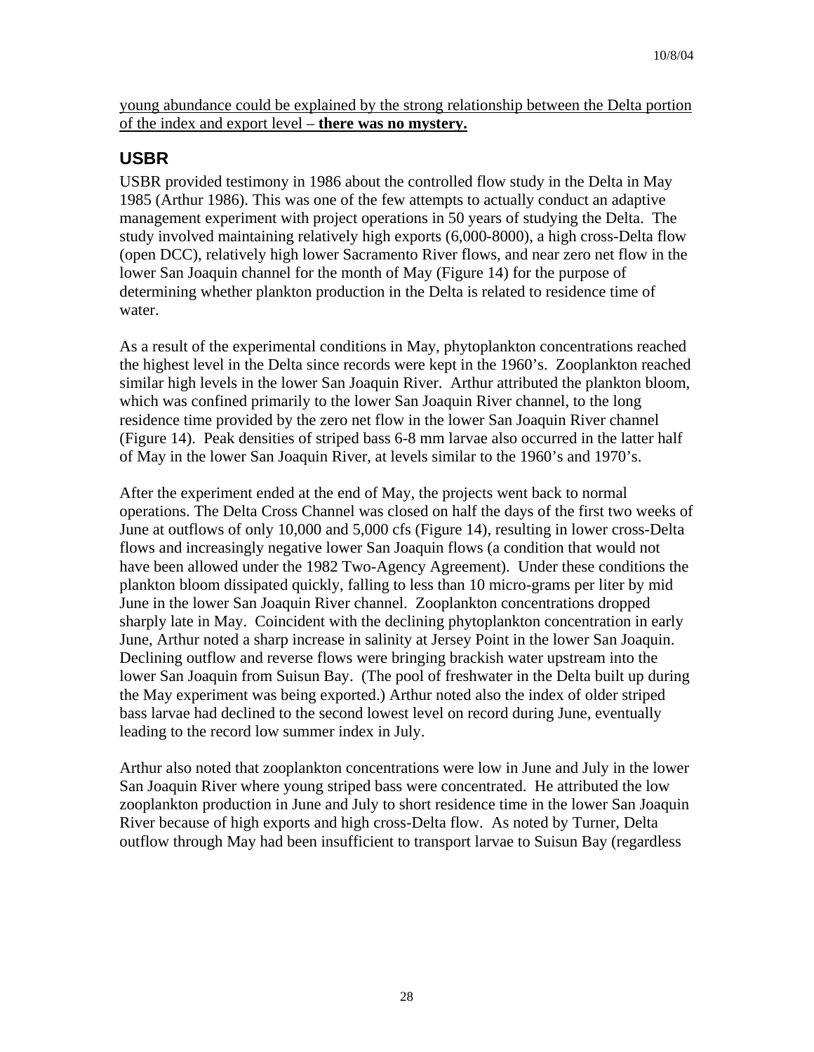young abundance could be explained by the strong relationship between the Delta portion of the index and export level – **there was no mystery.**

## USBR

USBR provided testimony in 1986 about the controlled flow study in the Delta in May 1985 (Arthur 1986). This was one of the few attempts to actually conduct an adaptive management experiment with project operations in 50 years of studying the Delta. The study involved maintaining relatively high exports (6,000-8000), a high cross-Delta flow (open DCC), relatively high lower Sacramento River flows, and near zero net flow in the lower San Joaquin channel for the month of May (Figure 14) for the purpose of determining whether plankton production in the Delta is related to residence time of water.

As a result of the experimental conditions in May, phytoplankton concentrations reached the highest level in the Delta since records were kept in the 1960's. Zooplankton reached similar high levels in the lower San Joaquin River. Arthur attributed the plankton bloom, which was confined primarily to the lower San Joaquin River channel, to the long residence time provided by the zero net flow in the lower San Joaquin River channel (Figure 14). Peak densities of striped bass 6-8 mm larvae also occurred in the latter half of May in the lower San Joaquin River, at levels similar to the 1960's and 1970's.

After the experiment ended at the end of May, the projects went back to normal operations. The Delta Cross Channel was closed on half the days of the first two weeks of June at outflows of only 10,000 and 5,000 cfs (Figure 14), resulting in lower cross-Delta flows and increasingly negative lower San Joaquin flows (a condition that would not have been allowed under the 1982 Two-Agency Agreement). Under these conditions the plankton bloom dissipated quickly, falling to less than 10 micro-grams per liter by mid June in the lower San Joaquin River channel. Zooplankton concentrations dropped sharply late in May. Coincident with the declining phytoplankton concentration in early June, Arthur noted a sharp increase in salinity at Jersey Point in the lower San Joaquin. Declining outflow and reverse flows were bringing brackish water upstream into the lower San Joaquin from Suisun Bay. (The pool of freshwater in the Delta built up during the May experiment was being exported.) Arthur noted also the index of older striped bass larvae had declined to the second lowest level on record during June, eventually leading to the record low summer index in July.

Arthur also noted that zooplankton concentrations were low in June and July in the lower San Joaquin River where young striped bass were concentrated. He attributed the low zooplankton production in June and July to short residence time in the lower San Joaquin River because of high exports and high cross-Delta flow. As noted by Turner, Delta outflow through May had been insufficient to transport larvae to Suisun Bay (regardless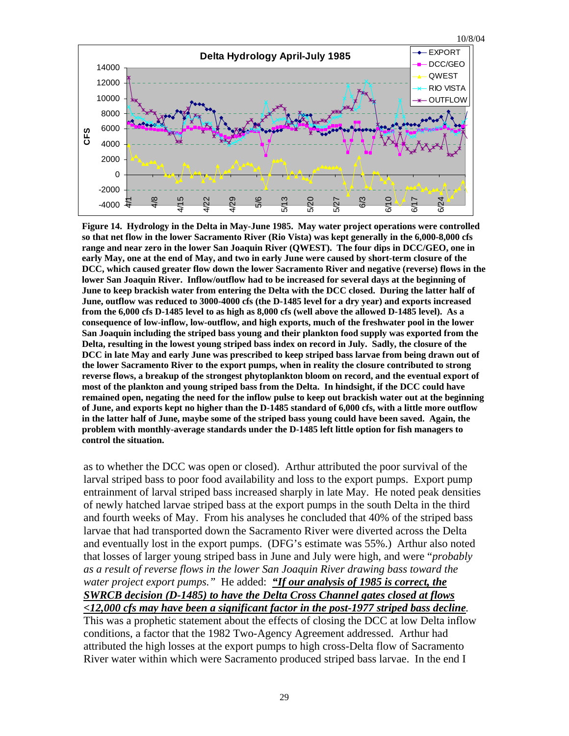**Figure 14. Hydrology in the Delta in May-June 1985. May water project operations were controlled so that net flow in the lower Sacramento River (Rio Vista) was kept generally in the 6,000-8,000 cfs range and near zero in the lower San Joaquin River (QWEST). The four dips in DCC/GEO, one in early May, one at the end of May, and two in early June were caused by short-term closure of the DCC, which caused greater flow down the lower Sacramento River and negative (reverse) flows in the lower San Joaquin River. Inflow/outflow had to be increased for several days at the beginning of June to keep brackish water from entering the Delta with the DCC closed. During the latter half of June, outflow was reduced to 3000-4000 cfs (the D-1485 level for a dry year) and exports increased from the 6,000 cfs D-1485 level to as high as 8,000 cfs (well above the allowed D-1485 level). As a consequence of low-inflow, low-outflow, and high exports, much of the freshwater pool in the lower San Joaquin including the striped bass young and their plankton food supply was exported from the Delta, resulting in the lowest young striped bass index on record in July. Sadly, the closure of the DCC in late May and early June was prescribed to keep striped bass larvae from being drawn out of the lower Sacramento River to the export pumps, when in reality the closure contributed to strong reverse flows, a breakup of the strongest phytoplankton bloom on record, and the eventual export of most of the plankton and young striped bass from the Delta. In hindsight, if the DCC could have remained open, negating the need for the inflow pulse to keep out brackish water at the beginning of June, and exports kept no higher than the D-1485 standard of 6,000 cfs, with a little more outflow in the latter half of June, maybe some of the striped bass young could have been saved. Again, the problem with monthly-average standards under the D-1485 left little option for fish managers to control the situation.**

as to whether the DCC was open or closed). Arthur attributed the poor survival of the larval striped bass to poor food availability and loss to the export pumps. Export pump entrainment of larval striped bass increased sharply in late May. He noted peak densities of newly hatched larvae striped bass at the export pumps in the south Delta in the third and fourth weeks of May. From his analyses he concluded that 40% of the striped bass larvae that had transported down the Sacramento River were diverted across the Delta and eventually lost in the export pumps. (DFG's estimate was 55%.) Arthur also noted that losses of larger young striped bass in June and July were high, and were "*probably as a result of reverse flows in the lower San Joaquin River drawing bass toward the water project export pumps.*" He added: ***"If our analysis of 1985 is correct, the SWRCB decision (D-1485) to have the Delta Cross Channel gates closed at flows <12,000 cfs may have been a significant factor in the post-1977 striped bass decline***. This was a prophetic statement about the effects of closing the DCC at low Delta inflow conditions, a factor that the 1982 Two-Agency Agreement addressed. Arthur had attributed the high losses at the export pumps to high cross-Delta flow of Sacramento River water within which were Sacramento produced striped bass larvae. In the end I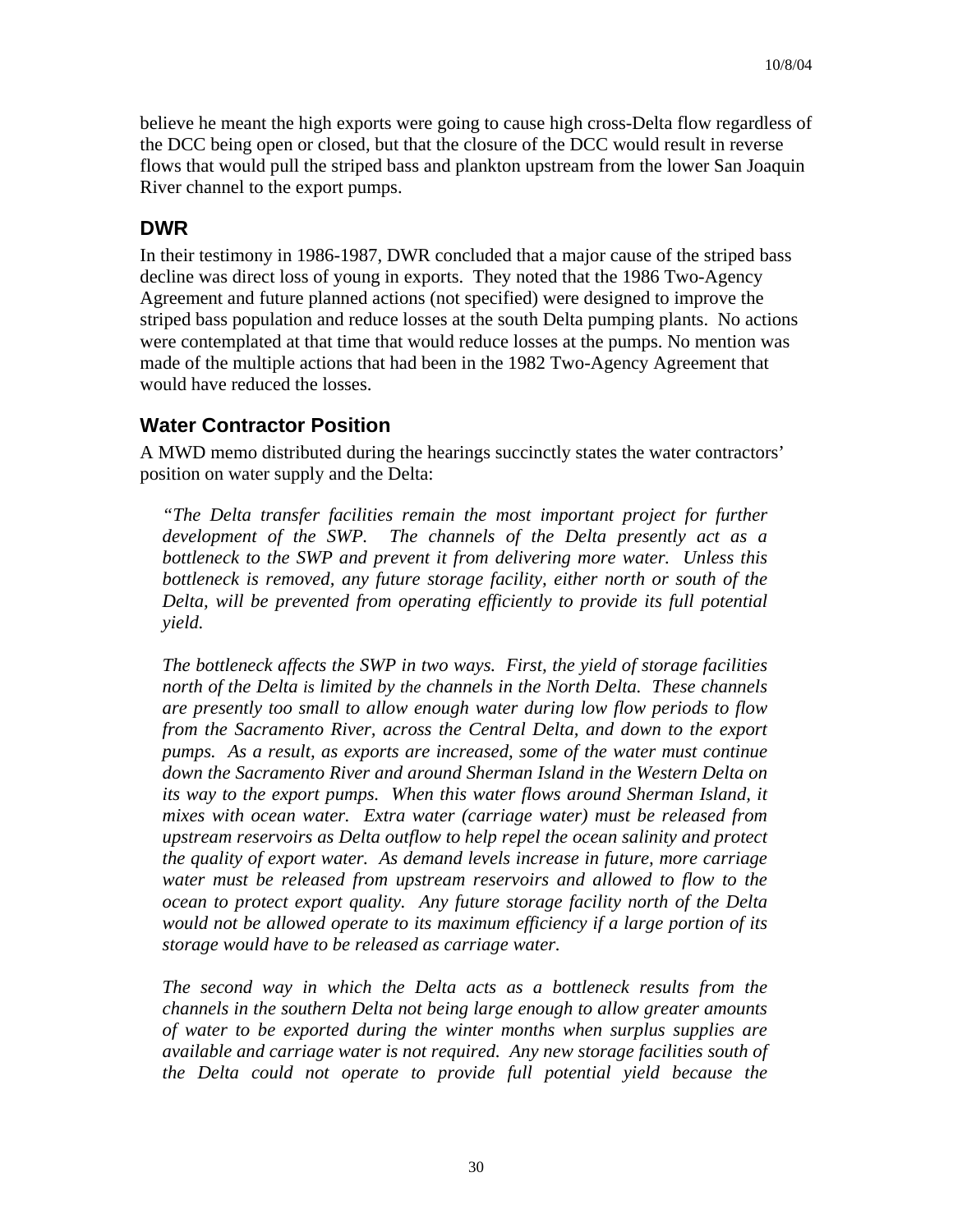believe he meant the high exports were going to cause high cross-Delta flow regardless of the DCC being open or closed, but that the closure of the DCC would result in reverse flows that would pull the striped bass and plankton upstream from the lower San Joaquin River channel to the export pumps.

## DWR

In their testimony in 1986-1987, DWR concluded that a major cause of the striped bass decline was direct loss of young in exports. They noted that the 1986 Two-Agency Agreement and future planned actions (not specified) were designed to improve the striped bass population and reduce losses at the south Delta pumping plants. No actions were contemplated at that time that would reduce losses at the pumps. No mention was made of the multiple actions that had been in the 1982 Two-Agency Agreement that would have reduced the losses.

## Water Contractor Position

A MWD memo distributed during the hearings succinctly states the water contractors' position on water supply and the Delta:

> *"The Delta transfer facilities remain the most important project for further development of the SWP. The channels of the Delta presently act as a bottleneck to the SWP and prevent it from delivering more water. Unless this bottleneck is removed, any future storage facility, either north or south of the Delta, will be prevented from operating efficiently to provide its full potential yield.*
>
> *The bottleneck affects the SWP in two ways. First, the yield of storage facilities north of the Delta is limited by the channels in the North Delta. These channels are presently too small to allow enough water during low flow periods to flow from the Sacramento River, across the Central Delta, and down to the export pumps. As a result, as exports are increased, some of the water must continue down the Sacramento River and around Sherman Island in the Western Delta on its way to the export pumps. When this water flows around Sherman Island, it mixes with ocean water. Extra water (carriage water) must be released from upstream reservoirs as Delta outflow to help repel the ocean salinity and protect the quality of export water. As demand levels increase in future, more carriage water must be released from upstream reservoirs and allowed to flow to the ocean to protect export quality. Any future storage facility north of the Delta would not be allowed operate to its maximum efficiency if a large portion of its storage would have to be released as carriage water.*
>
> *The second way in which the Delta acts as a bottleneck results from the channels in the southern Delta not being large enough to allow greater amounts of water to be exported during the winter months when surplus supplies are available and carriage water is not required. Any new storage facilities south of the Delta could not operate to provide full potential yield because the*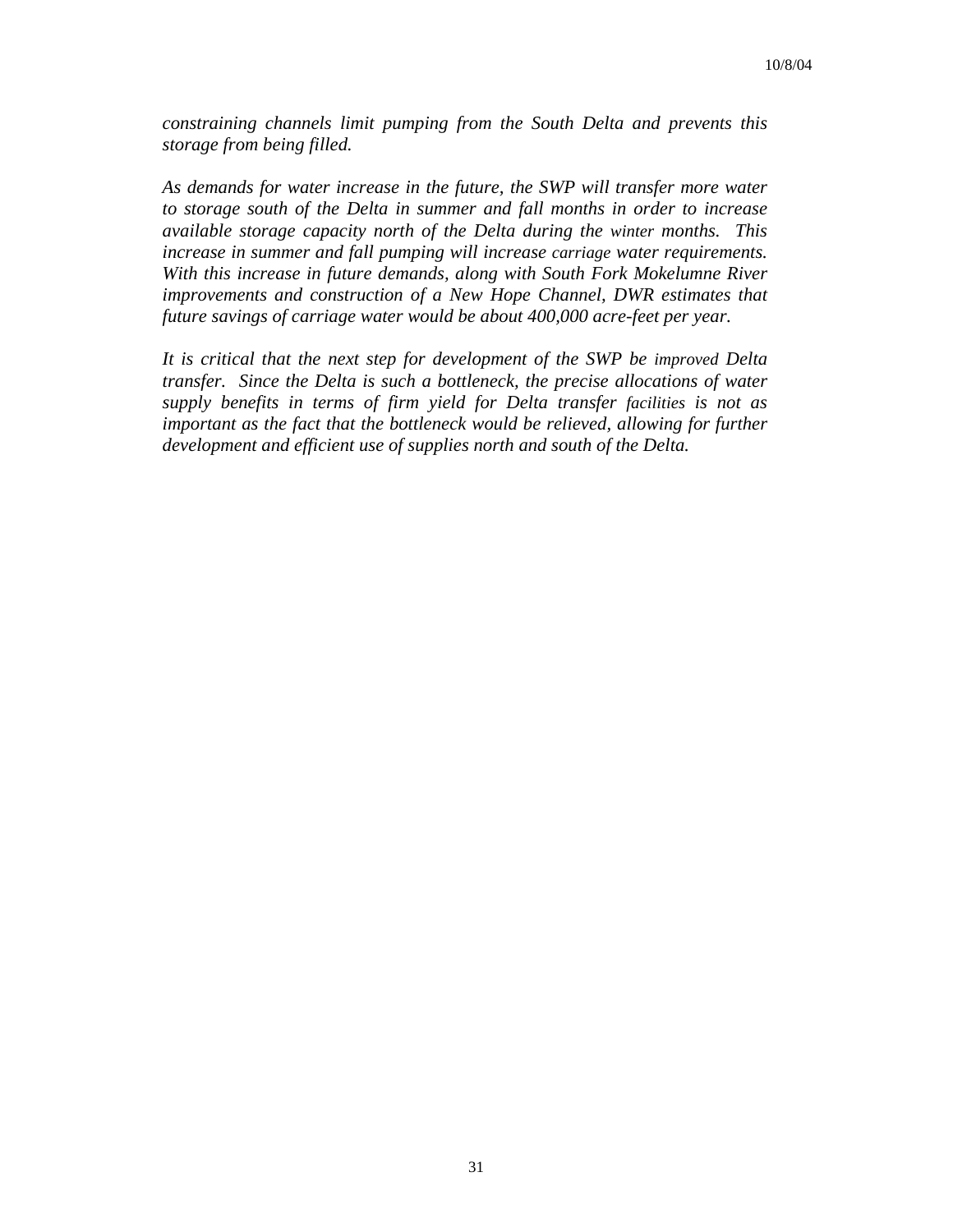*constraining channels limit pumping from the South Delta and prevents this storage from being filled.*

*As demands for water increase in the future, the SWP will transfer more water to storage south of the Delta in summer and fall months in order to increase available storage capacity north of the Delta during the winter months. This increase in summer and fall pumping will increase carriage water requirements. With this increase in future demands, along with South Fork Mokelumne River improvements and construction of a New Hope Channel, DWR estimates that future savings of carriage water would be about 400,000 acre-feet per year.*

*It is critical that the next step for development of the SWP be improved Delta transfer. Since the Delta is such a bottleneck, the precise allocations of water supply benefits in terms of firm yield for Delta transfer facilities is not as important as the fact that the bottleneck would be relieved, allowing for further development and efficient use of supplies north and south of the Delta.*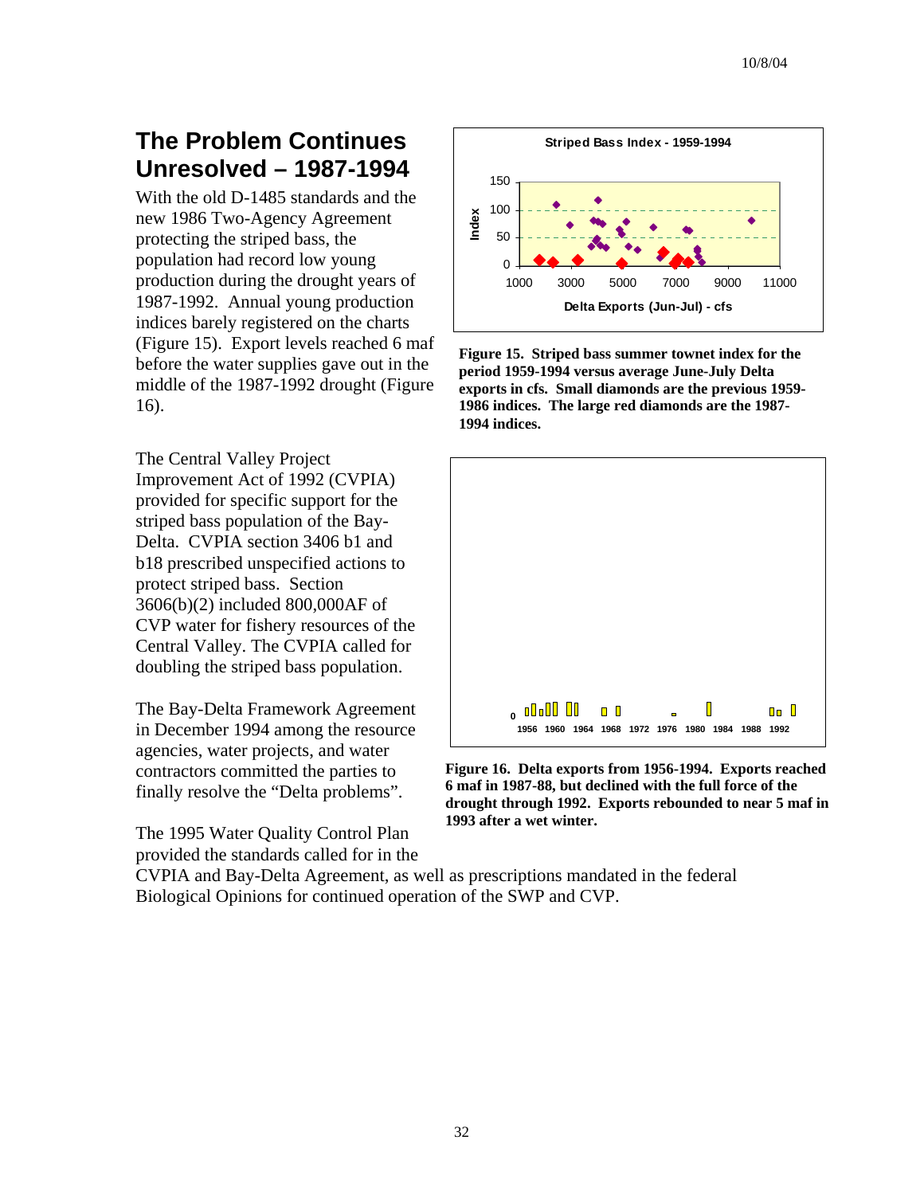## The Problem Continues Unresolved – 1987-1994

With the old D-1485 standards and the new 1986 Two-Agency Agreement protecting the striped bass, the population had record low young production during the drought years of 1987-1992. Annual young production indices barely registered on the charts (Figure 15). Export levels reached 6 maf before the water supplies gave out in the middle of the 1987-1992 drought (Figure 16).

The Central Valley Project Improvement Act of 1992 (CVPIA) provided for specific support for the striped bass population of the Bay-Delta. CVPIA section 3406 b1 and b18 prescribed unspecified actions to protect striped bass. Section 3606(b)(2) included 800,000AF of CVP water for fishery resources of the Central Valley. The CVPIA called for doubling the striped bass population.

The Bay-Delta Framework Agreement in December 1994 among the resource agencies, water projects, and water contractors committed the parties to finally resolve the "Delta problems".

The 1995 Water Quality Control Plan provided the standards called for in the CVPIA and Bay-Delta Agreement, as well as prescriptions mandated in the federal Biological Opinions for continued operation of the SWP and CVP.

**Figure 15. Striped bass summer townet index for the period 1959-1994 versus average June-July Delta exports in cfs. Small diamonds are the previous 1959-1986 indices. The large red diamonds are the 1987-1994 indices.**

**Figure 16. Delta exports from 1956-1994. Exports reached 6 maf in 1987-88, but declined with the full force of the drought through 1992. Exports rebounded to near 5 maf in 1993 after a wet winter.**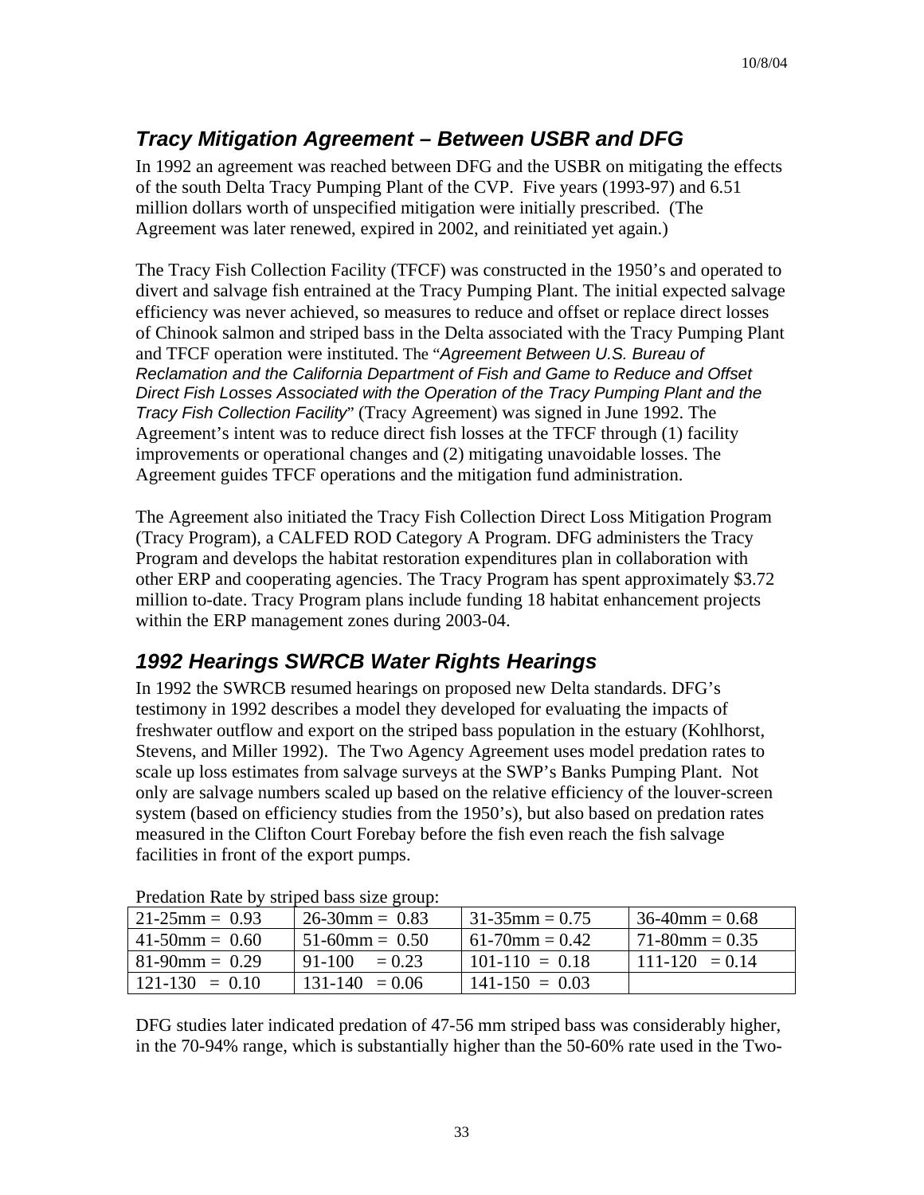## *Tracy Mitigation Agreement – Between USBR and DFG*

In 1992 an agreement was reached between DFG and the USBR on mitigating the effects of the south Delta Tracy Pumping Plant of the CVP. Five years (1993-97) and 6.51 million dollars worth of unspecified mitigation were initially prescribed. (The Agreement was later renewed, expired in 2002, and reinitiated yet again.)

The Tracy Fish Collection Facility (TFCF) was constructed in the 1950's and operated to divert and salvage fish entrained at the Tracy Pumping Plant. The initial expected salvage efficiency was never achieved, so measures to reduce and offset or replace direct losses of Chinook salmon and striped bass in the Delta associated with the Tracy Pumping Plant and TFCF operation were instituted. The "*Agreement Between U.S. Bureau of Reclamation and the California Department of Fish and Game to Reduce and Offset Direct Fish Losses Associated with the Operation of the Tracy Pumping Plant and the Tracy Fish Collection Facility*" (Tracy Agreement) was signed in June 1992. The Agreement's intent was to reduce direct fish losses at the TFCF through (1) facility improvements or operational changes and (2) mitigating unavoidable losses. The Agreement guides TFCF operations and the mitigation fund administration.

The Agreement also initiated the Tracy Fish Collection Direct Loss Mitigation Program (Tracy Program), a CALFED ROD Category A Program. DFG administers the Tracy Program and develops the habitat restoration expenditures plan in collaboration with other ERP and cooperating agencies. The Tracy Program has spent approximately $3.72 million to-date. Tracy Program plans include funding 18 habitat enhancement projects within the ERP management zones during 2003-04.

## *1992 Hearings SWRCB Water Rights Hearings*

In 1992 the SWRCB resumed hearings on proposed new Delta standards. DFG's testimony in 1992 describes a model they developed for evaluating the impacts of freshwater outflow and export on the striped bass population in the estuary (Kohlhorst, Stevens, and Miller 1992). The Two Agency Agreement uses model predation rates to scale up loss estimates from salvage surveys at the SWP's Banks Pumping Plant. Not only are salvage numbers scaled up based on the relative efficiency of the louver-screen system (based on efficiency studies from the 1950's), but also based on predation rates measured in the Clifton Court Forebay before the fish even reach the fish salvage facilities in front of the export pumps.

Predation Rate by striped bass size group:

| | | | |
|---|---|---|---|
| 21-25mm = 0.93 | 26-30mm = 0.83 | 31-35mm = 0.75 | 36-40mm = 0.68 |
| 41-50mm = 0.60 | 51-60mm = 0.50 | 61-70mm = 0.42 | 71-80mm = 0.35 |
| 81-90mm = 0.29 | 91-100 = 0.23 | 101-110 = 0.18 | 111-120 = 0.14 |
| 121-130 = 0.10 | 131-140 = 0.06 | 141-150 = 0.03 | |

DFG studies later indicated predation of 47-56 mm striped bass was considerably higher, in the 70-94% range, which is substantially higher than the 50-60% rate used in the Two-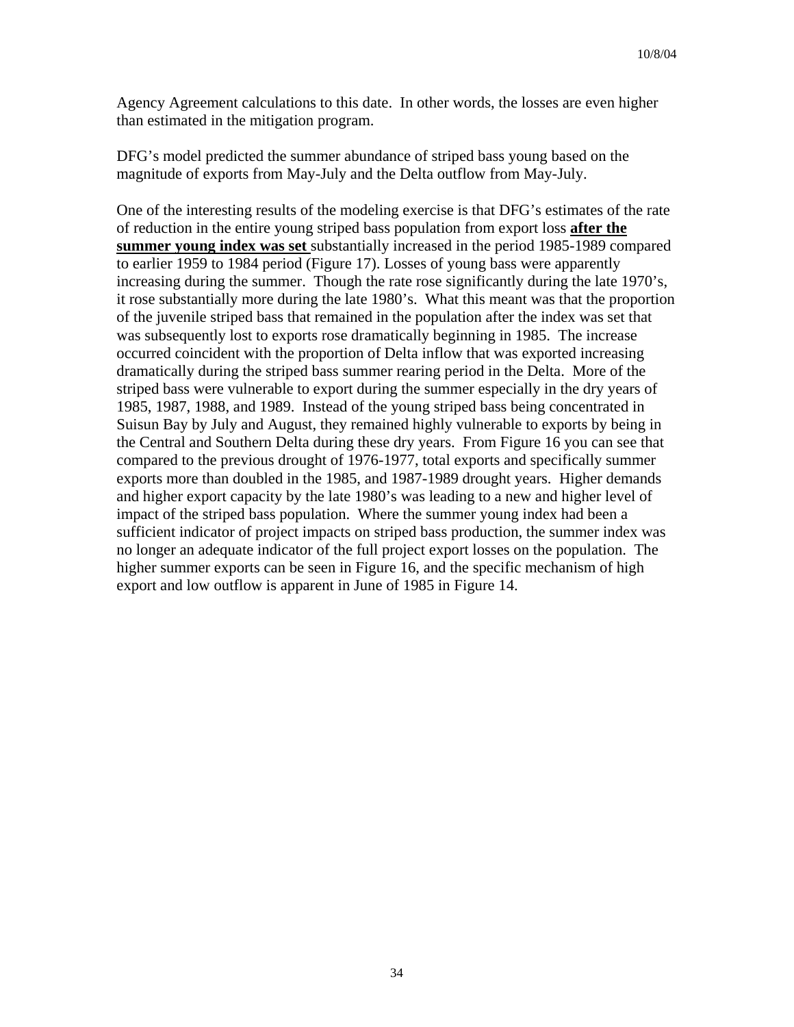Agency Agreement calculations to this date. In other words, the losses are even higher than estimated in the mitigation program.

DFG's model predicted the summer abundance of striped bass young based on the magnitude of exports from May-July and the Delta outflow from May-July.

One of the interesting results of the modeling exercise is that DFG's estimates of the rate of reduction in the entire young striped bass population from export loss <u>**after the summer young index was set**</u> substantially increased in the period 1985-1989 compared to earlier 1959 to 1984 period (Figure 17). Losses of young bass were apparently increasing during the summer. Though the rate rose significantly during the late 1970's, it rose substantially more during the late 1980's. What this meant was that the proportion of the juvenile striped bass that remained in the population after the index was set that was subsequently lost to exports rose dramatically beginning in 1985. The increase occurred coincident with the proportion of Delta inflow that was exported increasing dramatically during the striped bass summer rearing period in the Delta. More of the striped bass were vulnerable to export during the summer especially in the dry years of 1985, 1987, 1988, and 1989. Instead of the young striped bass being concentrated in Suisun Bay by July and August, they remained highly vulnerable to exports by being in the Central and Southern Delta during these dry years. From Figure 16 you can see that compared to the previous drought of 1976-1977, total exports and specifically summer exports more than doubled in the 1985, and 1987-1989 drought years. Higher demands and higher export capacity by the late 1980's was leading to a new and higher level of impact of the striped bass population. Where the summer young index had been a sufficient indicator of project impacts on striped bass production, the summer index was no longer an adequate indicator of the full project export losses on the population. The higher summer exports can be seen in Figure 16, and the specific mechanism of high export and low outflow is apparent in June of 1985 in Figure 14.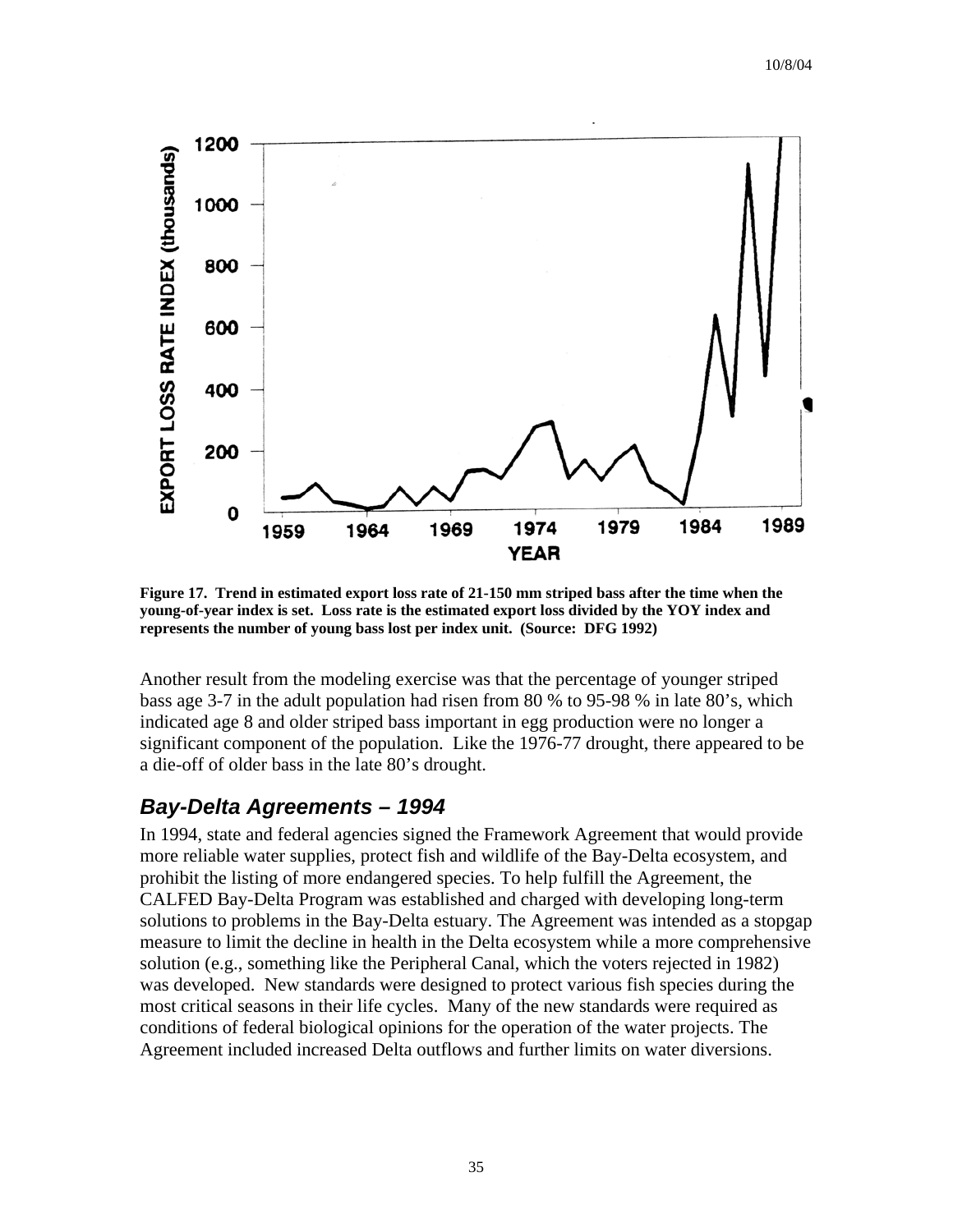**Figure 17. Trend in estimated export loss rate of 21-150 mm striped bass after the time when the young-of-year index is set. Loss rate is the estimated export loss divided by the YOY index and represents the number of young bass lost per index unit. (Source: DFG 1992)**

Another result from the modeling exercise was that the percentage of younger striped bass age 3-7 in the adult population had risen from 80 % to 95-98 % in late 80's, which indicated age 8 and older striped bass important in egg production were no longer a significant component of the population. Like the 1976-77 drought, there appeared to be a die-off of older bass in the late 80's drought.

## *Bay-Delta Agreements – 1994*

In 1994, state and federal agencies signed the Framework Agreement that would provide more reliable water supplies, protect fish and wildlife of the Bay-Delta ecosystem, and prohibit the listing of more endangered species. To help fulfill the Agreement, the CALFED Bay-Delta Program was established and charged with developing long-term solutions to problems in the Bay-Delta estuary. The Agreement was intended as a stopgap measure to limit the decline in health in the Delta ecosystem while a more comprehensive solution (e.g., something like the Peripheral Canal, which the voters rejected in 1982) was developed. New standards were designed to protect various fish species during the most critical seasons in their life cycles. Many of the new standards were required as conditions of federal biological opinions for the operation of the water projects. The Agreement included increased Delta outflows and further limits on water diversions.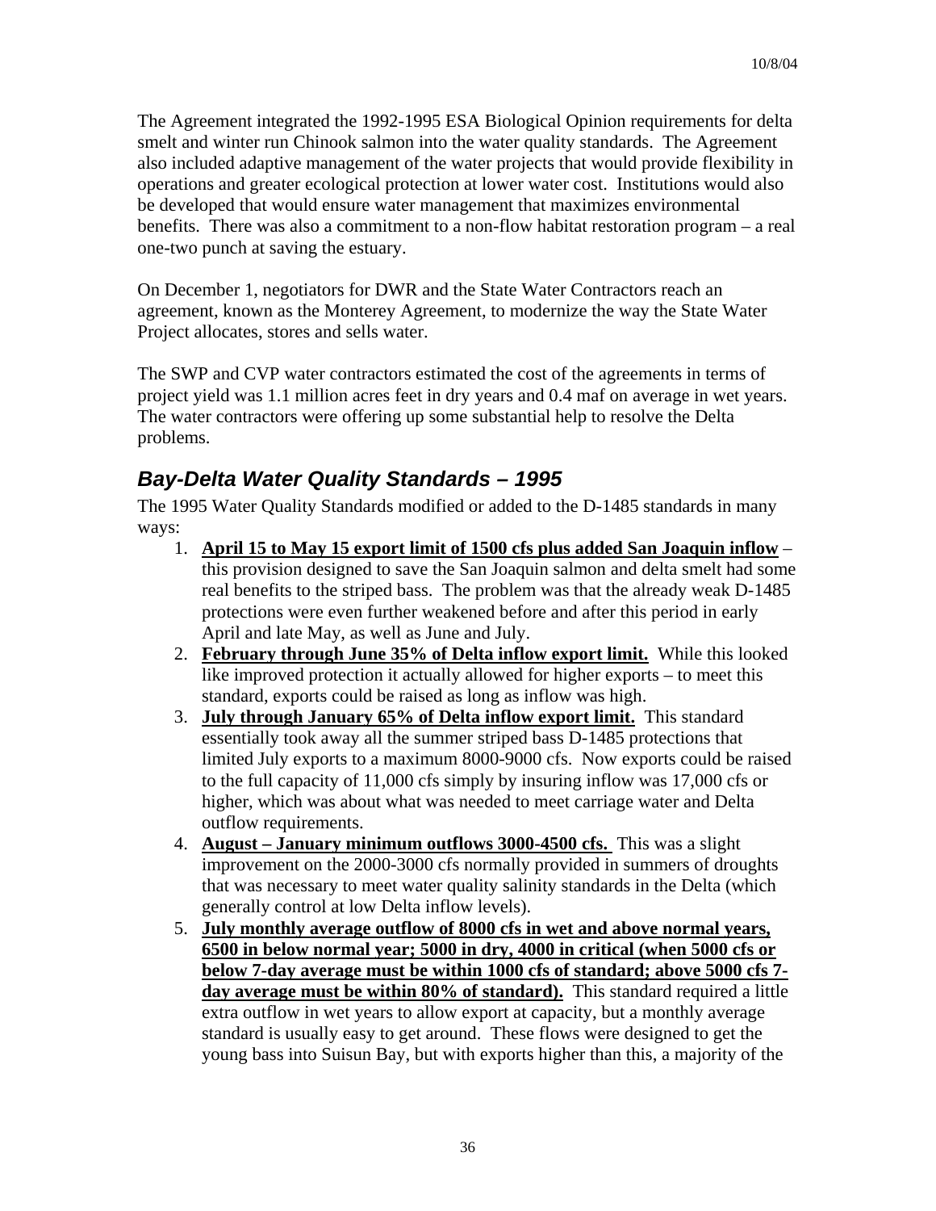The Agreement integrated the 1992-1995 ESA Biological Opinion requirements for delta smelt and winter run Chinook salmon into the water quality standards. The Agreement also included adaptive management of the water projects that would provide flexibility in operations and greater ecological protection at lower water cost. Institutions would also be developed that would ensure water management that maximizes environmental benefits. There was also a commitment to a non-flow habitat restoration program – a real one-two punch at saving the estuary.

On December 1, negotiators for DWR and the State Water Contractors reach an agreement, known as the Monterey Agreement, to modernize the way the State Water Project allocates, stores and sells water.

The SWP and CVP water contractors estimated the cost of the agreements in terms of project yield was 1.1 million acres feet in dry years and 0.4 maf on average in wet years. The water contractors were offering up some substantial help to resolve the Delta problems.

## *Bay-Delta Water Quality Standards – 1995*

The 1995 Water Quality Standards modified or added to the D-1485 standards in many ways:

1. **April 15 to May 15 export limit of 1500 cfs plus added San Joaquin inflow** – this provision designed to save the San Joaquin salmon and delta smelt had some real benefits to the striped bass. The problem was that the already weak D-1485 protections were even further weakened before and after this period in early April and late May, as well as June and July.
2. **February through June 35% of Delta inflow export limit.** While this looked like improved protection it actually allowed for higher exports – to meet this standard, exports could be raised as long as inflow was high.
3. **July through January 65% of Delta inflow export limit.** This standard essentially took away all the summer striped bass D-1485 protections that limited July exports to a maximum 8000-9000 cfs. Now exports could be raised to the full capacity of 11,000 cfs simply by insuring inflow was 17,000 cfs or higher, which was about what was needed to meet carriage water and Delta outflow requirements.
4. **August – January minimum outflows 3000-4500 cfs.** This was a slight improvement on the 2000-3000 cfs normally provided in summers of droughts that was necessary to meet water quality salinity standards in the Delta (which generally control at low Delta inflow levels).
5. **July monthly average outflow of 8000 cfs in wet and above normal years, 6500 in below normal year; 5000 in dry, 4000 in critical (when 5000 cfs or below 7-day average must be within 1000 cfs of standard; above 5000 cfs 7-day average must be within 80% of standard).** This standard required a little extra outflow in wet years to allow export at capacity, but a monthly average standard is usually easy to get around. These flows were designed to get the young bass into Suisun Bay, but with exports higher than this, a majority of the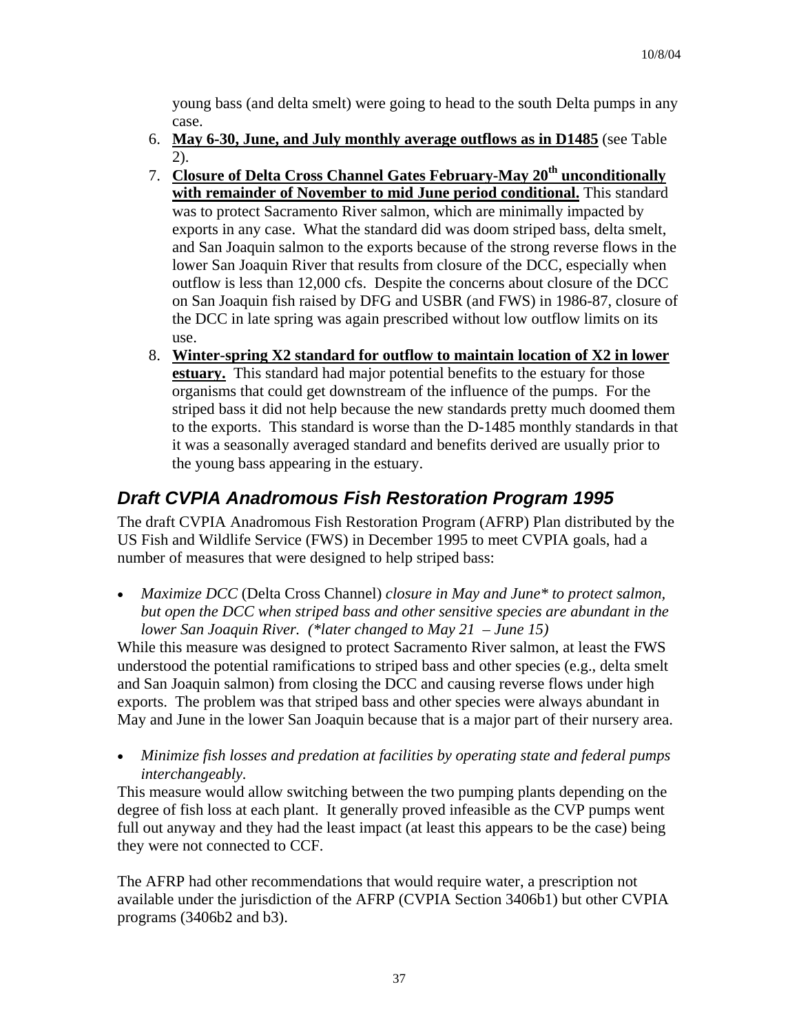young bass (and delta smelt) were going to head to the south Delta pumps in any case.

6. **May 6-30, June, and July monthly average outflows as in D1485** (see Table 2).
7. **Closure of Delta Cross Channel Gates February-May 20th unconditionally with remainder of November to mid June period conditional.** This standard was to protect Sacramento River salmon, which are minimally impacted by exports in any case. What the standard did was doom striped bass, delta smelt, and San Joaquin salmon to the exports because of the strong reverse flows in the lower San Joaquin River that results from closure of the DCC, especially when outflow is less than 12,000 cfs. Despite the concerns about closure of the DCC on San Joaquin fish raised by DFG and USBR (and FWS) in 1986-87, closure of the DCC in late spring was again prescribed without low outflow limits on its use.
8. **Winter-spring X2 standard for outflow to maintain location of X2 in lower estuary.** This standard had major potential benefits to the estuary for those organisms that could get downstream of the influence of the pumps. For the striped bass it did not help because the new standards pretty much doomed them to the exports. This standard is worse than the D-1485 monthly standards in that it was a seasonally averaged standard and benefits derived are usually prior to the young bass appearing in the estuary.

## Draft CVPIA Anadromous Fish Restoration Program 1995

The draft CVPIA Anadromous Fish Restoration Program (AFRP) Plan distributed by the US Fish and Wildlife Service (FWS) in December 1995 to meet CVPIA goals, had a number of measures that were designed to help striped bass:

- *Maximize DCC* (Delta Cross Channel) *closure in May and June* to protect salmon, but open the DCC when striped bass and other sensitive species are abundant in the lower San Joaquin River. (*later changed to May 21 – June 15)*

While this measure was designed to protect Sacramento River salmon, at least the FWS understood the potential ramifications to striped bass and other species (e.g., delta smelt and San Joaquin salmon) from closing the DCC and causing reverse flows under high exports. The problem was that striped bass and other species were always abundant in May and June in the lower San Joaquin because that is a major part of their nursery area.

- *Minimize fish losses and predation at facilities by operating state and federal pumps interchangeably.*

This measure would allow switching between the two pumping plants depending on the degree of fish loss at each plant. It generally proved infeasible as the CVP pumps went full out anyway and they had the least impact (at least this appears to be the case) being they were not connected to CCF.

The AFRP had other recommendations that would require water, a prescription not available under the jurisdiction of the AFRP (CVPIA Section 3406b1) but other CVPIA programs (3406b2 and b3).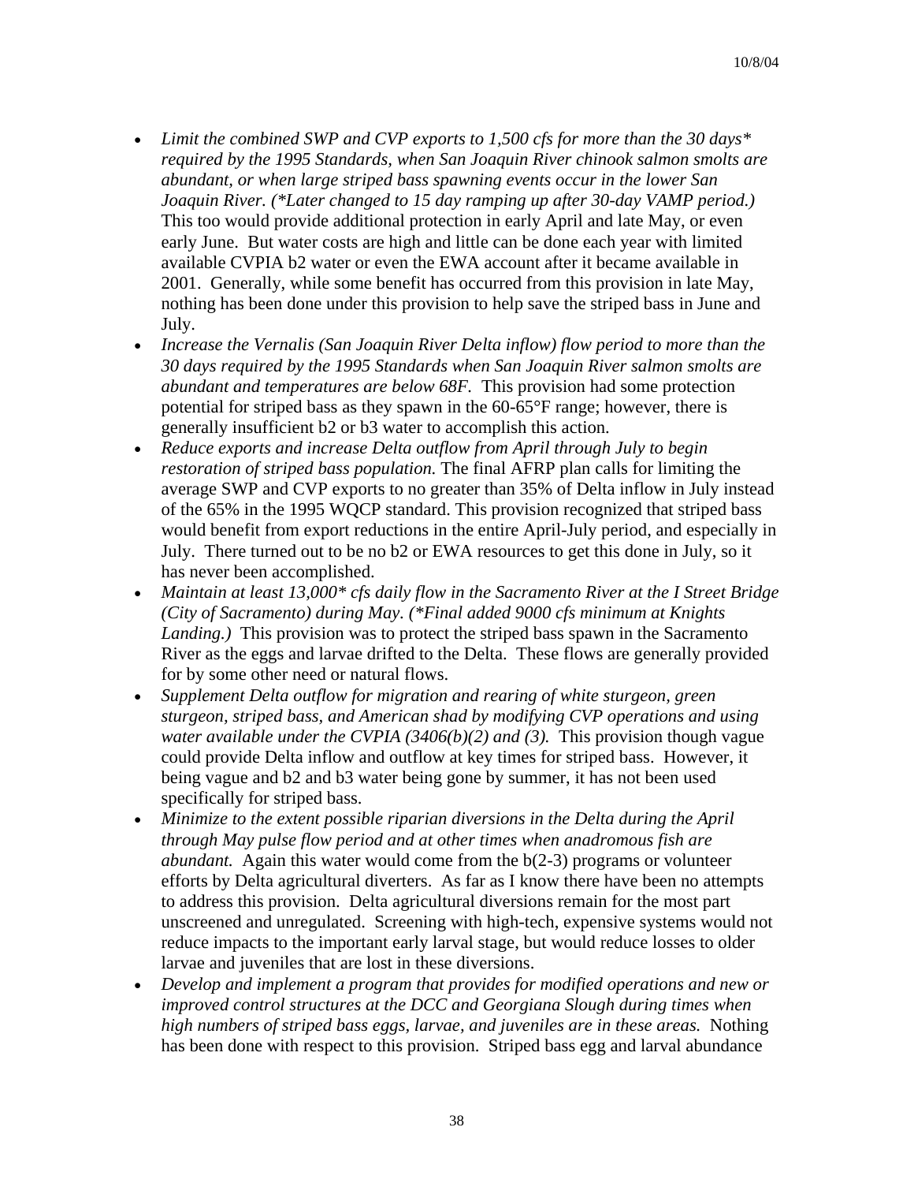- *Limit the combined SWP and CVP exports to 1,500 cfs for more than the 30 days* required by the 1995 Standards, when San Joaquin River chinook salmon smolts are abundant, or when large striped bass spawning events occur in the lower San Joaquin River. (*Later changed to 15 day ramping up after 30-day VAMP period.)* This too would provide additional protection in early April and late May, or even early June. But water costs are high and little can be done each year with limited available CVPIA b2 water or even the EWA account after it became available in 2001. Generally, while some benefit has occurred from this provision in late May, nothing has been done under this provision to help save the striped bass in June and July.
- *Increase the Vernalis (San Joaquin River Delta inflow) flow period to more than the 30 days required by the 1995 Standards when San Joaquin River salmon smolts are abundant and temperatures are below 68F.* This provision had some protection potential for striped bass as they spawn in the 60-65°F range; however, there is generally insufficient b2 or b3 water to accomplish this action.
- *Reduce exports and increase Delta outflow from April through July to begin restoration of striped bass population.* The final AFRP plan calls for limiting the average SWP and CVP exports to no greater than 35% of Delta inflow in July instead of the 65% in the 1995 WQCP standard. This provision recognized that striped bass would benefit from export reductions in the entire April-July period, and especially in July. There turned out to be no b2 or EWA resources to get this done in July, so it has never been accomplished.
- *Maintain at least 13,000* cfs daily flow in the Sacramento River at the I Street Bridge (City of Sacramento) during May. (*Final added 9000 cfs minimum at Knights Landing.)* This provision was to protect the striped bass spawn in the Sacramento River as the eggs and larvae drifted to the Delta. These flows are generally provided for by some other need or natural flows.
- *Supplement Delta outflow for migration and rearing of white sturgeon, green sturgeon, striped bass, and American shad by modifying CVP operations and using water available under the CVPIA (3406(b)(2) and (3).* This provision though vague could provide Delta inflow and outflow at key times for striped bass. However, it being vague and b2 and b3 water being gone by summer, it has not been used specifically for striped bass.
- *Minimize to the extent possible riparian diversions in the Delta during the April through May pulse flow period and at other times when anadromous fish are abundant.* Again this water would come from the b(2-3) programs or volunteer efforts by Delta agricultural diverters. As far as I know there have been no attempts to address this provision. Delta agricultural diversions remain for the most part unscreened and unregulated. Screening with high-tech, expensive systems would not reduce impacts to the important early larval stage, but would reduce losses to older larvae and juveniles that are lost in these diversions.
- *Develop and implement a program that provides for modified operations and new or improved control structures at the DCC and Georgiana Slough during times when high numbers of striped bass eggs, larvae, and juveniles are in these areas.* Nothing has been done with respect to this provision. Striped bass egg and larval abundance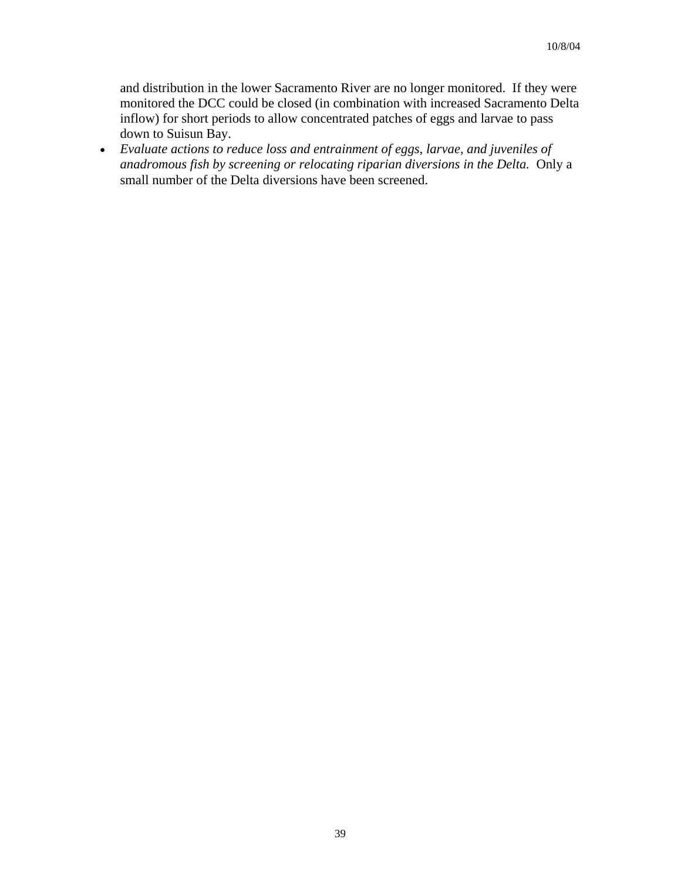and distribution in the lower Sacramento River are no longer monitored. If they were monitored the DCC could be closed (in combination with increased Sacramento Delta inflow) for short periods to allow concentrated patches of eggs and larvae to pass down to Suisun Bay.

- *Evaluate actions to reduce loss and entrainment of eggs, larvae, and juveniles of anadromous fish by screening or relocating riparian diversions in the Delta.* Only a small number of the Delta diversions have been screened.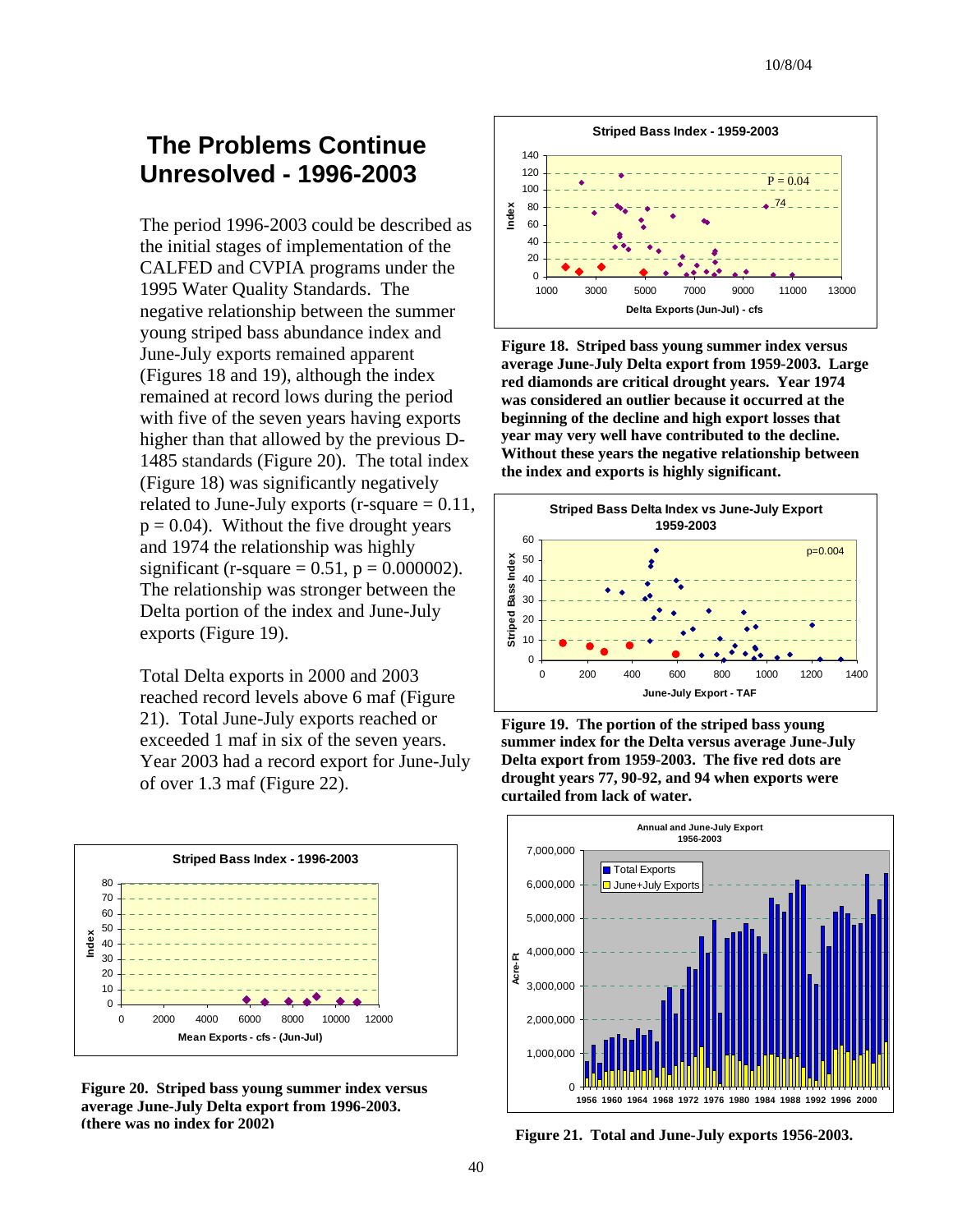## The Problems Continue Unresolved - 1996-2003

The period 1996-2003 could be described as the initial stages of implementation of the CALFED and CVPIA programs under the 1995 Water Quality Standards. The negative relationship between the summer young striped bass abundance index and June-July exports remained apparent (Figures 18 and 19), although the index remained at record lows during the period with five of the seven years having exports higher than that allowed by the previous D-1485 standards (Figure 20). The total index (Figure 18) was significantly negatively related to June-July exports (r-square = 0.11, p = 0.04). Without the five drought years and 1974 the relationship was highly significant (r-square = 0.51, p = 0.000002). The relationship was stronger between the Delta portion of the index and June-July exports (Figure 19).

Total Delta exports in 2000 and 2003 reached record levels above 6 maf (Figure 21). Total June-July exports reached or exceeded 1 maf in six of the seven years. Year 2003 had a record export for June-July of over 1.3 maf (Figure 22).

**Figure 18. Striped bass young summer index versus average June-July Delta export from 1959-2003. Large red diamonds are critical drought years. Year 1974 was considered an outlier because it occurred at the beginning of the decline and high export losses that year may very well have contributed to the decline. Without these years the negative relationship between the index and exports is highly significant.**

**Figure 19. The portion of the striped bass young summer index for the Delta versus average June-July Delta export from 1959-2003. The five red dots are drought years 77, 90-92, and 94 when exports were curtailed from lack of water.**

**Figure 20. Striped bass young summer index versus average June-July Delta export from 1996-2003. (there was no index for 2002)**

**Figure 21. Total and June-July exports 1956-2003.**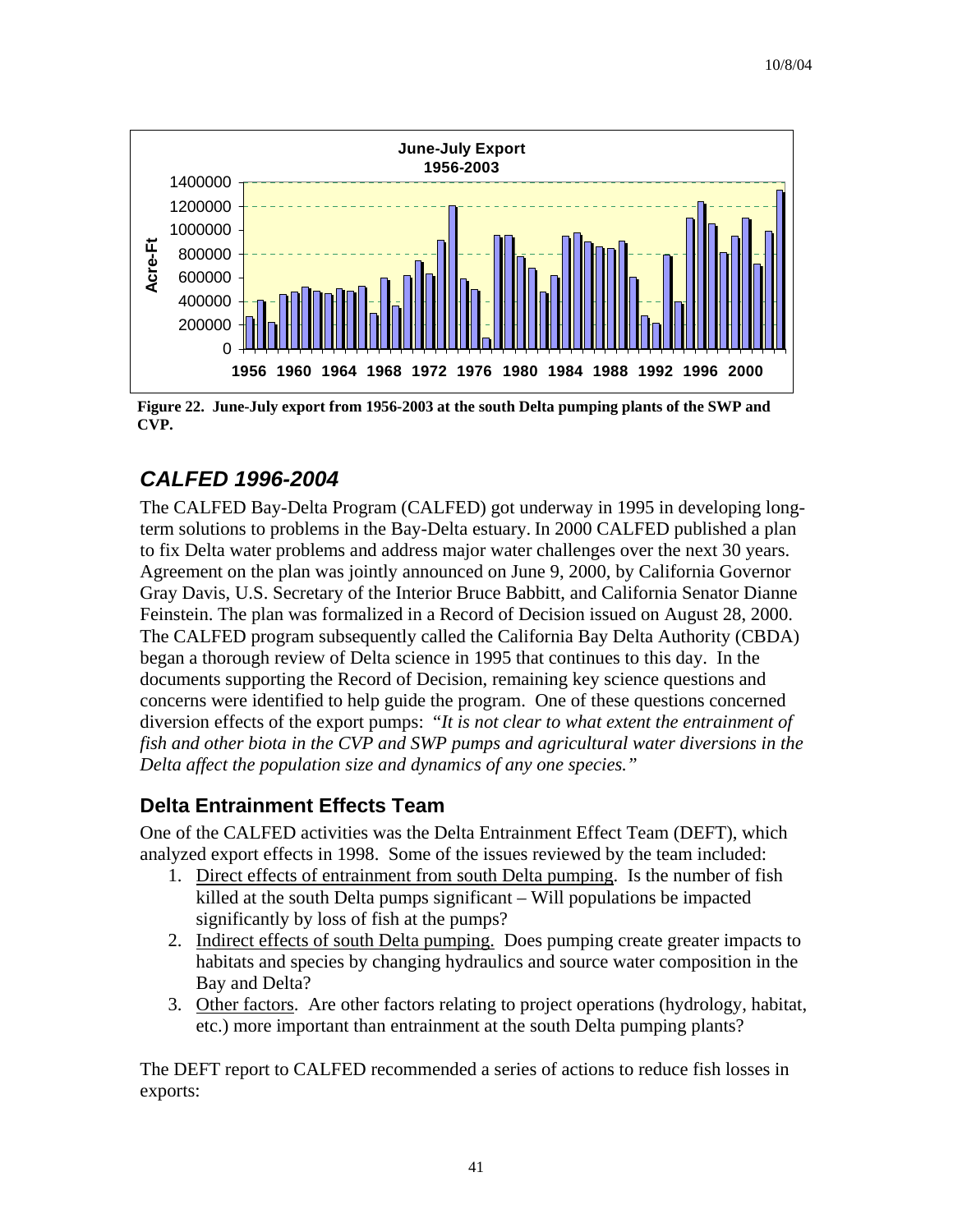**Figure 22. June-July export from 1956-2003 at the south Delta pumping plants of the SWP and CVP.**

## CALFED 1996-2004

The CALFED Bay-Delta Program (CALFED) got underway in 1995 in developing long-term solutions to problems in the Bay-Delta estuary. In 2000 CALFED published a plan to fix Delta water problems and address major water challenges over the next 30 years. Agreement on the plan was jointly announced on June 9, 2000, by California Governor Gray Davis, U.S. Secretary of the Interior Bruce Babbitt, and California Senator Dianne Feinstein. The plan was formalized in a Record of Decision issued on August 28, 2000. The CALFED program subsequently called the California Bay Delta Authority (CBDA) began a thorough review of Delta science in 1995 that continues to this day. In the documents supporting the Record of Decision, remaining key science questions and concerns were identified to help guide the program. One of these questions concerned diversion effects of the export pumps: "*It is not clear to what extent the entrainment of fish and other biota in the CVP and SWP pumps and agricultural water diversions in the Delta affect the population size and dynamics of any one species.*"

### Delta Entrainment Effects Team

One of the CALFED activities was the Delta Entrainment Effect Team (DEFT), which analyzed export effects in 1998. Some of the issues reviewed by the team included:

1. Direct effects of entrainment from south Delta pumping. Is the number of fish killed at the south Delta pumps significant – Will populations be impacted significantly by loss of fish at the pumps?
2. Indirect effects of south Delta pumping. Does pumping create greater impacts to habitats and species by changing hydraulics and source water composition in the Bay and Delta?
3. Other factors. Are other factors relating to project operations (hydrology, habitat, etc.) more important than entrainment at the south Delta pumping plants?

The DEFT report to CALFED recommended a series of actions to reduce fish losses in exports: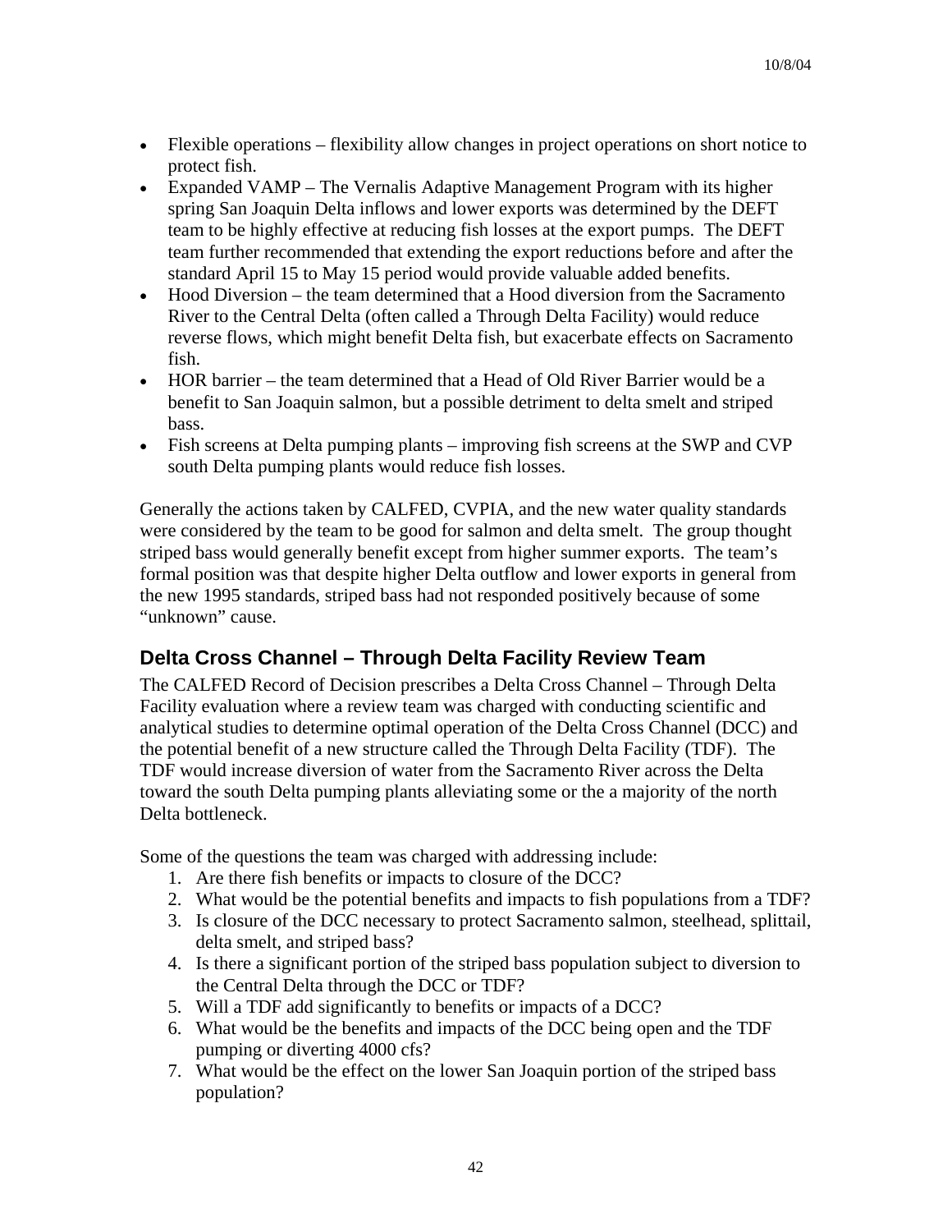- Flexible operations – flexibility allow changes in project operations on short notice to protect fish.
- Expanded VAMP – The Vernalis Adaptive Management Program with its higher spring San Joaquin Delta inflows and lower exports was determined by the DEFT team to be highly effective at reducing fish losses at the export pumps. The DEFT team further recommended that extending the export reductions before and after the standard April 15 to May 15 period would provide valuable added benefits.
- Hood Diversion – the team determined that a Hood diversion from the Sacramento River to the Central Delta (often called a Through Delta Facility) would reduce reverse flows, which might benefit Delta fish, but exacerbate effects on Sacramento fish.
- HOR barrier – the team determined that a Head of Old River Barrier would be a benefit to San Joaquin salmon, but a possible detriment to delta smelt and striped bass.
- Fish screens at Delta pumping plants – improving fish screens at the SWP and CVP south Delta pumping plants would reduce fish losses.

Generally the actions taken by CALFED, CVPIA, and the new water quality standards were considered by the team to be good for salmon and delta smelt. The group thought striped bass would generally benefit except from higher summer exports. The team's formal position was that despite higher Delta outflow and lower exports in general from the new 1995 standards, striped bass had not responded positively because of some "unknown" cause.

## Delta Cross Channel – Through Delta Facility Review Team

The CALFED Record of Decision prescribes a Delta Cross Channel – Through Delta Facility evaluation where a review team was charged with conducting scientific and analytical studies to determine optimal operation of the Delta Cross Channel (DCC) and the potential benefit of a new structure called the Through Delta Facility (TDF). The TDF would increase diversion of water from the Sacramento River across the Delta toward the south Delta pumping plants alleviating some or the a majority of the north Delta bottleneck.

Some of the questions the team was charged with addressing include:

1. Are there fish benefits or impacts to closure of the DCC?
2. What would be the potential benefits and impacts to fish populations from a TDF?
3. Is closure of the DCC necessary to protect Sacramento salmon, steelhead, splittail, delta smelt, and striped bass?
4. Is there a significant portion of the striped bass population subject to diversion to the Central Delta through the DCC or TDF?
5. Will a TDF add significantly to benefits or impacts of a DCC?
6. What would be the benefits and impacts of the DCC being open and the TDF pumping or diverting 4000 cfs?
7. What would be the effect on the lower San Joaquin portion of the striped bass population?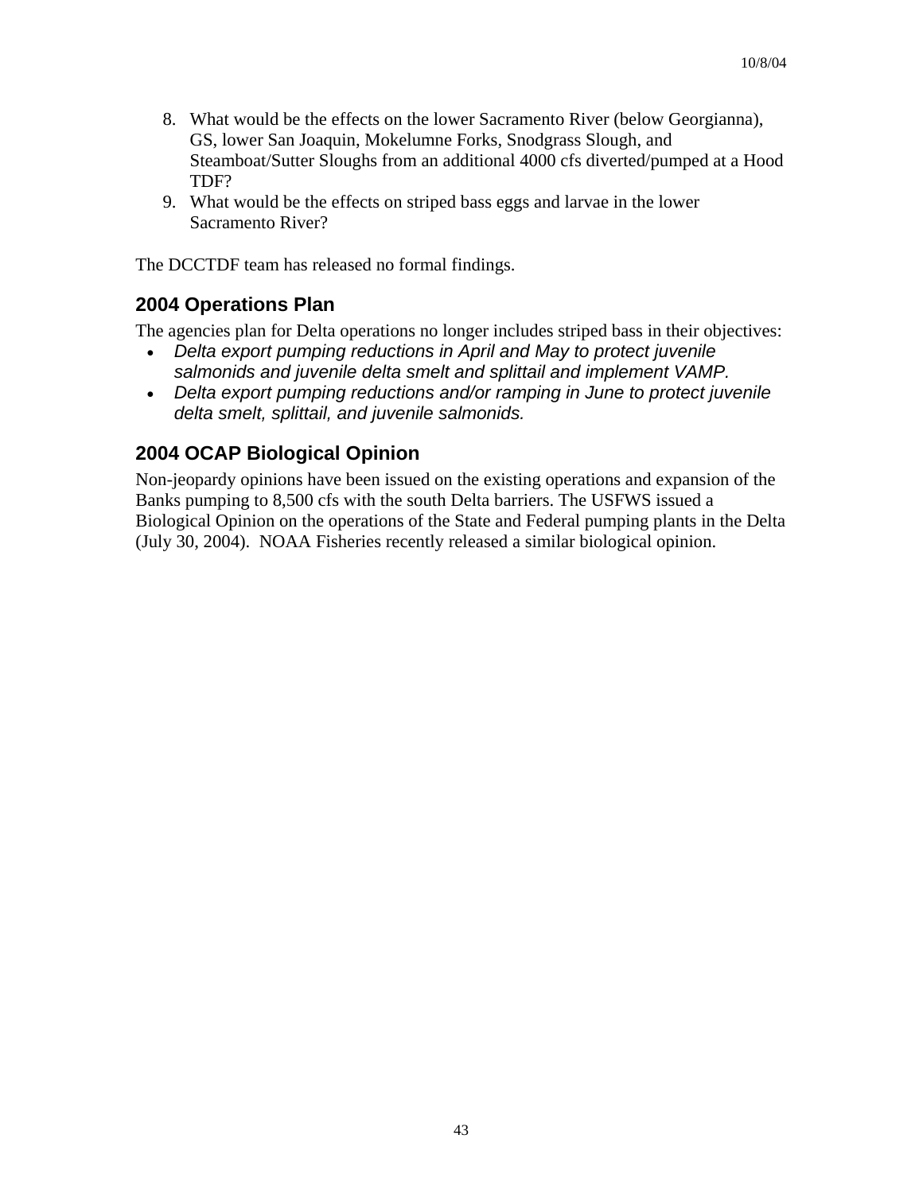8. What would be the effects on the lower Sacramento River (below Georgianna), GS, lower San Joaquin, Mokelumne Forks, Snodgrass Slough, and Steamboat/Sutter Sloughs from an additional 4000 cfs diverted/pumped at a Hood TDF?
9. What would be the effects on striped bass eggs and larvae in the lower Sacramento River?

The DCCTDF team has released no formal findings.

### 2004 Operations Plan

The agencies plan for Delta operations no longer includes striped bass in their objectives:

- *Delta export pumping reductions in April and May to protect juvenile salmonids and juvenile delta smelt and splittail and implement VAMP.*
- *Delta export pumping reductions and/or ramping in June to protect juvenile delta smelt, splittail, and juvenile salmonids.*

### 2004 OCAP Biological Opinion

Non-jeopardy opinions have been issued on the existing operations and expansion of the Banks pumping to 8,500 cfs with the south Delta barriers. The USFWS issued a Biological Opinion on the operations of the State and Federal pumping plants in the Delta (July 30, 2004). NOAA Fisheries recently released a similar biological opinion.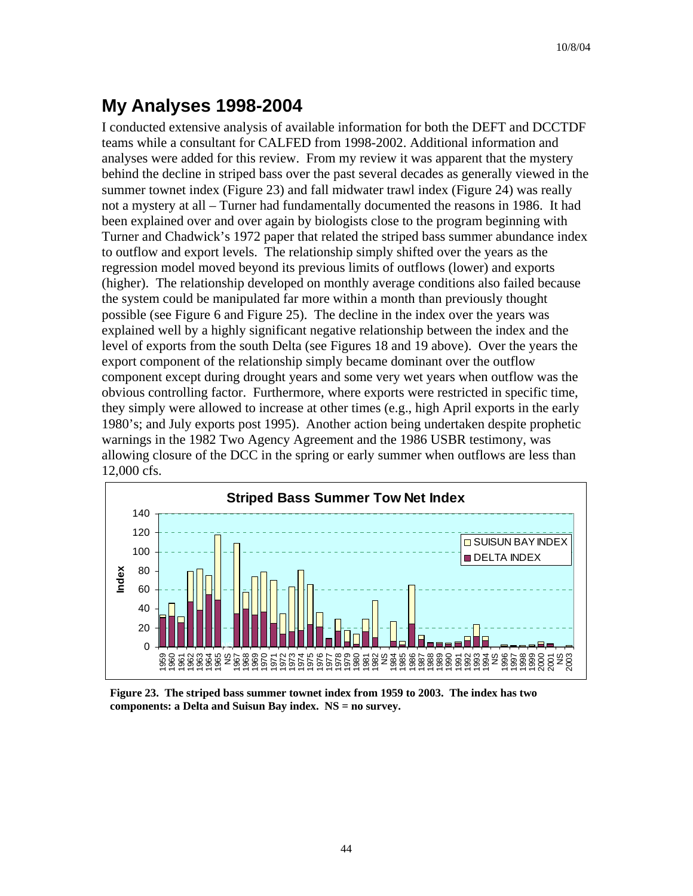## My Analyses 1998-2004

I conducted extensive analysis of available information for both the DEFT and DCCTDF teams while a consultant for CALFED from 1998-2002. Additional information and analyses were added for this review. From my review it was apparent that the mystery behind the decline in striped bass over the past several decades as generally viewed in the summer townet index (Figure 23) and fall midwater trawl index (Figure 24) was really not a mystery at all – Turner had fundamentally documented the reasons in 1986. It had been explained over and over again by biologists close to the program beginning with Turner and Chadwick's 1972 paper that related the striped bass summer abundance index to outflow and export levels. The relationship simply shifted over the years as the regression model moved beyond its previous limits of outflows (lower) and exports (higher). The relationship developed on monthly average conditions also failed because the system could be manipulated far more within a month than previously thought possible (see Figure 6 and Figure 25). The decline in the index over the years was explained well by a highly significant negative relationship between the index and the level of exports from the south Delta (see Figures 18 and 19 above). Over the years the export component of the relationship simply became dominant over the outflow component except during drought years and some very wet years when outflow was the obvious controlling factor. Furthermore, where exports were restricted in specific time, they simply were allowed to increase at other times (e.g., high April exports in the early 1980's; and July exports post 1995). Another action being undertaken despite prophetic warnings in the 1982 Two Agency Agreement and the 1986 USBR testimony, was allowing closure of the DCC in the spring or early summer when outflows are less than 12,000 cfs.

**Figure 23. The striped bass summer townet index from 1959 to 2003. The index has two components: a Delta and Suisun Bay index. NS = no survey.**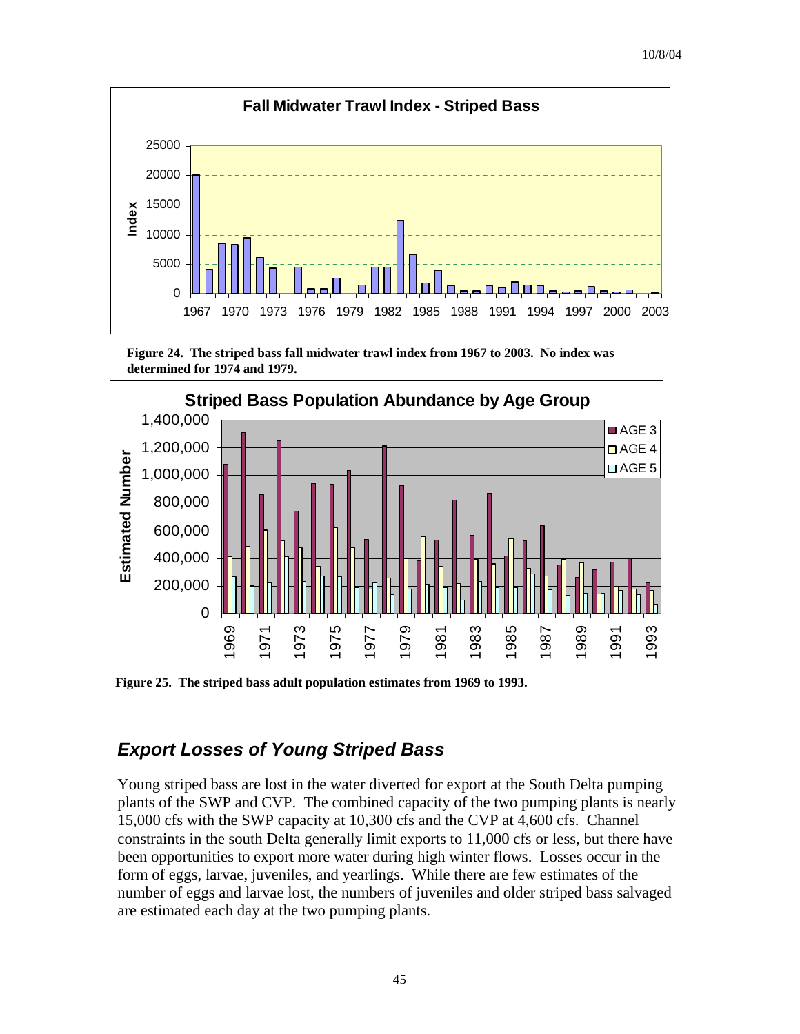Figure 24. The striped bass fall midwater trawl index from 1967 to 2003. No index was determined for 1974 and 1979.

Figure 25. The striped bass adult population estimates from 1969 to 1993.

## *Export Losses of Young Striped Bass*

Young striped bass are lost in the water diverted for export at the South Delta pumping plants of the SWP and CVP. The combined capacity of the two pumping plants is nearly 15,000 cfs with the SWP capacity at 10,300 cfs and the CVP at 4,600 cfs. Channel constraints in the south Delta generally limit exports to 11,000 cfs or less, but there have been opportunities to export more water during high winter flows. Losses occur in the form of eggs, larvae, juveniles, and yearlings. While there are few estimates of the number of eggs and larvae lost, the numbers of juveniles and older striped bass salvaged are estimated each day at the two pumping plants.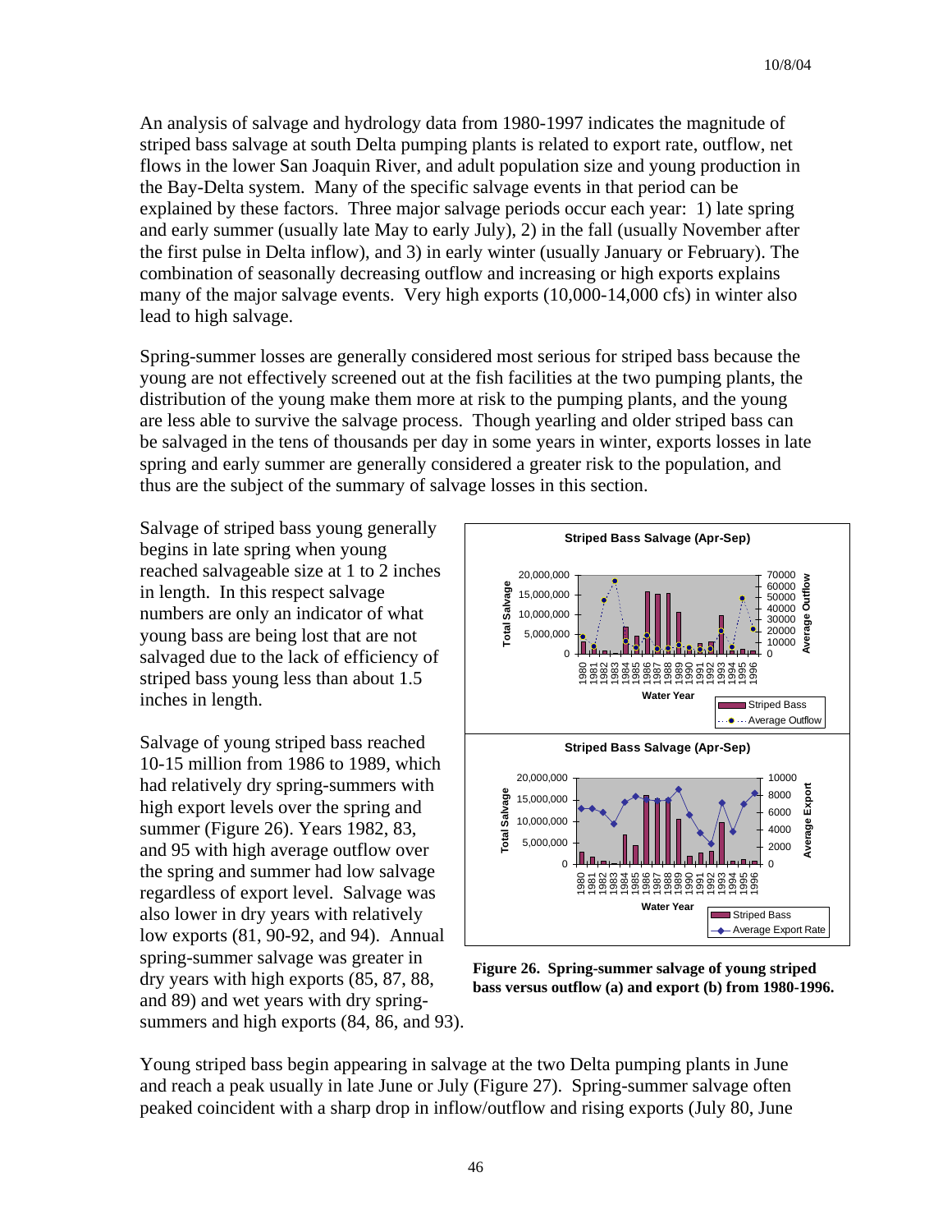An analysis of salvage and hydrology data from 1980-1997 indicates the magnitude of striped bass salvage at south Delta pumping plants is related to export rate, outflow, net flows in the lower San Joaquin River, and adult population size and young production in the Bay-Delta system. Many of the specific salvage events in that period can be explained by these factors. Three major salvage periods occur each year: 1) late spring and early summer (usually late May to early July), 2) in the fall (usually November after the first pulse in Delta inflow), and 3) in early winter (usually January or February). The combination of seasonally decreasing outflow and increasing or high exports explains many of the major salvage events. Very high exports (10,000-14,000 cfs) in winter also lead to high salvage.

Spring-summer losses are generally considered most serious for striped bass because the young are not effectively screened out at the fish facilities at the two pumping plants, the distribution of the young make them more at risk to the pumping plants, and the young are less able to survive the salvage process. Though yearling and older striped bass can be salvaged in the tens of thousands per day in some years in winter, exports losses in late spring and early summer are generally considered a greater risk to the population, and thus are the subject of the summary of salvage losses in this section.

Salvage of striped bass young generally begins in late spring when young reached salvageable size at 1 to 2 inches in length. In this respect salvage numbers are only an indicator of what young bass are being lost that are not salvaged due to the lack of efficiency of striped bass young less than about 1.5 inches in length.

Salvage of young striped bass reached 10-15 million from 1986 to 1989, which had relatively dry spring-summers with high export levels over the spring and summer (Figure 26). Years 1982, 83, and 95 with high average outflow over the spring and summer had low salvage regardless of export level. Salvage was also lower in dry years with relatively low exports (81, 90-92, and 94). Annual spring-summer salvage was greater in dry years with high exports (85, 87, 88, and 89) and wet years with dry spring-summers and high exports (84, 86, and 93).

**Figure 26. Spring-summer salvage of young striped bass versus outflow (a) and export (b) from 1980-1996.**

Young striped bass begin appearing in salvage at the two Delta pumping plants in June and reach a peak usually in late June or July (Figure 27). Spring-summer salvage often peaked coincident with a sharp drop in inflow/outflow and rising exports (July 80, June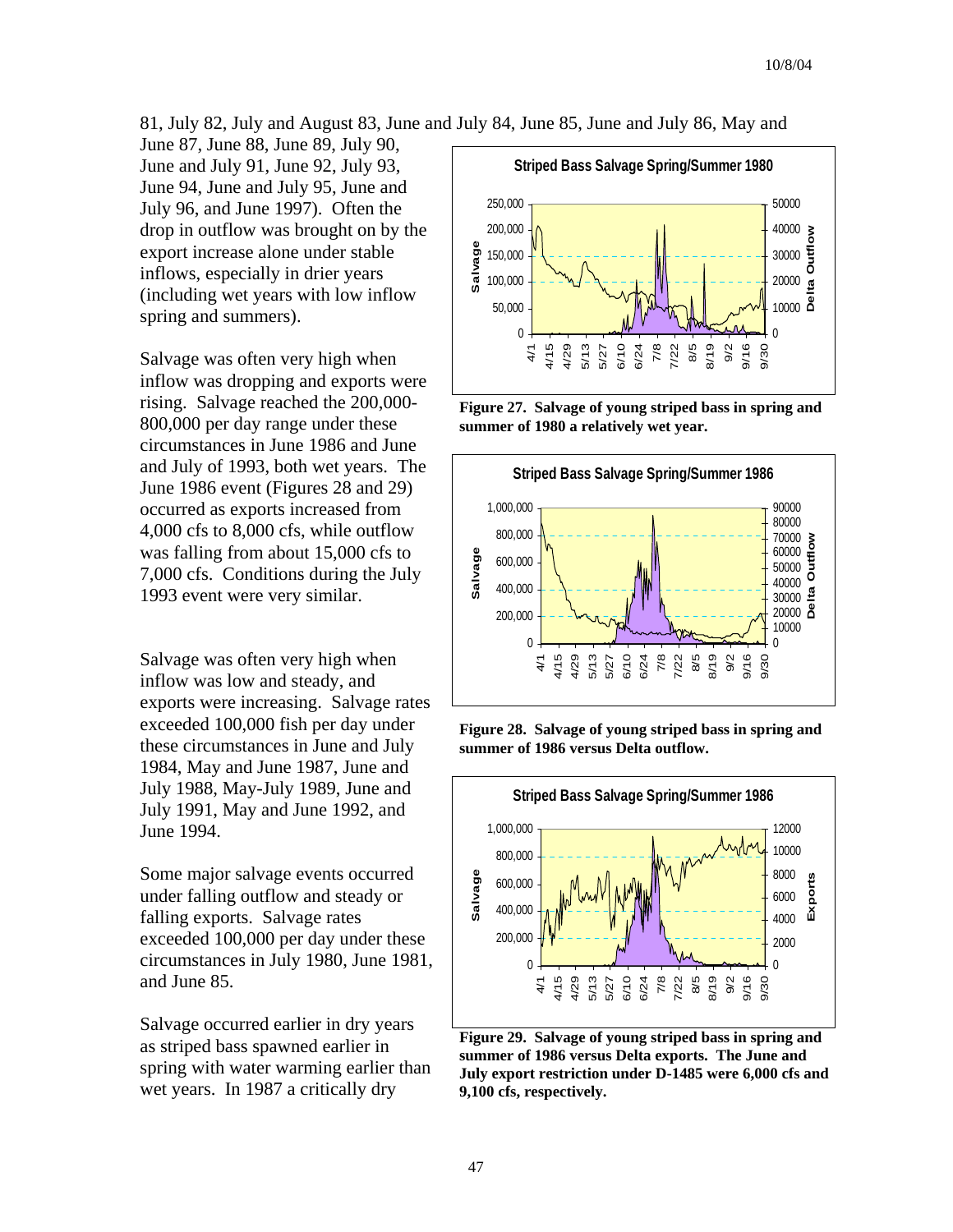81, July 82, July and August 83, June and July 84, June 85, June and July 86, May and June 87, June 88, June 89, July 90, June and July 91, June 92, July 93, June 94, June and July 95, June and July 96, and June 1997). Often the drop in outflow was brought on by the export increase alone under stable inflows, especially in drier years (including wet years with low inflow spring and summers).

Salvage was often very high when inflow was dropping and exports were rising. Salvage reached the 200,000-800,000 per day range under these circumstances in June 1986 and June and July of 1993, both wet years. The June 1986 event (Figures 28 and 29) occurred as exports increased from 4,000 cfs to 8,000 cfs, while outflow was falling from about 15,000 cfs to 7,000 cfs. Conditions during the July 1993 event were very similar.

Salvage was often very high when inflow was low and steady, and exports were increasing. Salvage rates exceeded 100,000 fish per day under these circumstances in June and July 1984, May and June 1987, June and July 1988, May-July 1989, June and July 1991, May and June 1992, and June 1994.

Some major salvage events occurred under falling outflow and steady or falling exports. Salvage rates exceeded 100,000 per day under these circumstances in July 1980, June 1981, and June 85.

Salvage occurred earlier in dry years as striped bass spawned earlier in spring with water warming earlier than wet years. In 1987 a critically dry

**Figure 27. Salvage of young striped bass in spring and summer of 1980 a relatively wet year.**

**Figure 28. Salvage of young striped bass in spring and summer of 1986 versus Delta outflow.**

**Figure 29. Salvage of young striped bass in spring and summer of 1986 versus Delta exports. The June and July export restriction under D-1485 were 6,000 cfs and 9,100 cfs, respectively.**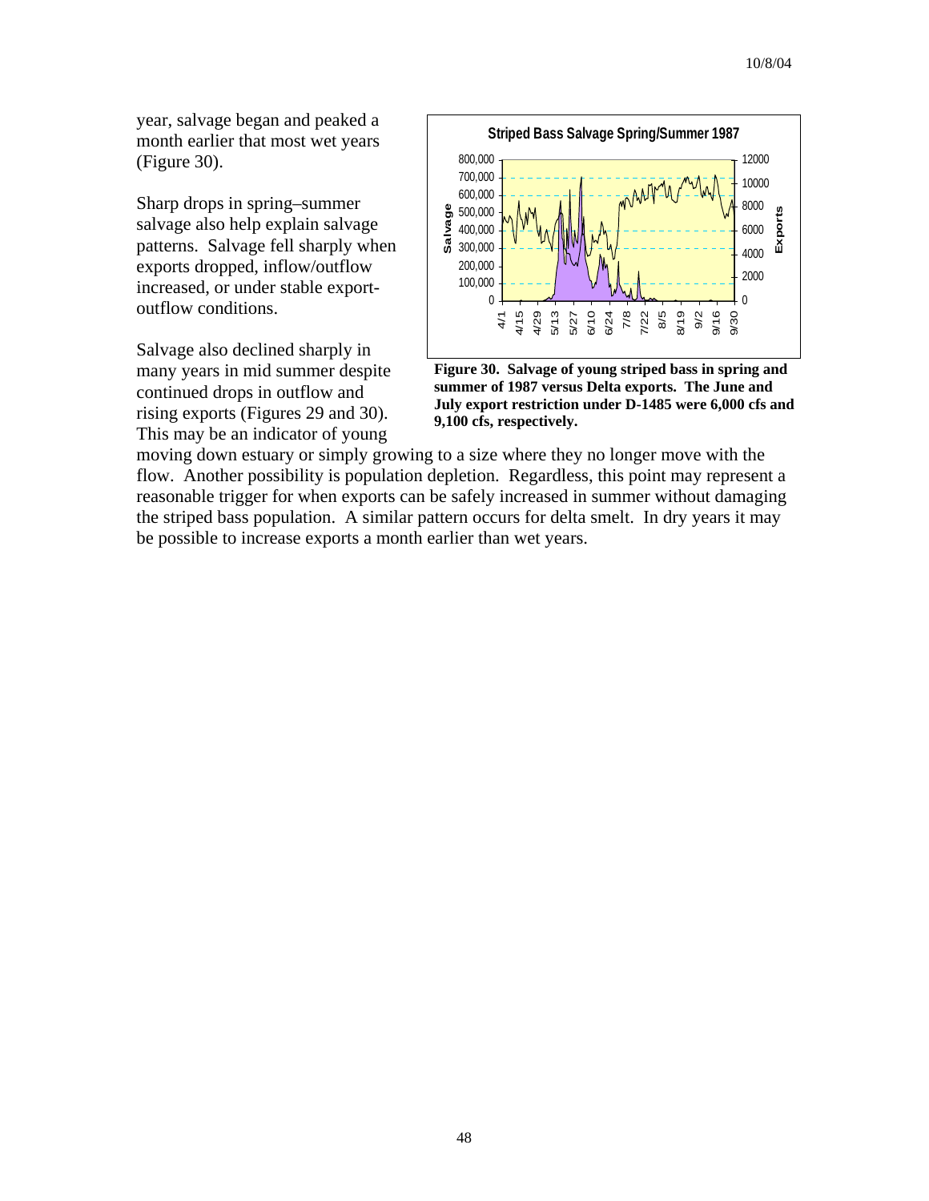year, salvage began and peaked a month earlier that most wet years (Figure 30).

Sharp drops in spring–summer salvage also help explain salvage patterns. Salvage fell sharply when exports dropped, inflow/outflow increased, or under stable export-outflow conditions.

Salvage also declined sharply in many years in mid summer despite continued drops in outflow and rising exports (Figures 29 and 30). This may be an indicator of young moving down estuary or simply growing to a size where they no longer move with the flow. Another possibility is population depletion. Regardless, this point may represent a reasonable trigger for when exports can be safely increased in summer without damaging the striped bass population. A similar pattern occurs for delta smelt. In dry years it may be possible to increase exports a month earlier than wet years.

**Figure 30. Salvage of young striped bass in spring and summer of 1987 versus Delta exports. The June and July export restriction under D-1485 were 6,000 cfs and 9,100 cfs, respectively.**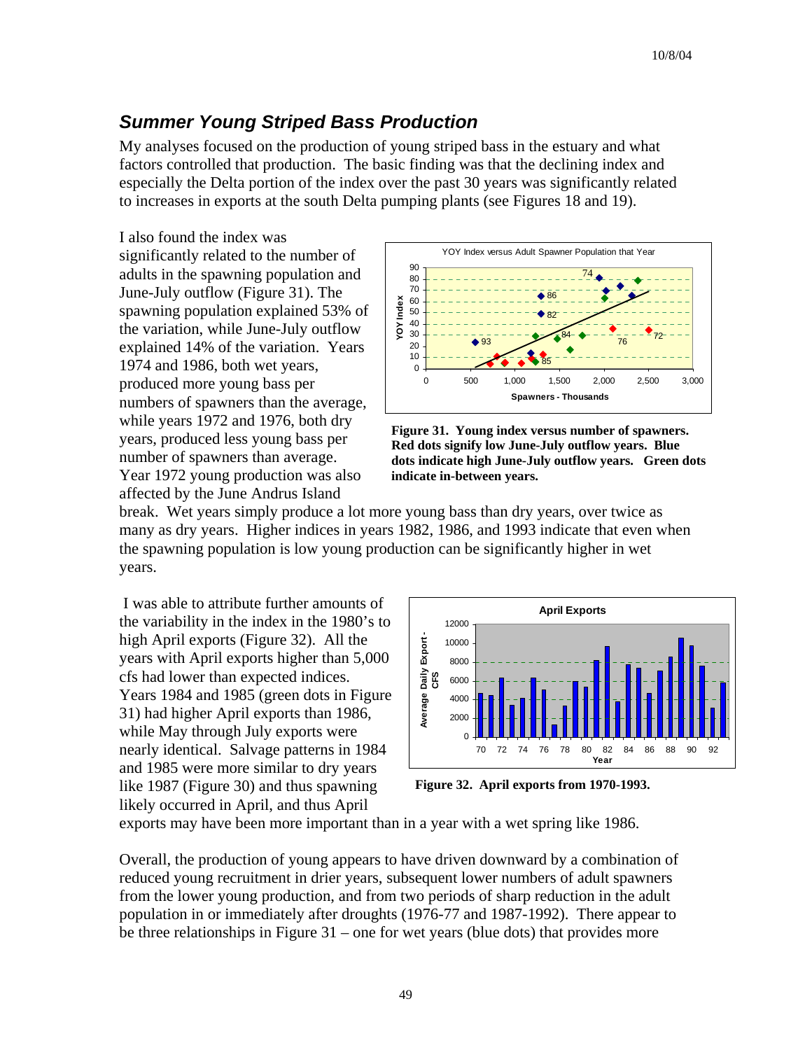## *Summer Young Striped Bass Production*

My analyses focused on the production of young striped bass in the estuary and what factors controlled that production. The basic finding was that the declining index and especially the Delta portion of the index over the past 30 years was significantly related to increases in exports at the south Delta pumping plants (see Figures 18 and 19).

I also found the index was significantly related to the number of adults in the spawning population and June-July outflow (Figure 31). The spawning population explained 53% of the variation, while June-July outflow explained 14% of the variation. Years 1974 and 1986, both wet years, produced more young bass per numbers of spawners than the average, while years 1972 and 1976, both dry years, produced less young bass per number of spawners than average. Year 1972 young production was also affected by the June Andrus Island break. Wet years simply produce a lot more young bass than dry years, over twice as many as dry years. Higher indices in years 1982, 1986, and 1993 indicate that even when the spawning population is low young production can be significantly higher in wet years.

**Figure 31. Young index versus number of spawners. Red dots signify low June-July outflow years. Blue dots indicate high June-July outflow years. Green dots indicate in-between years.**

I was able to attribute further amounts of the variability in the index in the 1980's to high April exports (Figure 32). All the years with April exports higher than 5,000 cfs had lower than expected indices. Years 1984 and 1985 (green dots in Figure 31) had higher April exports than 1986, while May through July exports were nearly identical. Salvage patterns in 1984 and 1985 were more similar to dry years like 1987 (Figure 30) and thus spawning likely occurred in April, and thus April exports may have been more important than in a year with a wet spring like 1986.

**Figure 32. April exports from 1970-1993.**

Overall, the production of young appears to have driven downward by a combination of reduced young recruitment in drier years, subsequent lower numbers of adult spawners from the lower young production, and from two periods of sharp reduction in the adult population in or immediately after droughts (1976-77 and 1987-1992). There appear to be three relationships in Figure 31 – one for wet years (blue dots) that provides more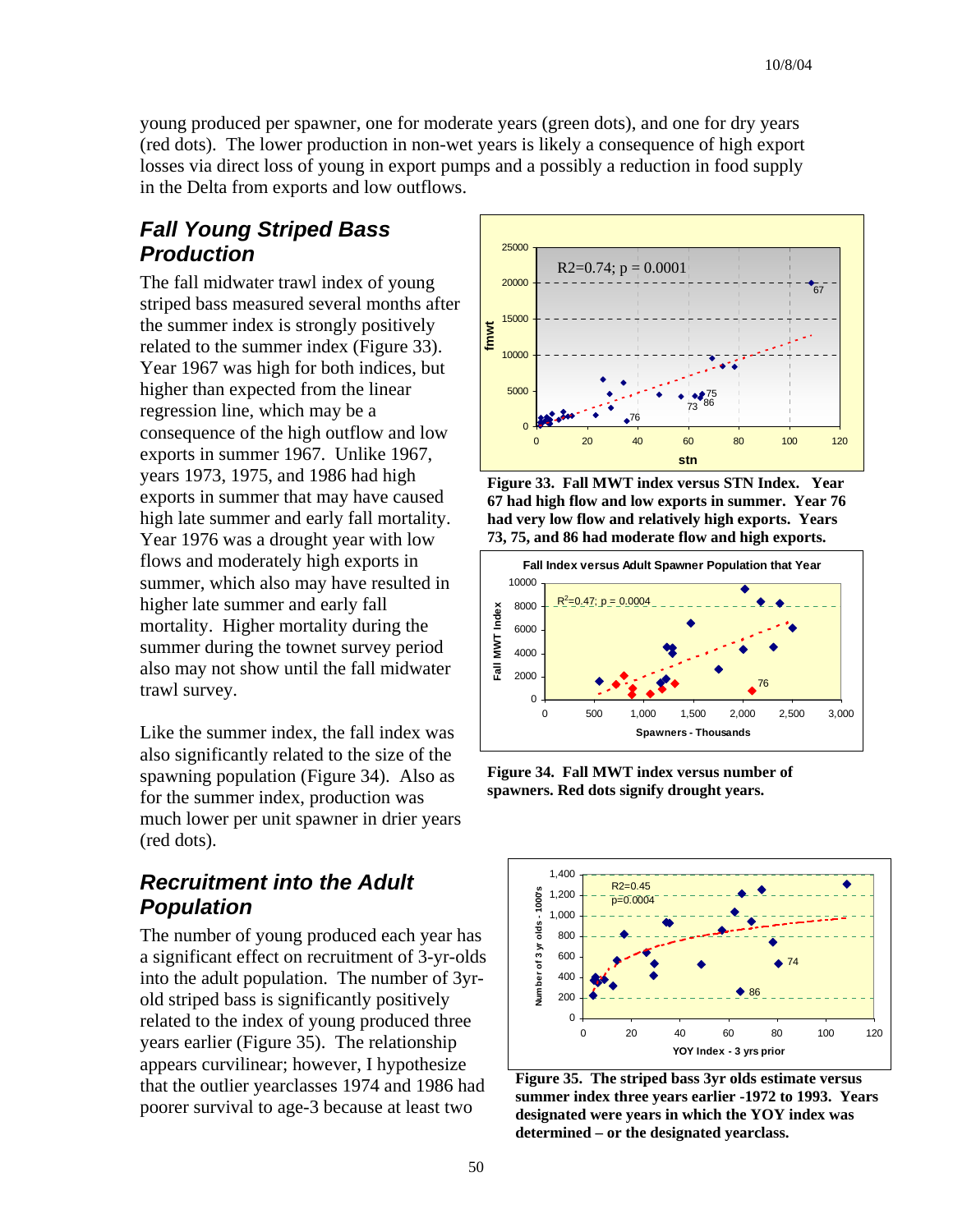young produced per spawner, one for moderate years (green dots), and one for dry years (red dots). The lower production in non-wet years is likely a consequence of high export losses via direct loss of young in export pumps and a possibly a reduction in food supply in the Delta from exports and low outflows.

## Fall Young Striped Bass Production

The fall midwater trawl index of young striped bass measured several months after the summer index is strongly positively related to the summer index (Figure 33). Year 1967 was high for both indices, but higher than expected from the linear regression line, which may be a consequence of the high outflow and low exports in summer 1967. Unlike 1967, years 1973, 1975, and 1986 had high exports in summer that may have caused high late summer and early fall mortality. Year 1976 was a drought year with low flows and moderately high exports in summer, which also may have resulted in higher late summer and early fall mortality. Higher mortality during the summer during the townet survey period also may not show until the fall midwater trawl survey.

**Figure 33. Fall MWT index versus STN Index. Year 67 had high flow and low exports in summer. Year 76 had very low flow and relatively high exports. Years 73, 75, and 86 had moderate flow and high exports.**

Like the summer index, the fall index was also significantly related to the size of the spawning population (Figure 34). Also as for the summer index, production was much lower per unit spawner in drier years (red dots).

**Figure 34. Fall MWT index versus number of spawners. Red dots signify drought years.**

## Recruitment into the Adult Population

The number of young produced each year has a significant effect on recruitment of 3-yr-olds into the adult population. The number of 3yr-old striped bass is significantly positively related to the index of young produced three years earlier (Figure 35). The relationship appears curvilinear; however, I hypothesize that the outlier yearclasses 1974 and 1986 had poorer survival to age-3 because at least two

**Figure 35. The striped bass 3yr olds estimate versus summer index three years earlier -1972 to 1993. Years designated were years in which the YOY index was determined – or the designated yearclass.**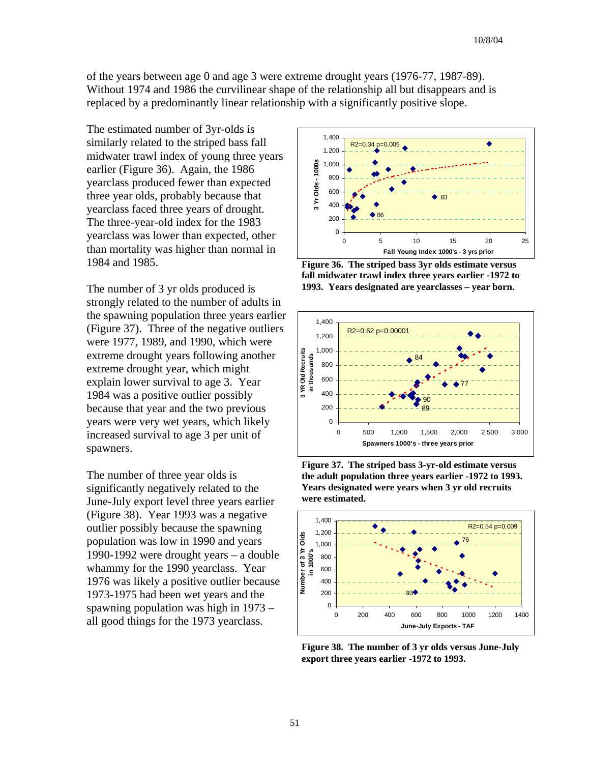of the years between age 0 and age 3 were extreme drought years (1976-77, 1987-89). Without 1974 and 1986 the curvilinear shape of the relationship all but disappears and is replaced by a predominantly linear relationship with a significantly positive slope.

The estimated number of 3yr-olds is similarly related to the striped bass fall midwater trawl index of young three years earlier (Figure 36). Again, the 1986 yearclass produced fewer than expected three year olds, probably because that yearclass faced three years of drought. The three-year-old index for the 1983 yearclass was lower than expected, other than mortality was higher than normal in 1984 and 1985.

**Figure 36. The striped bass 3yr olds estimate versus fall midwater trawl index three years earlier -1972 to 1993. Years designated are yearclasses – year born.**

The number of 3 yr olds produced is strongly related to the number of adults in the spawning population three years earlier (Figure 37). Three of the negative outliers were 1977, 1989, and 1990, which were extreme drought years following another extreme drought year, which might explain lower survival to age 3. Year 1984 was a positive outlier possibly because that year and the two previous years were very wet years, which likely increased survival to age 3 per unit of spawners.

**Figure 37. The striped bass 3-yr-old estimate versus the adult population three years earlier -1972 to 1993. Years designated were years when 3 yr old recruits were estimated.**

The number of three year olds is significantly negatively related to the June-July export level three years earlier (Figure 38). Year 1993 was a negative outlier possibly because the spawning population was low in 1990 and years 1990-1992 were drought years – a double whammy for the 1990 yearclass. Year 1976 was likely a positive outlier because 1973-1975 had been wet years and the spawning population was high in 1973 – all good things for the 1973 yearclass.

**Figure 38. The number of 3 yr olds versus June-July export three years earlier -1972 to 1993.**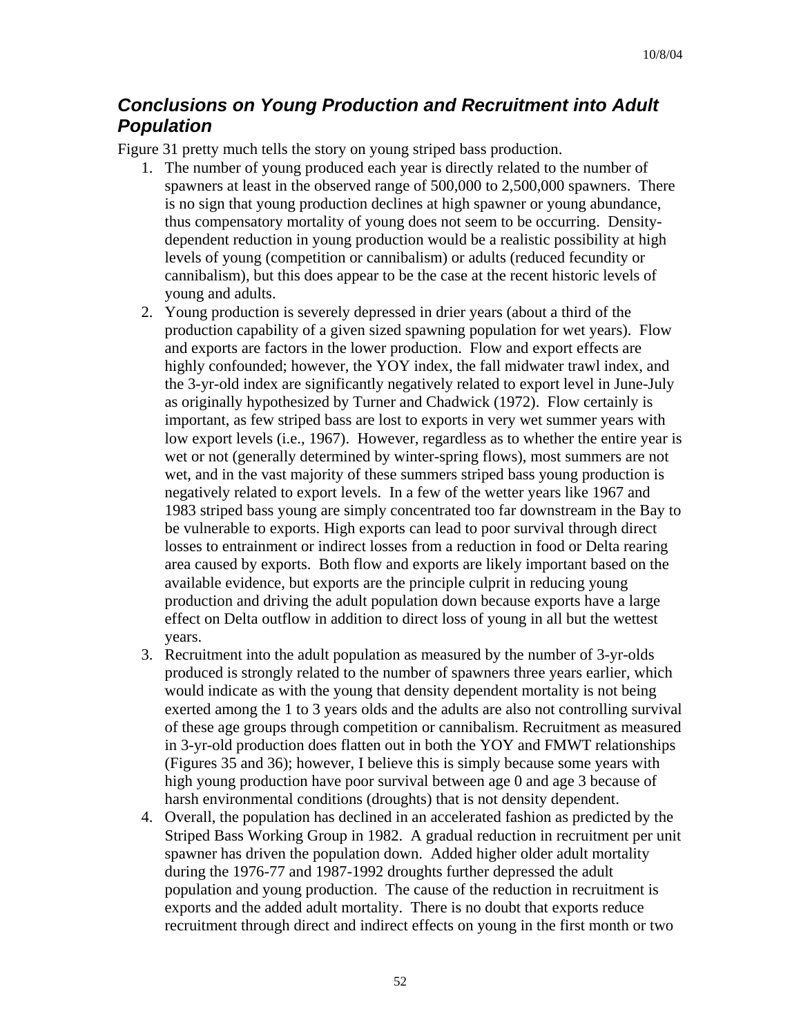## *Conclusions on Young Production and Recruitment into Adult Population*

Figure 31 pretty much tells the story on young striped bass production.

1. The number of young produced each year is directly related to the number of spawners at least in the observed range of 500,000 to 2,500,000 spawners. There is no sign that young production declines at high spawner or young abundance, thus compensatory mortality of young does not seem to be occurring. Density-dependent reduction in young production would be a realistic possibility at high levels of young (competition or cannibalism) or adults (reduced fecundity or cannibalism), but this does appear to be the case at the recent historic levels of young and adults.
2. Young production is severely depressed in drier years (about a third of the production capability of a given sized spawning population for wet years). Flow and exports are factors in the lower production. Flow and export effects are highly confounded; however, the YOY index, the fall midwater trawl index, and the 3-yr-old index are significantly negatively related to export level in June-July as originally hypothesized by Turner and Chadwick (1972). Flow certainly is important, as few striped bass are lost to exports in very wet summer years with low export levels (i.e., 1967). However, regardless as to whether the entire year is wet or not (generally determined by winter-spring flows), most summers are not wet, and in the vast majority of these summers striped bass young production is negatively related to export levels. In a few of the wetter years like 1967 and 1983 striped bass young are simply concentrated too far downstream in the Bay to be vulnerable to exports. High exports can lead to poor survival through direct losses to entrainment or indirect losses from a reduction in food or Delta rearing area caused by exports. Both flow and exports are likely important based on the available evidence, but exports are the principle culprit in reducing young production and driving the adult population down because exports have a large effect on Delta outflow in addition to direct loss of young in all but the wettest years.
3. Recruitment into the adult population as measured by the number of 3-yr-olds produced is strongly related to the number of spawners three years earlier, which would indicate as with the young that density dependent mortality is not being exerted among the 1 to 3 years olds and the adults are also not controlling survival of these age groups through competition or cannibalism. Recruitment as measured in 3-yr-old production does flatten out in both the YOY and FMWT relationships (Figures 35 and 36); however, I believe this is simply because some years with high young production have poor survival between age 0 and age 3 because of harsh environmental conditions (droughts) that is not density dependent.
4. Overall, the population has declined in an accelerated fashion as predicted by the Striped Bass Working Group in 1982. A gradual reduction in recruitment per unit spawner has driven the population down. Added higher older adult mortality during the 1976-77 and 1987-1992 droughts further depressed the adult population and young production. The cause of the reduction in recruitment is exports and the added adult mortality. There is no doubt that exports reduce recruitment through direct and indirect effects on young in the first month or two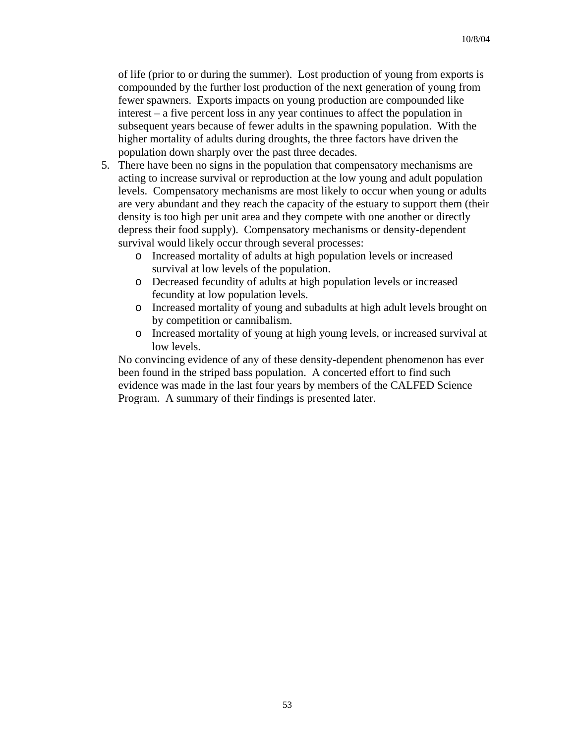of life (prior to or during the summer). Lost production of young from exports is compounded by the further lost production of the next generation of young from fewer spawners. Exports impacts on young production are compounded like interest – a five percent loss in any year continues to affect the population in subsequent years because of fewer adults in the spawning population. With the higher mortality of adults during droughts, the three factors have driven the population down sharply over the past three decades.

5. There have been no signs in the population that compensatory mechanisms are acting to increase survival or reproduction at the low young and adult population levels. Compensatory mechanisms are most likely to occur when young or adults are very abundant and they reach the capacity of the estuary to support them (their density is too high per unit area and they compete with one another or directly depress their food supply). Compensatory mechanisms or density-dependent survival would likely occur through several processes:
   - Increased mortality of adults at high population levels or increased survival at low levels of the population.
   - Decreased fecundity of adults at high population levels or increased fecundity at low population levels.
   - Increased mortality of young and subadults at high adult levels brought on by competition or cannibalism.
   - Increased mortality of young at high young levels, or increased survival at low levels.

   No convincing evidence of any of these density-dependent phenomenon has ever been found in the striped bass population. A concerted effort to find such evidence was made in the last four years by members of the CALFED Science Program. A summary of their findings is presented later.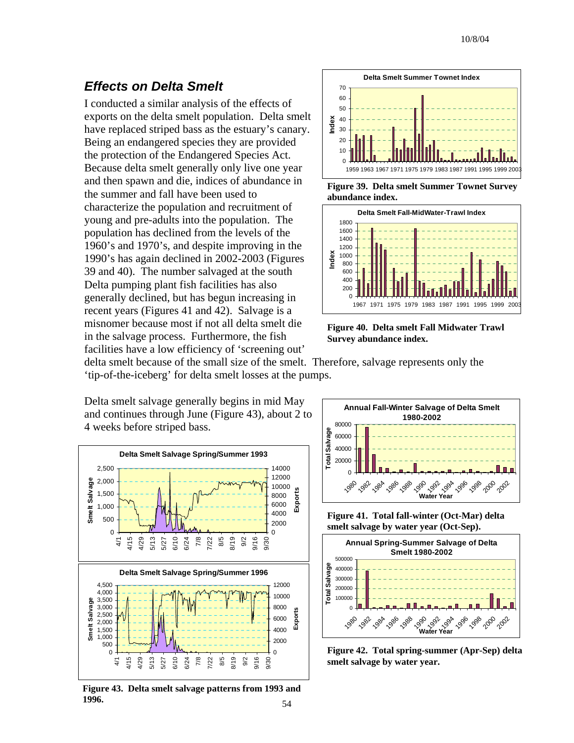## *Effects on Delta Smelt*

I conducted a similar analysis of the effects of exports on the delta smelt population. Delta smelt have replaced striped bass as the estuary's canary. Being an endangered species they are provided the protection of the Endangered Species Act. Because delta smelt generally only live one year and then spawn and die, indices of abundance in the summer and fall have been used to characterize the population and recruitment of young and pre-adults into the population. The population has declined from the levels of the 1960's and 1970's, and despite improving in the 1990's has again declined in 2002-2003 (Figures 39 and 40). The number salvaged at the south Delta pumping plant fish facilities has also generally declined, but has begun increasing in recent years (Figures 41 and 42). Salvage is a misnomer because most if not all delta smelt die in the salvage process. Furthermore, the fish facilities have a low efficiency of 'screening out' delta smelt because of the small size of the smelt. Therefore, salvage represents only the 'tip-of-the-iceberg' for delta smelt losses at the pumps.

**Figure 39. Delta smelt Summer Townet Survey abundance index.**

**Figure 40. Delta smelt Fall Midwater Trawl Survey abundance index.**

Delta smelt salvage generally begins in mid May and continues through June (Figure 43), about 2 to 4 weeks before striped bass.

**Figure 41. Total fall-winter (Oct-Mar) delta smelt salvage by water year (Oct-Sep).**

**Figure 42. Total spring-summer (Apr-Sep) delta smelt salvage by water year.**

**Figure 43. Delta smelt salvage patterns from 1993 and 1996.**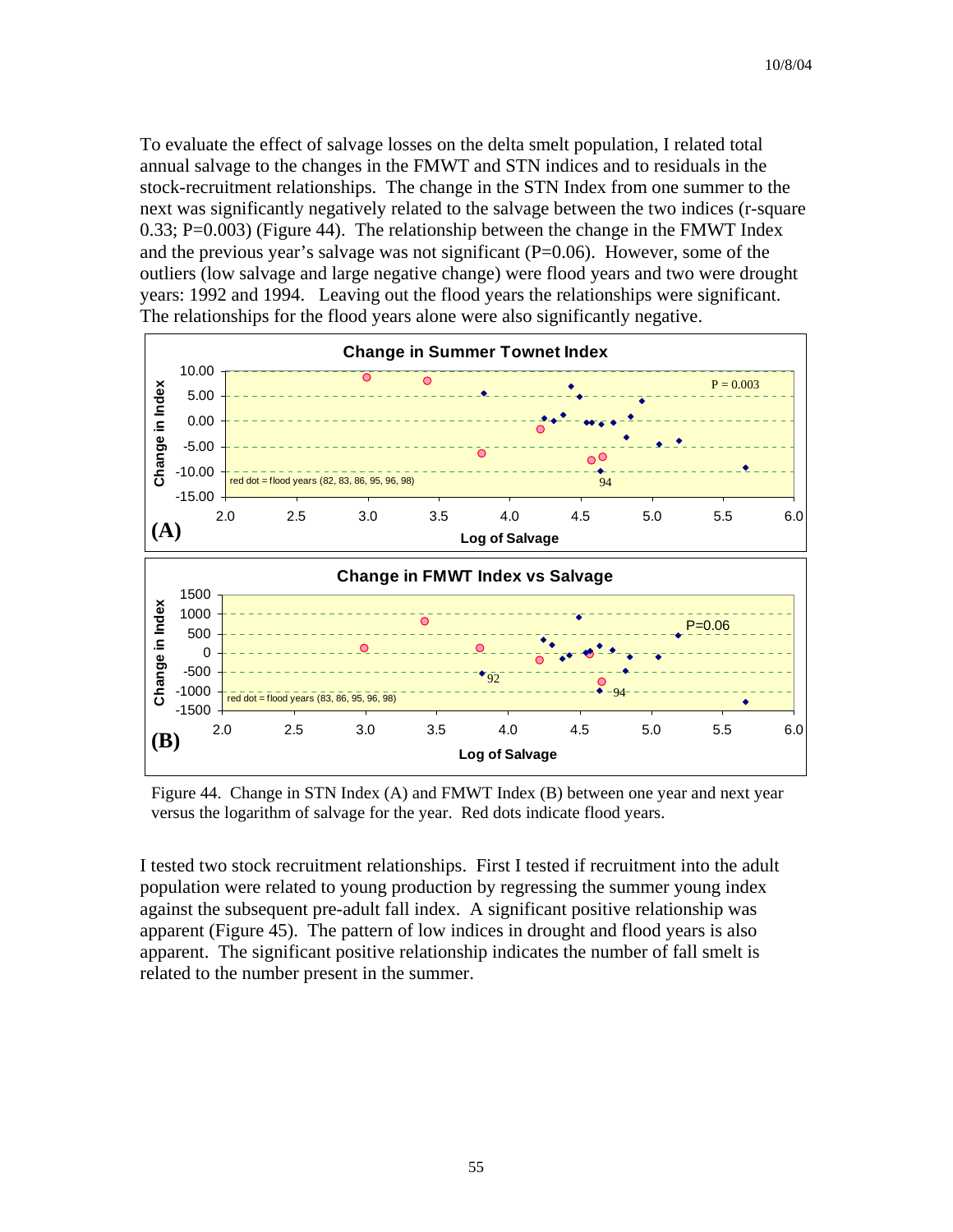To evaluate the effect of salvage losses on the delta smelt population, I related total annual salvage to the changes in the FMWT and STN indices and to residuals in the stock-recruitment relationships. The change in the STN Index from one summer to the next was significantly negatively related to the salvage between the two indices (r-square 0.33; P=0.003) (Figure 44). The relationship between the change in the FMWT Index and the previous year's salvage was not significant (P=0.06). However, some of the outliers (low salvage and large negative change) were flood years and two were drought years: 1992 and 1994. Leaving out the flood years the relationships were significant. The relationships for the flood years alone were also significantly negative.

Figure 44. Change in STN Index (A) and FMWT Index (B) between one year and next year versus the logarithm of salvage for the year. Red dots indicate flood years.

I tested two stock recruitment relationships. First I tested if recruitment into the adult population were related to young production by regressing the summer young index against the subsequent pre-adult fall index. A significant positive relationship was apparent (Figure 45). The pattern of low indices in drought and flood years is also apparent. The significant positive relationship indicates the number of fall smelt is related to the number present in the summer.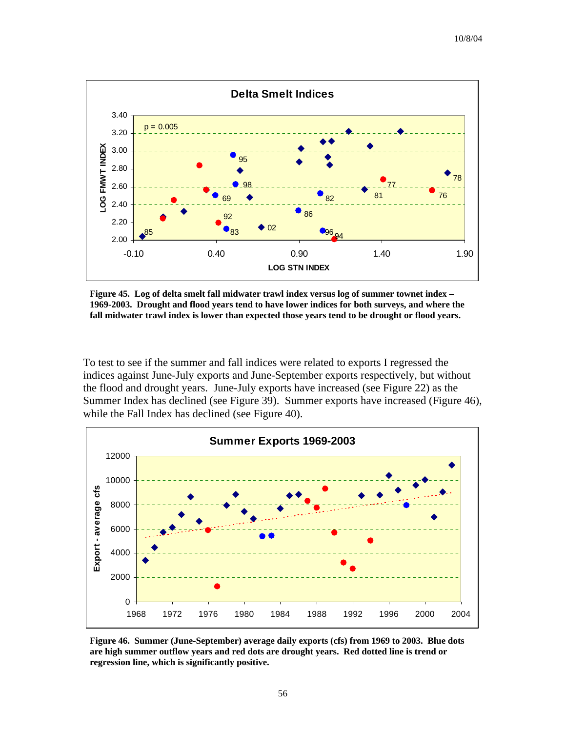**Figure 45. Log of delta smelt fall midwater trawl index versus log of summer townet index – 1969-2003. Drought and flood years tend to have lower indices for both surveys, and where the fall midwater trawl index is lower than expected those years tend to be drought or flood years.**

To test to see if the summer and fall indices were related to exports I regressed the indices against June-July exports and June-September exports respectively, but without the flood and drought years. June-July exports have increased (see Figure 22) as the Summer Index has declined (see Figure 39). Summer exports have increased (Figure 46), while the Fall Index has declined (see Figure 40).

**Figure 46. Summer (June-September) average daily exports (cfs) from 1969 to 2003. Blue dots are high summer outflow years and red dots are drought years. Red dotted line is trend or regression line, which is significantly positive.**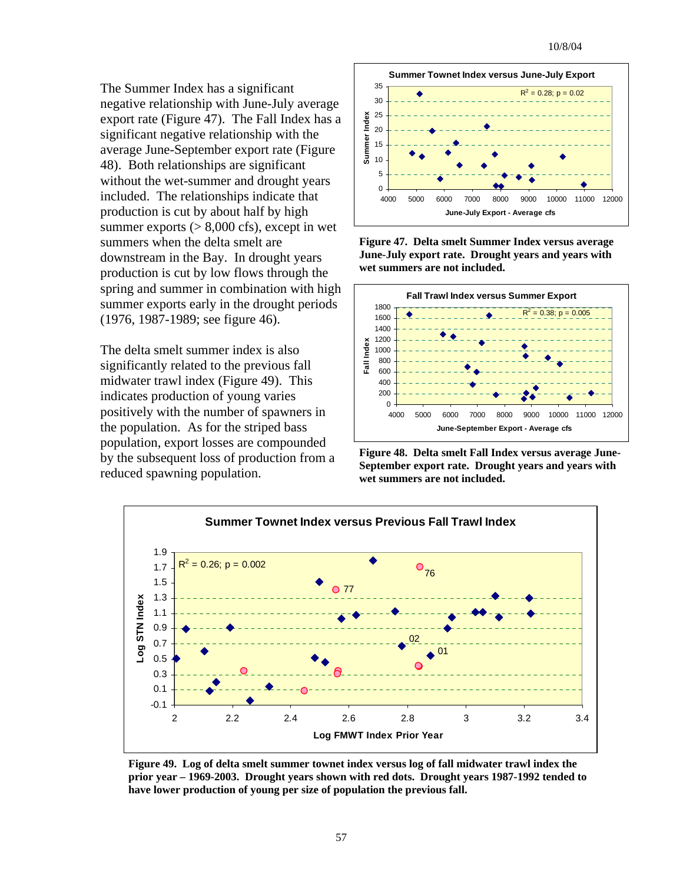The Summer Index has a significant negative relationship with June-July average export rate (Figure 47). The Fall Index has a significant negative relationship with the average June-September export rate (Figure 48). Both relationships are significant without the wet-summer and drought years included. The relationships indicate that production is cut by about half by high summer exports (> 8,000 cfs), except in wet summers when the delta smelt are downstream in the Bay. In drought years production is cut by low flows through the spring and summer in combination with high summer exports early in the drought periods (1976, 1987-1989; see figure 46).

The delta smelt summer index is also significantly related to the previous fall midwater trawl index (Figure 49). This indicates production of young varies positively with the number of spawners in the population. As for the striped bass population, export losses are compounded by the subsequent loss of production from a reduced spawning population.

**Figure 47. Delta smelt Summer Index versus average June-July export rate. Drought years and years with wet summers are not included.**

**Figure 48. Delta smelt Fall Index versus average June-September export rate. Drought years and years with wet summers are not included.**

**Figure 49. Log of delta smelt summer townet index versus log of fall midwater trawl index the prior year – 1969-2003. Drought years shown with red dots. Drought years 1987-1992 tended to have lower production of young per size of population the previous fall.**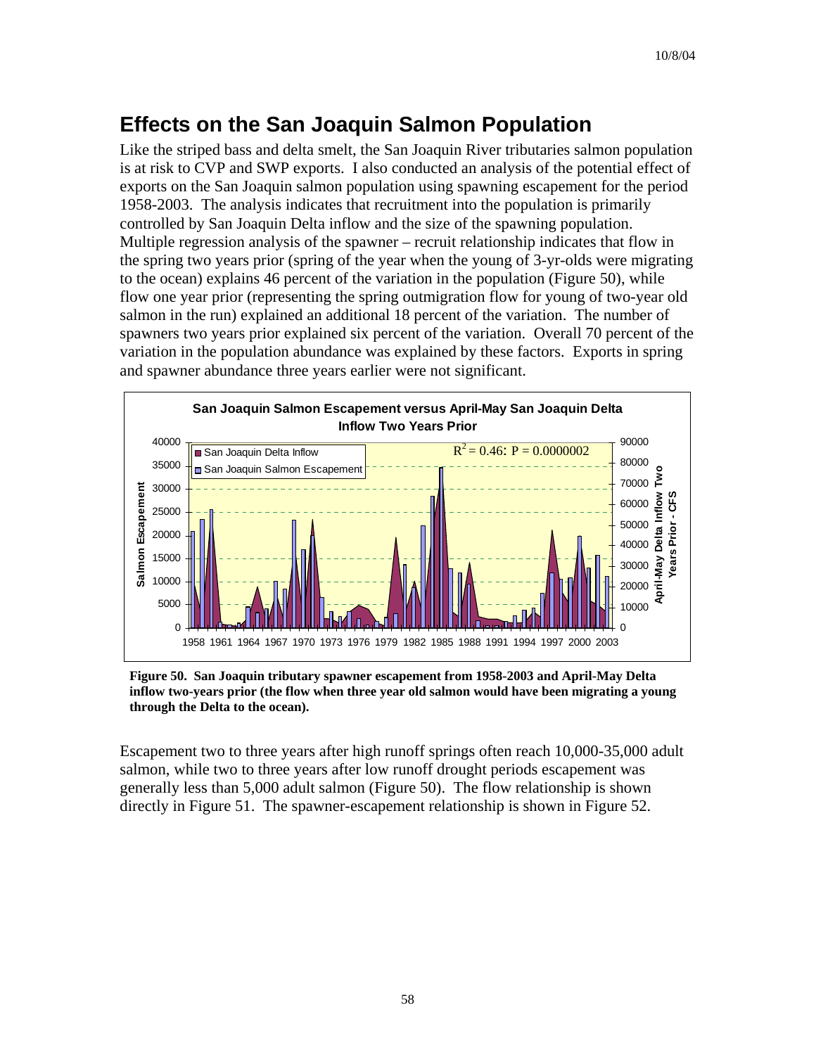## Effects on the San Joaquin Salmon Population

Like the striped bass and delta smelt, the San Joaquin River tributaries salmon population is at risk to CVP and SWP exports. I also conducted an analysis of the potential effect of exports on the San Joaquin salmon population using spawning escapement for the period 1958-2003. The analysis indicates that recruitment into the population is primarily controlled by San Joaquin Delta inflow and the size of the spawning population. Multiple regression analysis of the spawner – recruit relationship indicates that flow in the spring two years prior (spring of the year when the young of 3-yr-olds were migrating to the ocean) explains 46 percent of the variation in the population (Figure 50), while flow one year prior (representing the spring outmigration flow for young of two-year old salmon in the run) explained an additional 18 percent of the variation. The number of spawners two years prior explained six percent of the variation. Overall 70 percent of the variation in the population abundance was explained by these factors. Exports in spring and spawner abundance three years earlier were not significant.

**Figure 50. San Joaquin tributary spawner escapement from 1958-2003 and April-May Delta inflow two-years prior (the flow when three year old salmon would have been migrating a young through the Delta to the ocean).**

Escapement two to three years after high runoff springs often reach 10,000-35,000 adult salmon, while two to three years after low runoff drought periods escapement was generally less than 5,000 adult salmon (Figure 50). The flow relationship is shown directly in Figure 51. The spawner-escapement relationship is shown in Figure 52.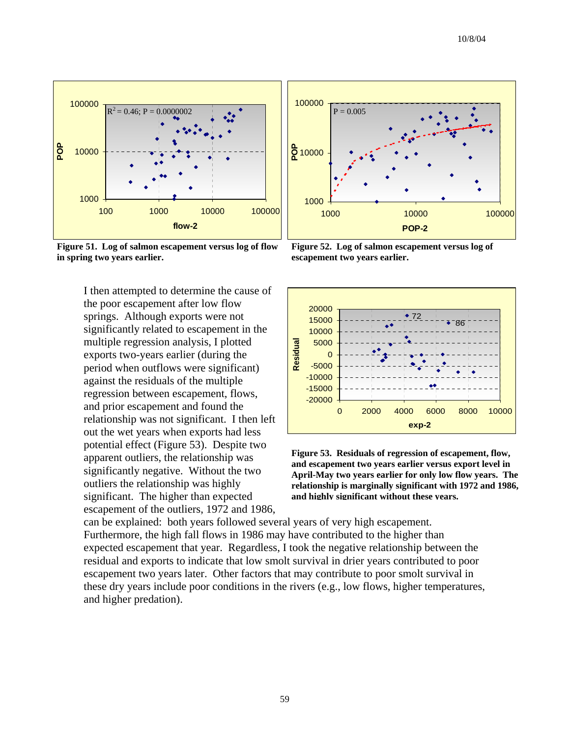Figure 51. Log of salmon escapement versus log of flow in spring two years earlier.

Figure 52. Log of salmon escapement versus log of escapement two years earlier.

I then attempted to determine the cause of the poor escapement after low flow springs. Although exports were not significantly related to escapement in the multiple regression analysis, I plotted exports two-years earlier (during the period when outflows were significant) against the residuals of the multiple regression between escapement, flows, and prior escapement and found the relationship was not significant. I then left out the wet years when exports had less potential effect (Figure 53). Despite two apparent outliers, the relationship was significantly negative. Without the two outliers the relationship was highly significant. The higher than expected escapement of the outliers, 1972 and 1986, can be explained: both years followed several years of very high escapement. Furthermore, the high fall flows in 1986 may have contributed to the higher than expected escapement that year. Regardless, I took the negative relationship between the residual and exports to indicate that low smolt survival in drier years contributed to poor escapement two years later. Other factors that may contribute to poor smolt survival in these dry years include poor conditions in the rivers (e.g., low flows, higher temperatures, and higher predation).

Figure 53. Residuals of regression of escapement, flow, and escapement two years earlier versus export level in April-May two years earlier for only low flow years. The relationship is marginally significant with 1972 and 1986, and highly significant without these years.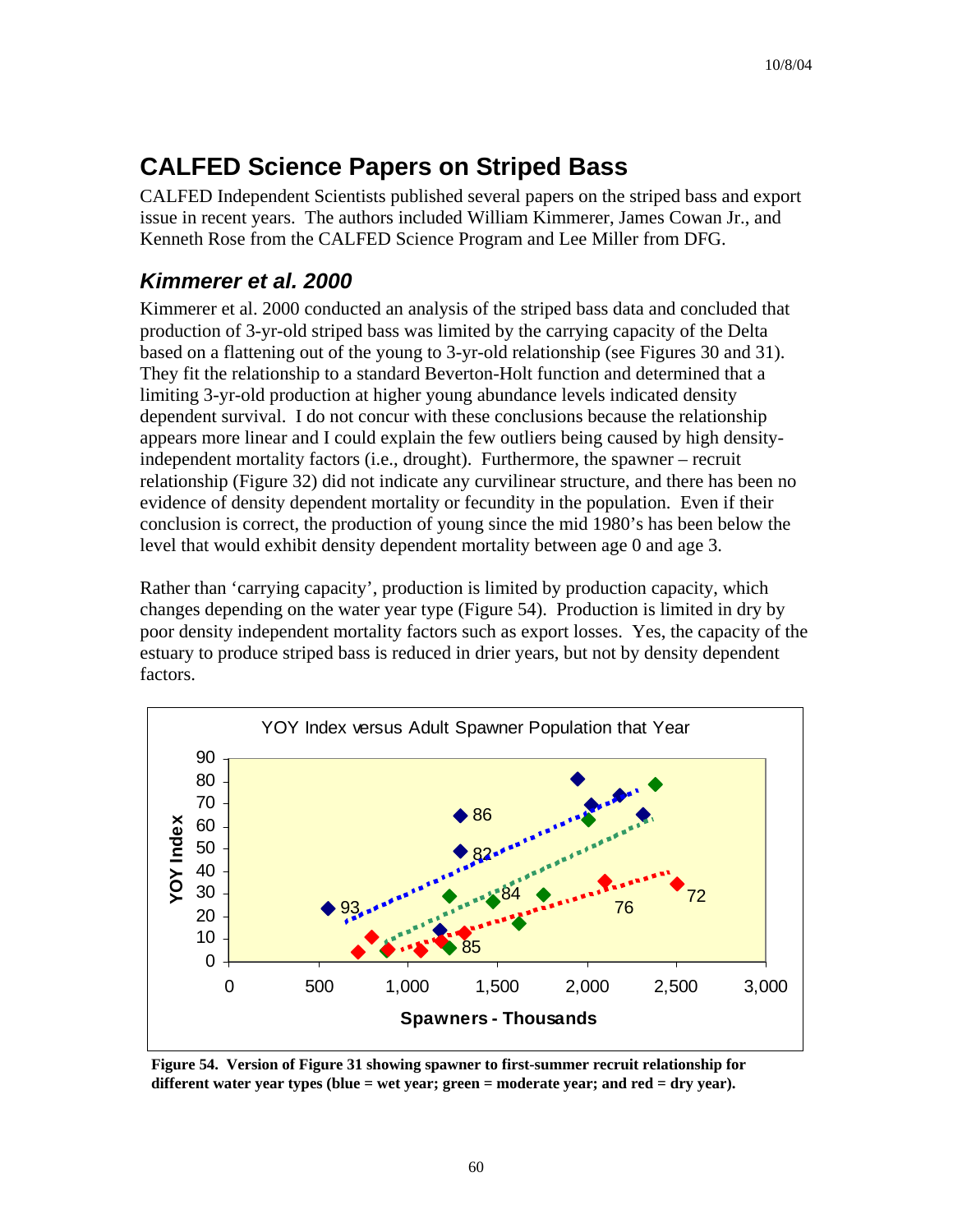# CALFED Science Papers on Striped Bass

CALFED Independent Scientists published several papers on the striped bass and export issue in recent years. The authors included William Kimmerer, James Cowan Jr., and Kenneth Rose from the CALFED Science Program and Lee Miller from DFG.

## *Kimmerer et al. 2000*

Kimmerer et al. 2000 conducted an analysis of the striped bass data and concluded that production of 3-yr-old striped bass was limited by the carrying capacity of the Delta based on a flattening out of the young to 3-yr-old relationship (see Figures 30 and 31). They fit the relationship to a standard Beverton-Holt function and determined that a limiting 3-yr-old production at higher young abundance levels indicated density dependent survival. I do not concur with these conclusions because the relationship appears more linear and I could explain the few outliers being caused by high density-independent mortality factors (i.e., drought). Furthermore, the spawner – recruit relationship (Figure 32) did not indicate any curvilinear structure, and there has been no evidence of density dependent mortality or fecundity in the population. Even if their conclusion is correct, the production of young since the mid 1980's has been below the level that would exhibit density dependent mortality between age 0 and age 3.

Rather than 'carrying capacity', production is limited by production capacity, which changes depending on the water year type (Figure 54). Production is limited in dry by poor density independent mortality factors such as export losses. Yes, the capacity of the estuary to produce striped bass is reduced in drier years, but not by density dependent factors.

**Figure 54. Version of Figure 31 showing spawner to first-summer recruit relationship for different water year types (blue = wet year; green = moderate year; and red = dry year).**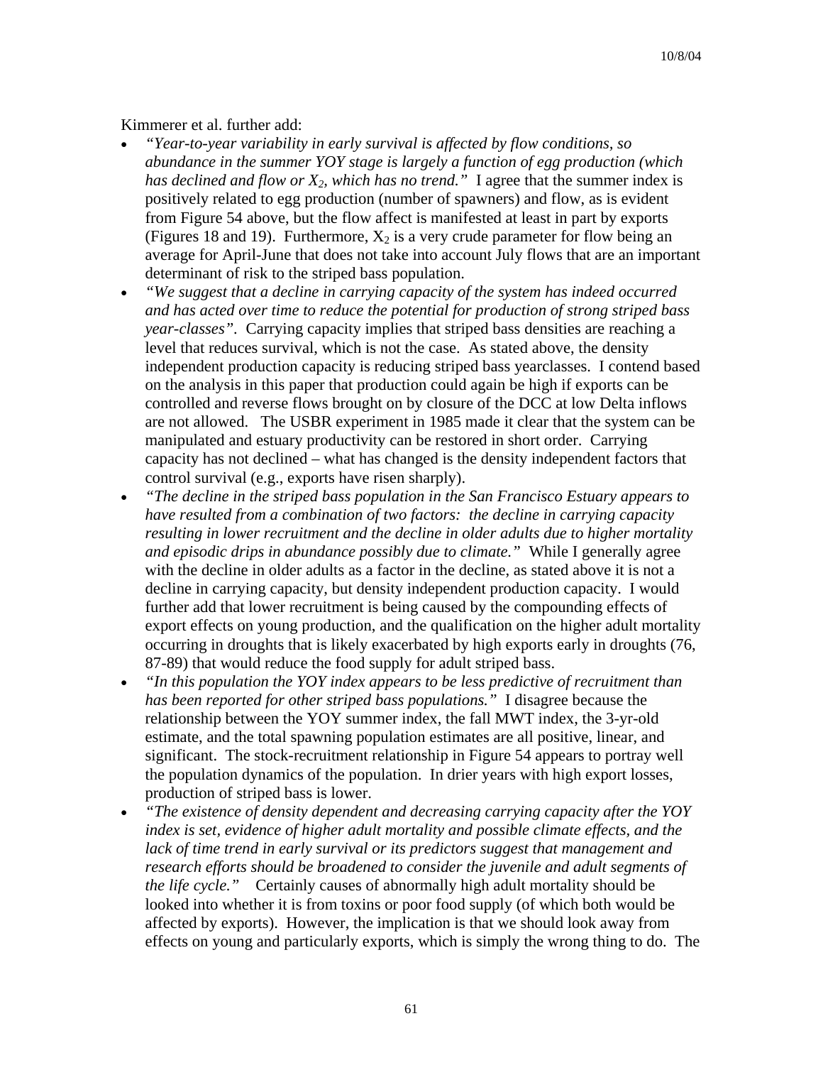Kimmerer et al. further add:

- *"Year-to-year variability in early survival is affected by flow conditions, so abundance in the summer YOY stage is largely a function of egg production (which has declined and flow or $X_2$, which has no trend."* I agree that the summer index is positively related to egg production (number of spawners) and flow, as is evident from Figure 54 above, but the flow affect is manifested at least in part by exports (Figures 18 and 19). Furthermore, $X_2$ is a very crude parameter for flow being an average for April-June that does not take into account July flows that are an important determinant of risk to the striped bass population.
- *"We suggest that a decline in carrying capacity of the system has indeed occurred and has acted over time to reduce the potential for production of strong striped bass year-classes".* Carrying capacity implies that striped bass densities are reaching a level that reduces survival, which is not the case. As stated above, the density independent production capacity is reducing striped bass yearclasses. I contend based on the analysis in this paper that production could again be high if exports can be controlled and reverse flows brought on by closure of the DCC at low Delta inflows are not allowed. The USBR experiment in 1985 made it clear that the system can be manipulated and estuary productivity can be restored in short order. Carrying capacity has not declined – what has changed is the density independent factors that control survival (e.g., exports have risen sharply).
- *"The decline in the striped bass population in the San Francisco Estuary appears to have resulted from a combination of two factors: the decline in carrying capacity resulting in lower recruitment and the decline in older adults due to higher mortality and episodic drips in abundance possibly due to climate."* While I generally agree with the decline in older adults as a factor in the decline, as stated above it is not a decline in carrying capacity, but density independent production capacity. I would further add that lower recruitment is being caused by the compounding effects of export effects on young production, and the qualification on the higher adult mortality occurring in droughts that is likely exacerbated by high exports early in droughts (76, 87-89) that would reduce the food supply for adult striped bass.
- *"In this population the YOY index appears to be less predictive of recruitment than has been reported for other striped bass populations."* I disagree because the relationship between the YOY summer index, the fall MWT index, the 3-yr-old estimate, and the total spawning population estimates are all positive, linear, and significant. The stock-recruitment relationship in Figure 54 appears to portray well the population dynamics of the population. In drier years with high export losses, production of striped bass is lower.
- *"The existence of density dependent and decreasing carrying capacity after the YOY index is set, evidence of higher adult mortality and possible climate effects, and the lack of time trend in early survival or its predictors suggest that management and research efforts should be broadened to consider the juvenile and adult segments of the life cycle."* Certainly causes of abnormally high adult mortality should be looked into whether it is from toxins or poor food supply (of which both would be affected by exports). However, the implication is that we should look away from effects on young and particularly exports, which is simply the wrong thing to do. The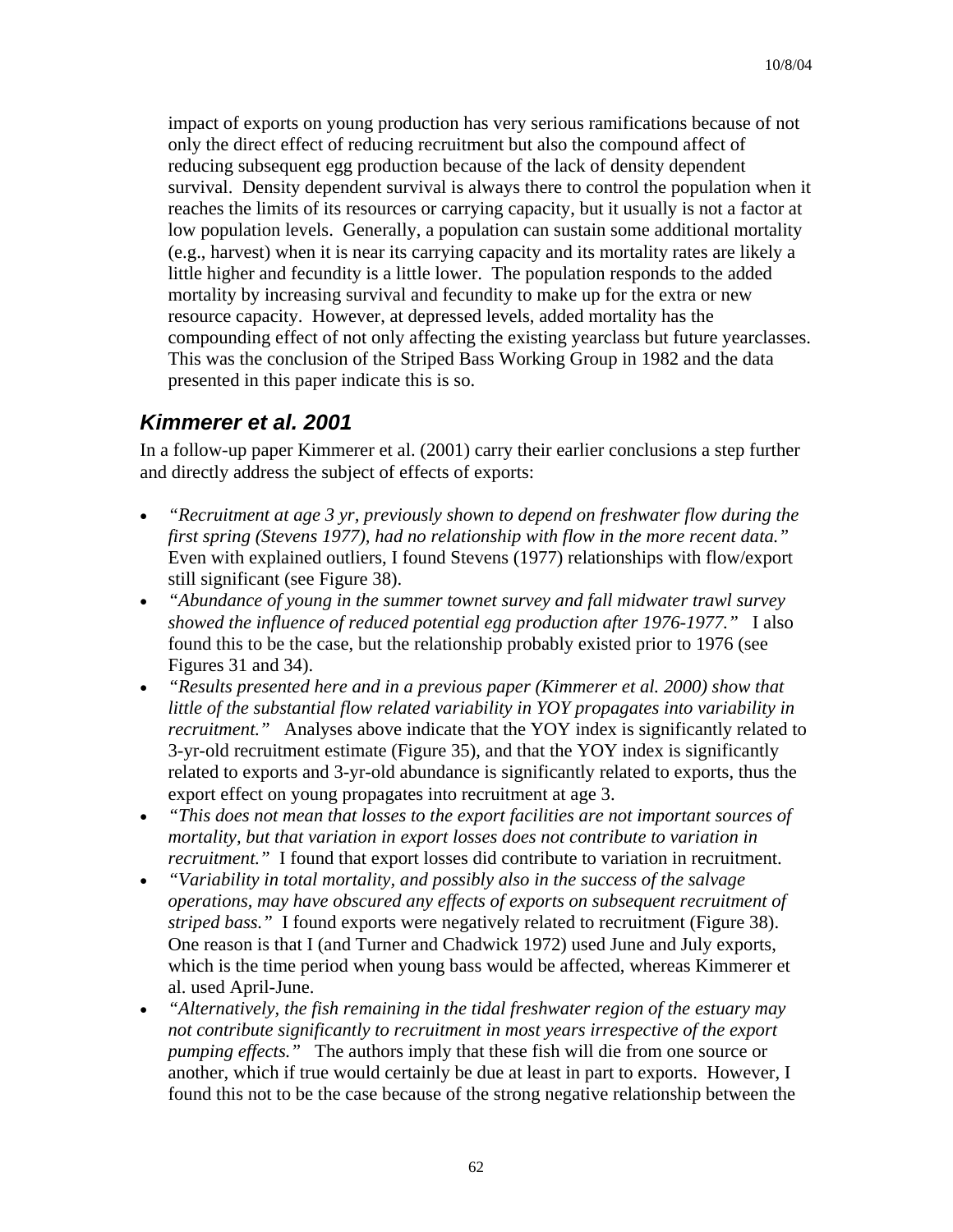impact of exports on young production has very serious ramifications because of not only the direct effect of reducing recruitment but also the compound affect of reducing subsequent egg production because of the lack of density dependent survival. Density dependent survival is always there to control the population when it reaches the limits of its resources or carrying capacity, but it usually is not a factor at low population levels. Generally, a population can sustain some additional mortality (e.g., harvest) when it is near its carrying capacity and its mortality rates are likely a little higher and fecundity is a little lower. The population responds to the added mortality by increasing survival and fecundity to make up for the extra or new resource capacity. However, at depressed levels, added mortality has the compounding effect of not only affecting the existing yearclass but future yearclasses. This was the conclusion of the Striped Bass Working Group in 1982 and the data presented in this paper indicate this is so.

## *Kimmerer et al. 2001*

In a follow-up paper Kimmerer et al. (2001) carry their earlier conclusions a step further and directly address the subject of effects of exports:

- *"Recruitment at age 3 yr, previously shown to depend on freshwater flow during the first spring (Stevens 1977), had no relationship with flow in the more recent data."* Even with explained outliers, I found Stevens (1977) relationships with flow/export still significant (see Figure 38).
- *"Abundance of young in the summer townet survey and fall midwater trawl survey showed the influence of reduced potential egg production after 1976-1977."* I also found this to be the case, but the relationship probably existed prior to 1976 (see Figures 31 and 34).
- *"Results presented here and in a previous paper (Kimmerer et al. 2000) show that little of the substantial flow related variability in YOY propagates into variability in recruitment."* Analyses above indicate that the YOY index is significantly related to 3-yr-old recruitment estimate (Figure 35), and that the YOY index is significantly related to exports and 3-yr-old abundance is significantly related to exports, thus the export effect on young propagates into recruitment at age 3.
- *"This does not mean that losses to the export facilities are not important sources of mortality, but that variation in export losses does not contribute to variation in recruitment."* I found that export losses did contribute to variation in recruitment.
- *"Variability in total mortality, and possibly also in the success of the salvage operations, may have obscured any effects of exports on subsequent recruitment of striped bass."* I found exports were negatively related to recruitment (Figure 38). One reason is that I (and Turner and Chadwick 1972) used June and July exports, which is the time period when young bass would be affected, whereas Kimmerer et al. used April-June.
- *"Alternatively, the fish remaining in the tidal freshwater region of the estuary may not contribute significantly to recruitment in most years irrespective of the export pumping effects."* The authors imply that these fish will die from one source or another, which if true would certainly be due at least in part to exports. However, I found this not to be the case because of the strong negative relationship between the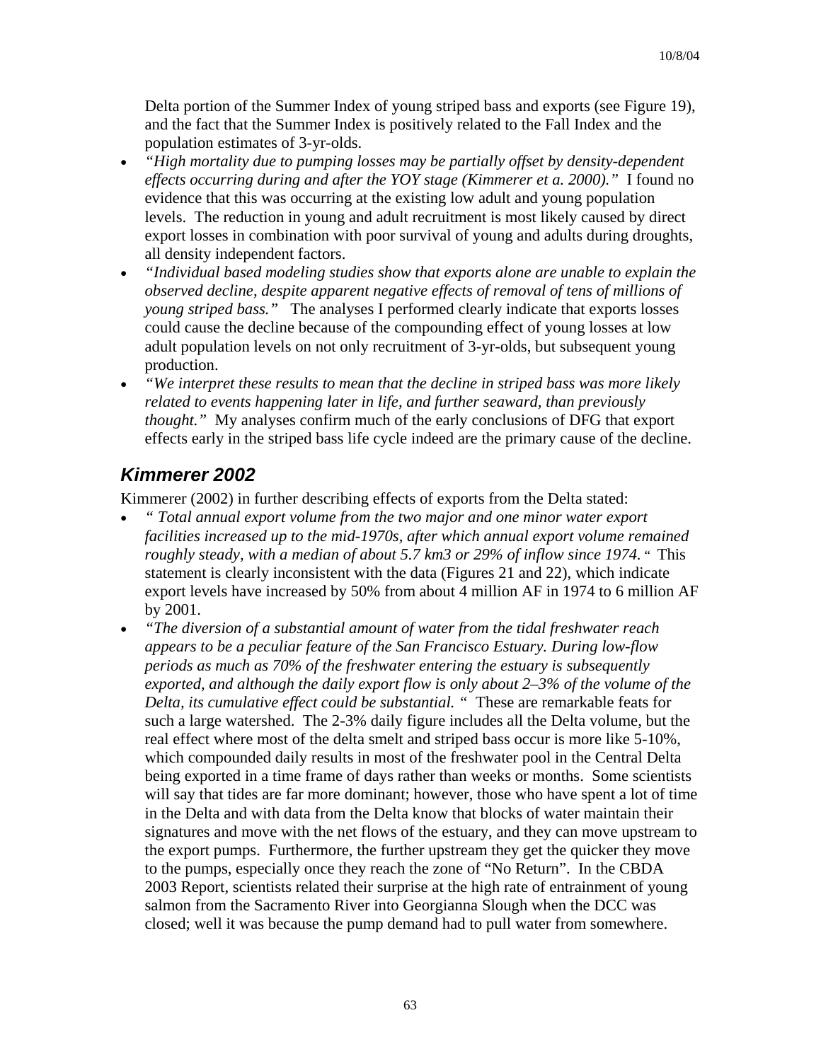Delta portion of the Summer Index of young striped bass and exports (see Figure 19), and the fact that the Summer Index is positively related to the Fall Index and the population estimates of 3-yr-olds.

- *"High mortality due to pumping losses may be partially offset by density-dependent effects occurring during and after the YOY stage (Kimmerer et a. 2000)."* I found no evidence that this was occurring at the existing low adult and young population levels. The reduction in young and adult recruitment is most likely caused by direct export losses in combination with poor survival of young and adults during droughts, all density independent factors.
- *"Individual based modeling studies show that exports alone are unable to explain the observed decline, despite apparent negative effects of removal of tens of millions of young striped bass."* The analyses I performed clearly indicate that exports losses could cause the decline because of the compounding effect of young losses at low adult population levels on not only recruitment of 3-yr-olds, but subsequent young production.
- *"We interpret these results to mean that the decline in striped bass was more likely related to events happening later in life, and further seaward, than previously thought."* My analyses confirm much of the early conclusions of DFG that export effects early in the striped bass life cycle indeed are the primary cause of the decline.

## Kimmerer 2002

Kimmerer (2002) in further describing effects of exports from the Delta stated:

- *" Total annual export volume from the two major and one minor water export facilities increased up to the mid-1970s, after which annual export volume remained roughly steady, with a median of about 5.7 km3 or 29% of inflow since 1974. "* This statement is clearly inconsistent with the data (Figures 21 and 22), which indicate export levels have increased by 50% from about 4 million AF in 1974 to 6 million AF by 2001.
- *"The diversion of a substantial amount of water from the tidal freshwater reach appears to be a peculiar feature of the San Francisco Estuary. During low-flow periods as much as 70% of the freshwater entering the estuary is subsequently exported, and although the daily export flow is only about 2–3% of the volume of the Delta, its cumulative effect could be substantial. "* These are remarkable feats for such a large watershed. The 2-3% daily figure includes all the Delta volume, but the real effect where most of the delta smelt and striped bass occur is more like 5-10%, which compounded daily results in most of the freshwater pool in the Central Delta being exported in a time frame of days rather than weeks or months. Some scientists will say that tides are far more dominant; however, those who have spent a lot of time in the Delta and with data from the Delta know that blocks of water maintain their signatures and move with the net flows of the estuary, and they can move upstream to the export pumps. Furthermore, the further upstream they get the quicker they move to the pumps, especially once they reach the zone of "No Return". In the CBDA 2003 Report, scientists related their surprise at the high rate of entrainment of young salmon from the Sacramento River into Georgianna Slough when the DCC was closed; well it was because the pump demand had to pull water from somewhere.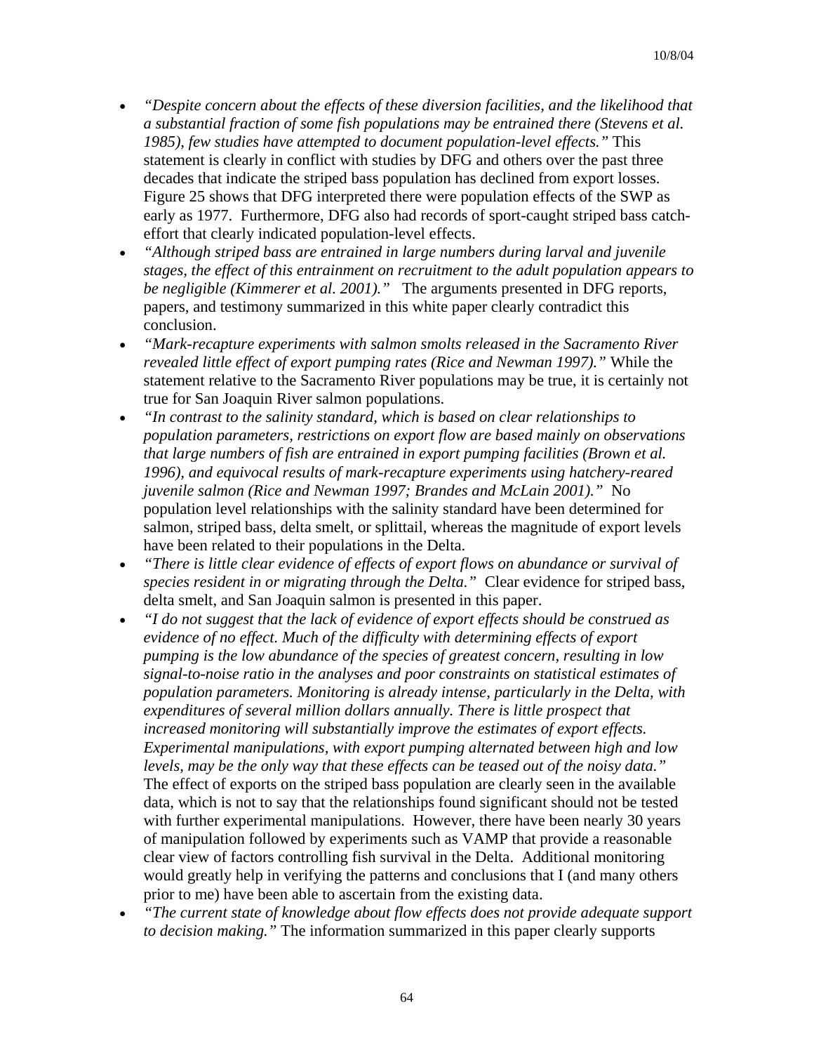- *"Despite concern about the effects of these diversion facilities, and the likelihood that a substantial fraction of some fish populations may be entrained there (Stevens et al. 1985), few studies have attempted to document population-level effects."* This statement is clearly in conflict with studies by DFG and others over the past three decades that indicate the striped bass population has declined from export losses. Figure 25 shows that DFG interpreted there were population effects of the SWP as early as 1977. Furthermore, DFG also had records of sport-caught striped bass catch-effort that clearly indicated population-level effects.
- *"Although striped bass are entrained in large numbers during larval and juvenile stages, the effect of this entrainment on recruitment to the adult population appears to be negligible (Kimmerer et al. 2001)."* The arguments presented in DFG reports, papers, and testimony summarized in this white paper clearly contradict this conclusion.
- *"Mark-recapture experiments with salmon smolts released in the Sacramento River revealed little effect of export pumping rates (Rice and Newman 1997)."* While the statement relative to the Sacramento River populations may be true, it is certainly not true for San Joaquin River salmon populations.
- *"In contrast to the salinity standard, which is based on clear relationships to population parameters, restrictions on export flow are based mainly on observations that large numbers of fish are entrained in export pumping facilities (Brown et al. 1996), and equivocal results of mark-recapture experiments using hatchery-reared juvenile salmon (Rice and Newman 1997; Brandes and McLain 2001)."* No population level relationships with the salinity standard have been determined for salmon, striped bass, delta smelt, or splittail, whereas the magnitude of export levels have been related to their populations in the Delta.
- *"There is little clear evidence of effects of export flows on abundance or survival of species resident in or migrating through the Delta."* Clear evidence for striped bass, delta smelt, and San Joaquin salmon is presented in this paper.
- *"I do not suggest that the lack of evidence of export effects should be construed as evidence of no effect. Much of the difficulty with determining effects of export pumping is the low abundance of the species of greatest concern, resulting in low signal-to-noise ratio in the analyses and poor constraints on statistical estimates of population parameters. Monitoring is already intense, particularly in the Delta, with expenditures of several million dollars annually. There is little prospect that increased monitoring will substantially improve the estimates of export effects. Experimental manipulations, with export pumping alternated between high and low levels, may be the only way that these effects can be teased out of the noisy data."* The effect of exports on the striped bass population are clearly seen in the available data, which is not to say that the relationships found significant should not be tested with further experimental manipulations. However, there have been nearly 30 years of manipulation followed by experiments such as VAMP that provide a reasonable clear view of factors controlling fish survival in the Delta. Additional monitoring would greatly help in verifying the patterns and conclusions that I (and many others prior to me) have been able to ascertain from the existing data.
- *"The current state of knowledge about flow effects does not provide adequate support to decision making."* The information summarized in this paper clearly supports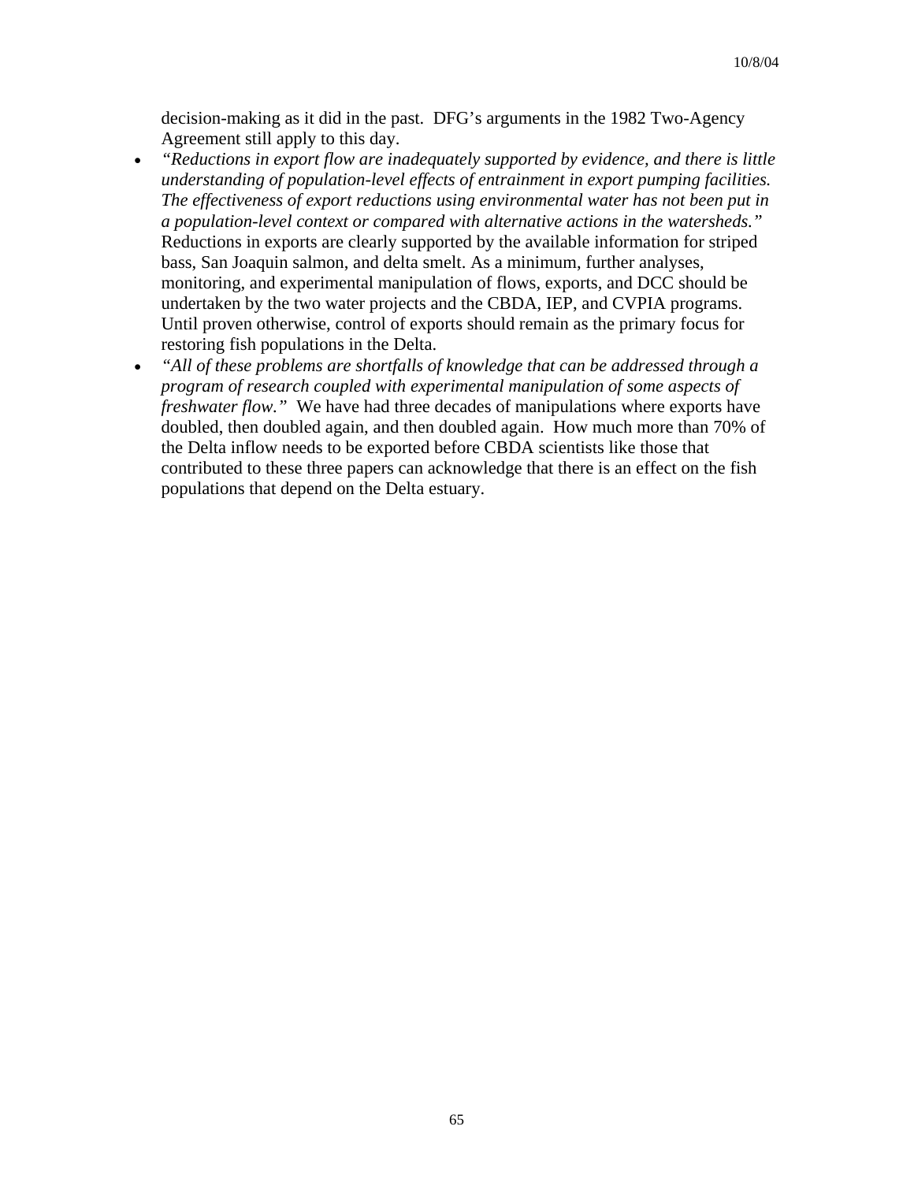decision-making as it did in the past. DFG's arguments in the 1982 Two-Agency Agreement still apply to this day.

- *"Reductions in export flow are inadequately supported by evidence, and there is little understanding of population-level effects of entrainment in export pumping facilities. The effectiveness of export reductions using environmental water has not been put in a population-level context or compared with alternative actions in the watersheds."* Reductions in exports are clearly supported by the available information for striped bass, San Joaquin salmon, and delta smelt. As a minimum, further analyses, monitoring, and experimental manipulation of flows, exports, and DCC should be undertaken by the two water projects and the CBDA, IEP, and CVPIA programs. Until proven otherwise, control of exports should remain as the primary focus for restoring fish populations in the Delta.
- *"All of these problems are shortfalls of knowledge that can be addressed through a program of research coupled with experimental manipulation of some aspects of freshwater flow."* We have had three decades of manipulations where exports have doubled, then doubled again, and then doubled again. How much more than 70% of the Delta inflow needs to be exported before CBDA scientists like those that contributed to these three papers can acknowledge that there is an effect on the fish populations that depend on the Delta estuary.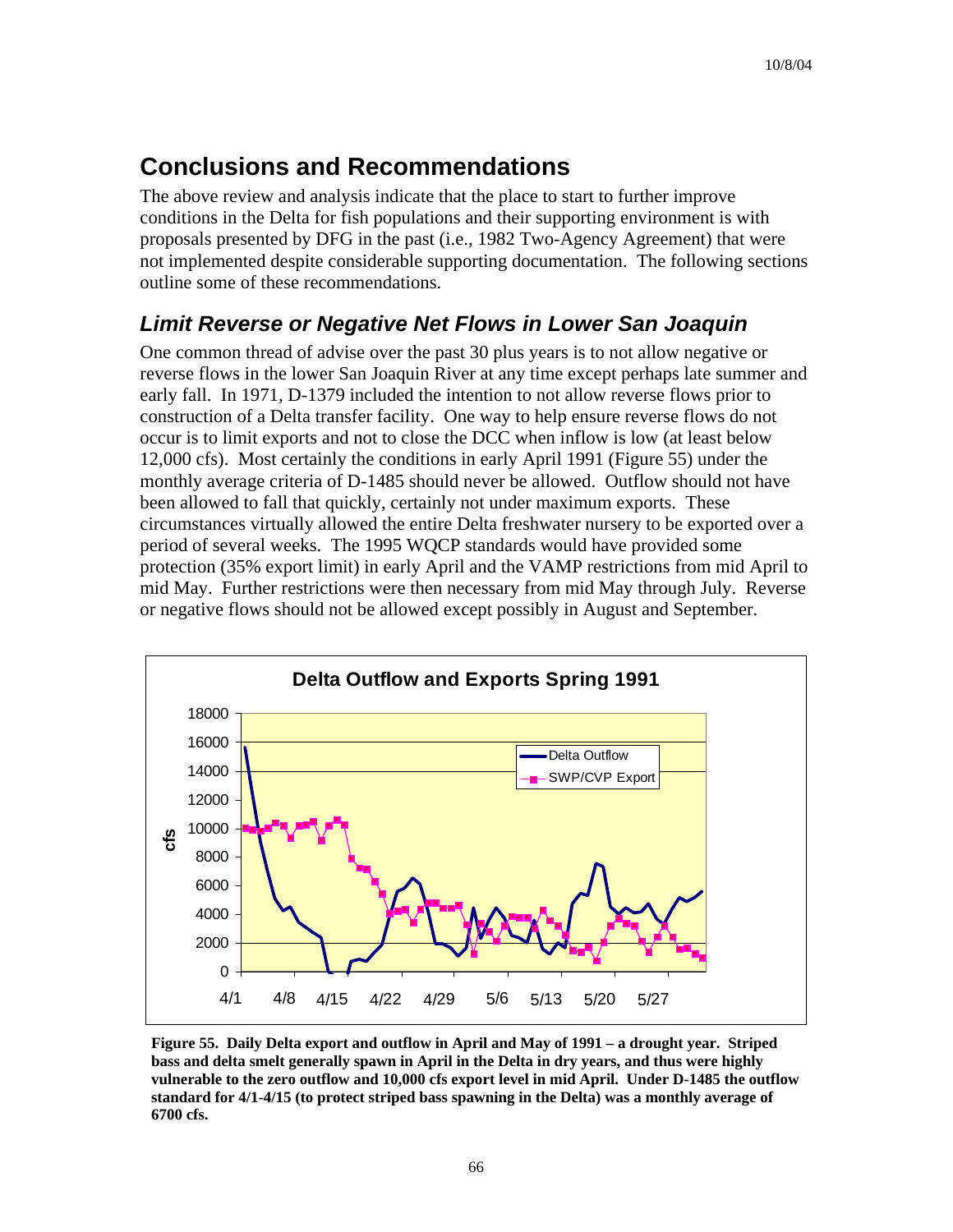## Conclusions and Recommendations

The above review and analysis indicate that the place to start to further improve conditions in the Delta for fish populations and their supporting environment is with proposals presented by DFG in the past (i.e., 1982 Two-Agency Agreement) that were not implemented despite considerable supporting documentation. The following sections outline some of these recommendations.

### *Limit Reverse or Negative Net Flows in Lower San Joaquin*

One common thread of advise over the past 30 plus years is to not allow negative or reverse flows in the lower San Joaquin River at any time except perhaps late summer and early fall. In 1971, D-1379 included the intention to not allow reverse flows prior to construction of a Delta transfer facility. One way to help ensure reverse flows do not occur is to limit exports and not to close the DCC when inflow is low (at least below 12,000 cfs). Most certainly the conditions in early April 1991 (Figure 55) under the monthly average criteria of D-1485 should never be allowed. Outflow should not have been allowed to fall that quickly, certainly not under maximum exports. These circumstances virtually allowed the entire Delta freshwater nursery to be exported over a period of several weeks. The 1995 WQCP standards would have provided some protection (35% export limit) in early April and the VAMP restrictions from mid April to mid May. Further restrictions were then necessary from mid May through July. Reverse or negative flows should not be allowed except possibly in August and September.

**Figure 55. Daily Delta export and outflow in April and May of 1991 – a drought year. Striped bass and delta smelt generally spawn in April in the Delta in dry years, and thus were highly vulnerable to the zero outflow and 10,000 cfs export level in mid April. Under D-1485 the outflow standard for 4/1-4/15 (to protect striped bass spawning in the Delta) was a monthly average of 6700 cfs.**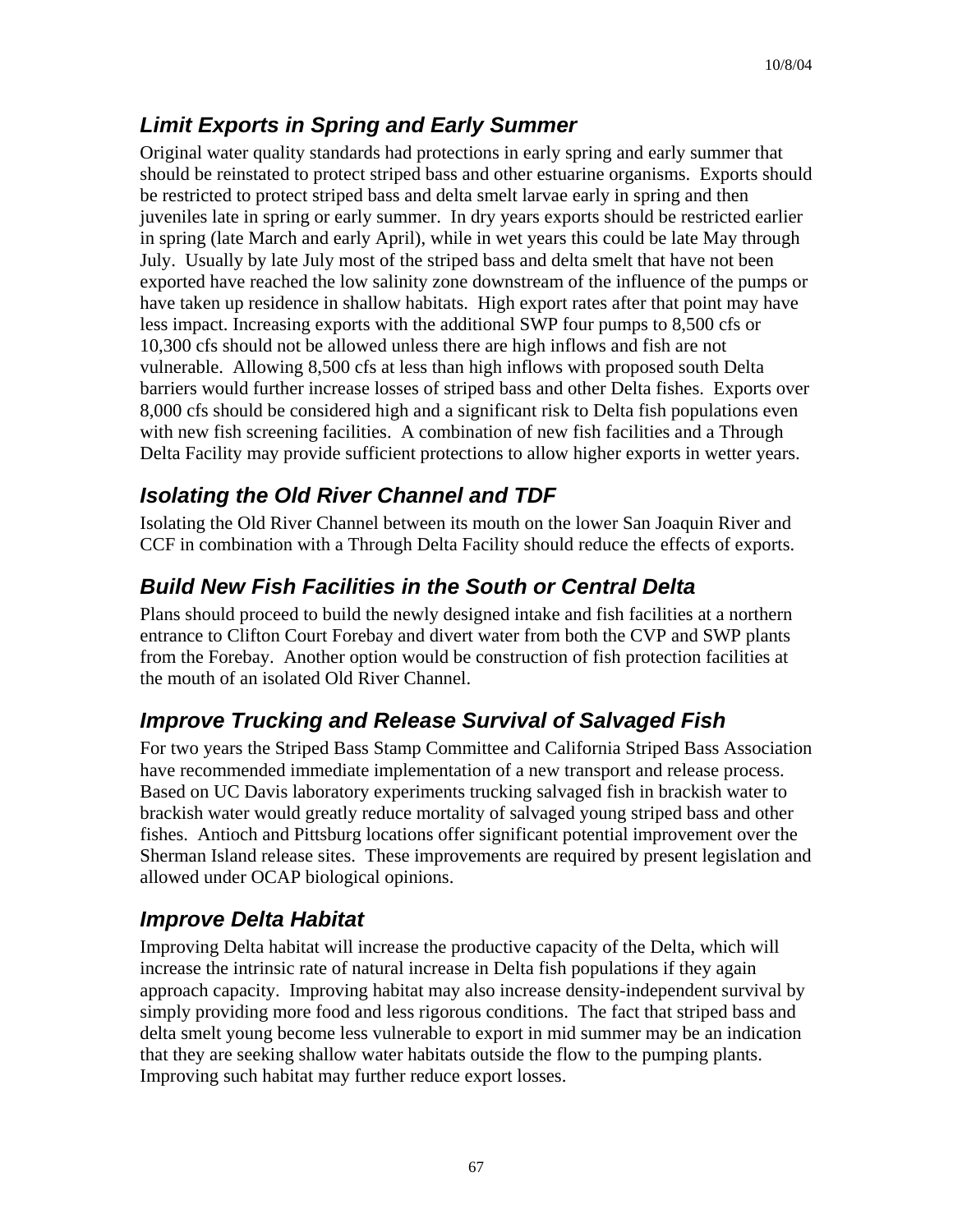## *Limit Exports in Spring and Early Summer*

Original water quality standards had protections in early spring and early summer that should be reinstated to protect striped bass and other estuarine organisms. Exports should be restricted to protect striped bass and delta smelt larvae early in spring and then juveniles late in spring or early summer. In dry years exports should be restricted earlier in spring (late March and early April), while in wet years this could be late May through July. Usually by late July most of the striped bass and delta smelt that have not been exported have reached the low salinity zone downstream of the influence of the pumps or have taken up residence in shallow habitats. High export rates after that point may have less impact. Increasing exports with the additional SWP four pumps to 8,500 cfs or 10,300 cfs should not be allowed unless there are high inflows and fish are not vulnerable. Allowing 8,500 cfs at less than high inflows with proposed south Delta barriers would further increase losses of striped bass and other Delta fishes. Exports over 8,000 cfs should be considered high and a significant risk to Delta fish populations even with new fish screening facilities. A combination of new fish facilities and a Through Delta Facility may provide sufficient protections to allow higher exports in wetter years.

## *Isolating the Old River Channel and TDF*

Isolating the Old River Channel between its mouth on the lower San Joaquin River and CCF in combination with a Through Delta Facility should reduce the effects of exports.

## *Build New Fish Facilities in the South or Central Delta*

Plans should proceed to build the newly designed intake and fish facilities at a northern entrance to Clifton Court Forebay and divert water from both the CVP and SWP plants from the Forebay. Another option would be construction of fish protection facilities at the mouth of an isolated Old River Channel.

## *Improve Trucking and Release Survival of Salvaged Fish*

For two years the Striped Bass Stamp Committee and California Striped Bass Association have recommended immediate implementation of a new transport and release process. Based on UC Davis laboratory experiments trucking salvaged fish in brackish water to brackish water would greatly reduce mortality of salvaged young striped bass and other fishes. Antioch and Pittsburg locations offer significant potential improvement over the Sherman Island release sites. These improvements are required by present legislation and allowed under OCAP biological opinions.

## *Improve Delta Habitat*

Improving Delta habitat will increase the productive capacity of the Delta, which will increase the intrinsic rate of natural increase in Delta fish populations if they again approach capacity. Improving habitat may also increase density-independent survival by simply providing more food and less rigorous conditions. The fact that striped bass and delta smelt young become less vulnerable to export in mid summer may be an indication that they are seeking shallow water habitats outside the flow to the pumping plants. Improving such habitat may further reduce export losses.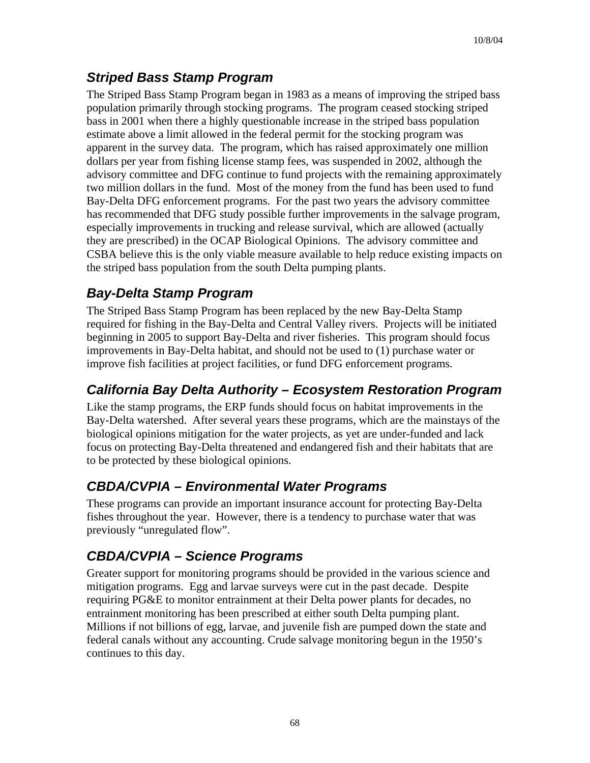### *Striped Bass Stamp Program*

The Striped Bass Stamp Program began in 1983 as a means of improving the striped bass population primarily through stocking programs. The program ceased stocking striped bass in 2001 when there a highly questionable increase in the striped bass population estimate above a limit allowed in the federal permit for the stocking program was apparent in the survey data. The program, which has raised approximately one million dollars per year from fishing license stamp fees, was suspended in 2002, although the advisory committee and DFG continue to fund projects with the remaining approximately two million dollars in the fund. Most of the money from the fund has been used to fund Bay-Delta DFG enforcement programs. For the past two years the advisory committee has recommended that DFG study possible further improvements in the salvage program, especially improvements in trucking and release survival, which are allowed (actually they are prescribed) in the OCAP Biological Opinions. The advisory committee and CSBA believe this is the only viable measure available to help reduce existing impacts on the striped bass population from the south Delta pumping plants.

### *Bay-Delta Stamp Program*

The Striped Bass Stamp Program has been replaced by the new Bay-Delta Stamp required for fishing in the Bay-Delta and Central Valley rivers. Projects will be initiated beginning in 2005 to support Bay-Delta and river fisheries. This program should focus improvements in Bay-Delta habitat, and should not be used to (1) purchase water or improve fish facilities at project facilities, or fund DFG enforcement programs.

### *California Bay Delta Authority – Ecosystem Restoration Program*

Like the stamp programs, the ERP funds should focus on habitat improvements in the Bay-Delta watershed. After several years these programs, which are the mainstays of the biological opinions mitigation for the water projects, as yet are under-funded and lack focus on protecting Bay-Delta threatened and endangered fish and their habitats that are to be protected by these biological opinions.

### *CBDA/CVPIA – Environmental Water Programs*

These programs can provide an important insurance account for protecting Bay-Delta fishes throughout the year. However, there is a tendency to purchase water that was previously "unregulated flow".

### *CBDA/CVPIA – Science Programs*

Greater support for monitoring programs should be provided in the various science and mitigation programs. Egg and larvae surveys were cut in the past decade. Despite requiring PG&E to monitor entrainment at their Delta power plants for decades, no entrainment monitoring has been prescribed at either south Delta pumping plant. Millions if not billions of egg, larvae, and juvenile fish are pumped down the state and federal canals without any accounting. Crude salvage monitoring begun in the 1950's continues to this day.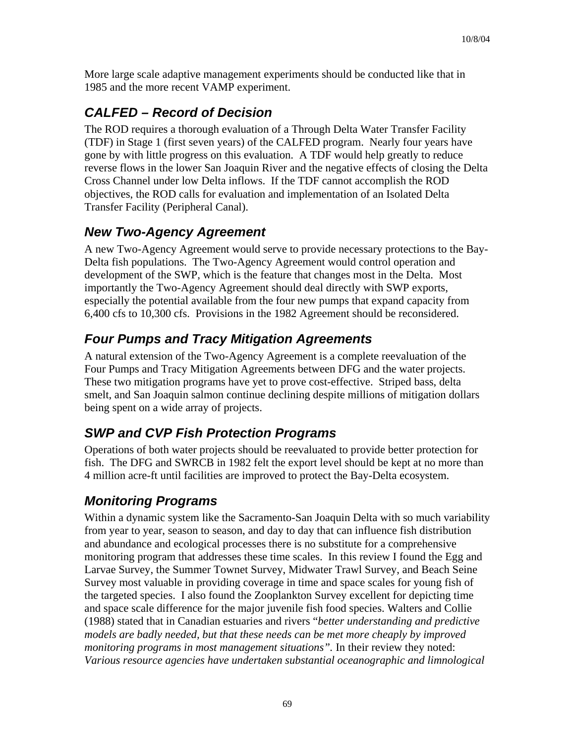More large scale adaptive management experiments should be conducted like that in 1985 and the more recent VAMP experiment.

## CALFED – Record of Decision

The ROD requires a thorough evaluation of a Through Delta Water Transfer Facility (TDF) in Stage 1 (first seven years) of the CALFED program. Nearly four years have gone by with little progress on this evaluation. A TDF would help greatly to reduce reverse flows in the lower San Joaquin River and the negative effects of closing the Delta Cross Channel under low Delta inflows. If the TDF cannot accomplish the ROD objectives, the ROD calls for evaluation and implementation of an Isolated Delta Transfer Facility (Peripheral Canal).

## New Two-Agency Agreement

A new Two-Agency Agreement would serve to provide necessary protections to the Bay-Delta fish populations. The Two-Agency Agreement would control operation and development of the SWP, which is the feature that changes most in the Delta. Most importantly the Two-Agency Agreement should deal directly with SWP exports, especially the potential available from the four new pumps that expand capacity from 6,400 cfs to 10,300 cfs. Provisions in the 1982 Agreement should be reconsidered.

## Four Pumps and Tracy Mitigation Agreements

A natural extension of the Two-Agency Agreement is a complete reevaluation of the Four Pumps and Tracy Mitigation Agreements between DFG and the water projects. These two mitigation programs have yet to prove cost-effective. Striped bass, delta smelt, and San Joaquin salmon continue declining despite millions of mitigation dollars being spent on a wide array of projects.

## SWP and CVP Fish Protection Programs

Operations of both water projects should be reevaluated to provide better protection for fish. The DFG and SWRCB in 1982 felt the export level should be kept at no more than 4 million acre-ft until facilities are improved to protect the Bay-Delta ecosystem.

## Monitoring Programs

Within a dynamic system like the Sacramento-San Joaquin Delta with so much variability from year to year, season to season, and day to day that can influence fish distribution and abundance and ecological processes there is no substitute for a comprehensive monitoring program that addresses these time scales. In this review I found the Egg and Larvae Survey, the Summer Townet Survey, Midwater Trawl Survey, and Beach Seine Survey most valuable in providing coverage in time and space scales for young fish of the targeted species. I also found the Zooplankton Survey excellent for depicting time and space scale difference for the major juvenile fish food species. Walters and Collie (1988) stated that in Canadian estuaries and rivers "*better understanding and predictive models are badly needed, but that these needs can be met more cheaply by improved monitoring programs in most management situations*". In their review they noted: *Various resource agencies have undertaken substantial oceanographic and limnological*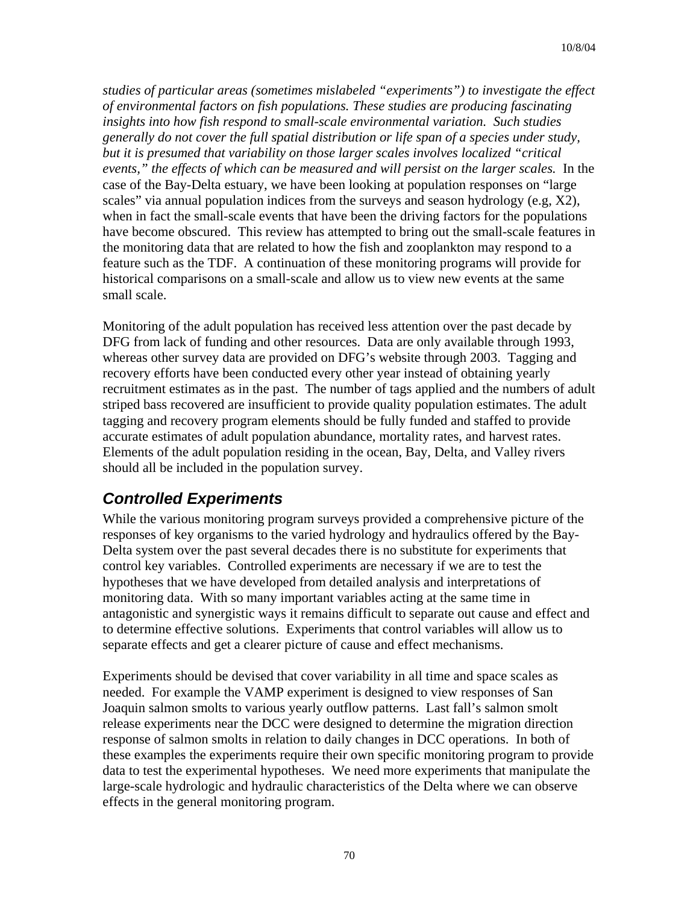*studies of particular areas (sometimes mislabeled "experiments") to investigate the effect of environmental factors on fish populations. These studies are producing fascinating insights into how fish respond to small-scale environmental variation. Such studies generally do not cover the full spatial distribution or life span of a species under study, but it is presumed that variability on those larger scales involves localized "critical events," the effects of which can be measured and will persist on the larger scales.* In the case of the Bay-Delta estuary, we have been looking at population responses on "large scales" via annual population indices from the surveys and season hydrology (e.g, X2), when in fact the small-scale events that have been the driving factors for the populations have become obscured. This review has attempted to bring out the small-scale features in the monitoring data that are related to how the fish and zooplankton may respond to a feature such as the TDF. A continuation of these monitoring programs will provide for historical comparisons on a small-scale and allow us to view new events at the same small scale.

Monitoring of the adult population has received less attention over the past decade by DFG from lack of funding and other resources. Data are only available through 1993, whereas other survey data are provided on DFG's website through 2003. Tagging and recovery efforts have been conducted every other year instead of obtaining yearly recruitment estimates as in the past. The number of tags applied and the numbers of adult striped bass recovered are insufficient to provide quality population estimates. The adult tagging and recovery program elements should be fully funded and staffed to provide accurate estimates of adult population abundance, mortality rates, and harvest rates. Elements of the adult population residing in the ocean, Bay, Delta, and Valley rivers should all be included in the population survey.

## *Controlled Experiments*

While the various monitoring program surveys provided a comprehensive picture of the responses of key organisms to the varied hydrology and hydraulics offered by the Bay-Delta system over the past several decades there is no substitute for experiments that control key variables. Controlled experiments are necessary if we are to test the hypotheses that we have developed from detailed analysis and interpretations of monitoring data. With so many important variables acting at the same time in antagonistic and synergistic ways it remains difficult to separate out cause and effect and to determine effective solutions. Experiments that control variables will allow us to separate effects and get a clearer picture of cause and effect mechanisms.

Experiments should be devised that cover variability in all time and space scales as needed. For example the VAMP experiment is designed to view responses of San Joaquin salmon smolts to various yearly outflow patterns. Last fall's salmon smolt release experiments near the DCC were designed to determine the migration direction response of salmon smolts in relation to daily changes in DCC operations. In both of these examples the experiments require their own specific monitoring program to provide data to test the experimental hypotheses. We need more experiments that manipulate the large-scale hydrologic and hydraulic characteristics of the Delta where we can observe effects in the general monitoring program.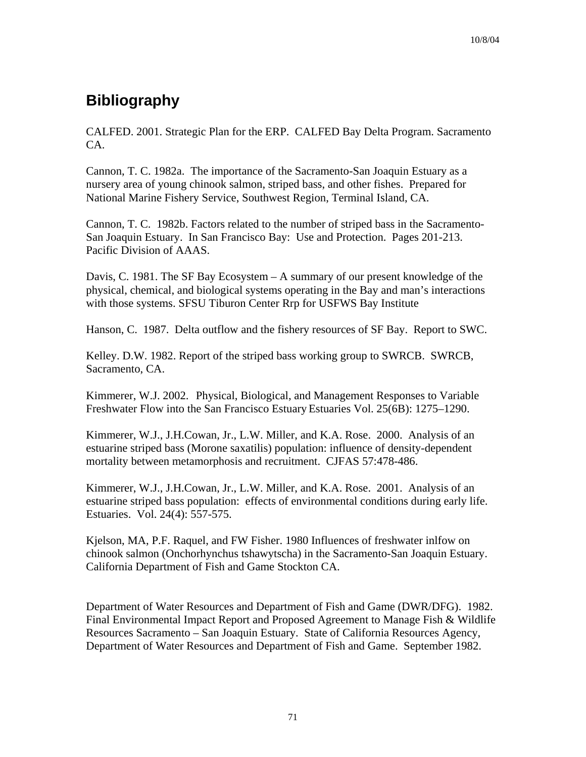# Bibliography

CALFED. 2001. Strategic Plan for the ERP. CALFED Bay Delta Program. Sacramento CA.

Cannon, T. C. 1982a. The importance of the Sacramento-San Joaquin Estuary as a nursery area of young chinook salmon, striped bass, and other fishes. Prepared for National Marine Fishery Service, Southwest Region, Terminal Island, CA.

Cannon, T. C. 1982b. Factors related to the number of striped bass in the Sacramento-San Joaquin Estuary. In San Francisco Bay: Use and Protection. Pages 201-213. Pacific Division of AAAS.

Davis, C. 1981. The SF Bay Ecosystem – A summary of our present knowledge of the physical, chemical, and biological systems operating in the Bay and man's interactions with those systems. SFSU Tiburon Center Rrp for USFWS Bay Institute

Hanson, C. 1987. Delta outflow and the fishery resources of SF Bay. Report to SWC.

Kelley. D.W. 1982. Report of the striped bass working group to SWRCB. SWRCB, Sacramento, CA.

Kimmerer, W.J. 2002. Physical, Biological, and Management Responses to Variable Freshwater Flow into the San Francisco Estuary Estuaries Vol. 25(6B): 1275–1290.

Kimmerer, W.J., J.H.Cowan, Jr., L.W. Miller, and K.A. Rose. 2000. Analysis of an estuarine striped bass (Morone saxatilis) population: influence of density-dependent mortality between metamorphosis and recruitment. CJFAS 57:478-486.

Kimmerer, W.J., J.H.Cowan, Jr., L.W. Miller, and K.A. Rose. 2001. Analysis of an estuarine striped bass population: effects of environmental conditions during early life. Estuaries. Vol. 24(4): 557-575.

Kjelson, MA, P.F. Raquel, and FW Fisher. 1980 Influences of freshwater inlfow on chinook salmon (Onchorhynchus tshawytscha) in the Sacramento-San Joaquin Estuary. California Department of Fish and Game Stockton CA.

Department of Water Resources and Department of Fish and Game (DWR/DFG). 1982. Final Environmental Impact Report and Proposed Agreement to Manage Fish & Wildlife Resources Sacramento – San Joaquin Estuary. State of California Resources Agency, Department of Water Resources and Department of Fish and Game. September 1982.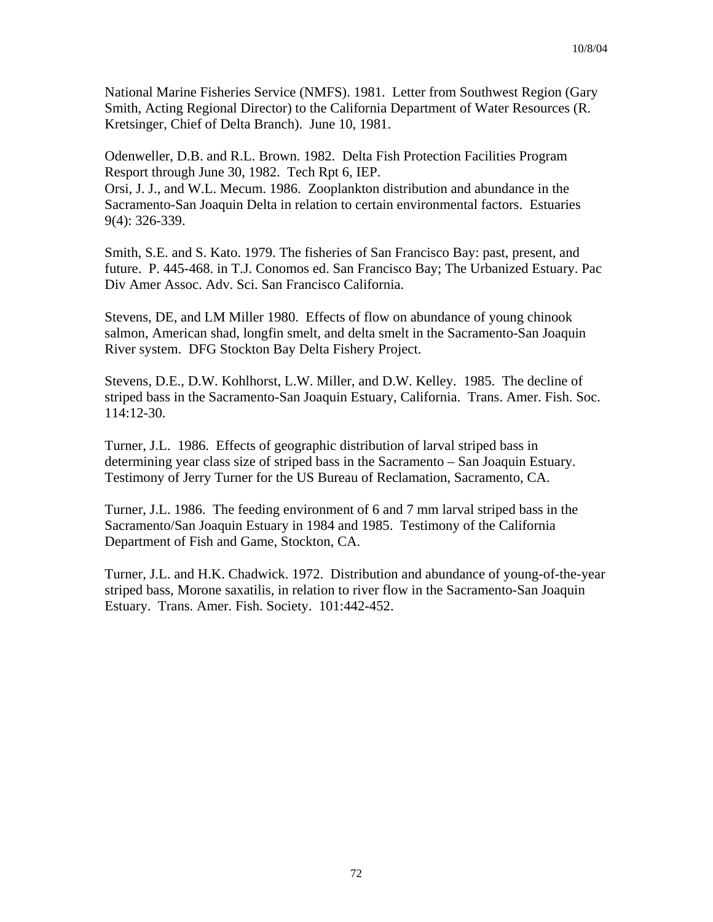National Marine Fisheries Service (NMFS). 1981. Letter from Southwest Region (Gary Smith, Acting Regional Director) to the California Department of Water Resources (R. Kretsinger, Chief of Delta Branch). June 10, 1981.

Odenweller, D.B. and R.L. Brown. 1982. Delta Fish Protection Facilities Program Resport through June 30, 1982. Tech Rpt 6, IEP.
Orsi, J. J., and W.L. Mecum. 1986. Zooplankton distribution and abundance in the Sacramento-San Joaquin Delta in relation to certain environmental factors. Estuaries 9(4): 326-339.

Smith, S.E. and S. Kato. 1979. The fisheries of San Francisco Bay: past, present, and future. P. 445-468. in T.J. Conomos ed. San Francisco Bay; The Urbanized Estuary. Pac Div Amer Assoc. Adv. Sci. San Francisco California.

Stevens, DE, and LM Miller 1980. Effects of flow on abundance of young chinook salmon, American shad, longfin smelt, and delta smelt in the Sacramento-San Joaquin River system. DFG Stockton Bay Delta Fishery Project.

Stevens, D.E., D.W. Kohlhorst, L.W. Miller, and D.W. Kelley. 1985. The decline of striped bass in the Sacramento-San Joaquin Estuary, California. Trans. Amer. Fish. Soc. 114:12-30.

Turner, J.L. 1986. Effects of geographic distribution of larval striped bass in determining year class size of striped bass in the Sacramento – San Joaquin Estuary. Testimony of Jerry Turner for the US Bureau of Reclamation, Sacramento, CA.

Turner, J.L. 1986. The feeding environment of 6 and 7 mm larval striped bass in the Sacramento/San Joaquin Estuary in 1984 and 1985. Testimony of the California Department of Fish and Game, Stockton, CA.

Turner, J.L. and H.K. Chadwick. 1972. Distribution and abundance of young-of-the-year striped bass, Morone saxatilis, in relation to river flow in the Sacramento-San Joaquin Estuary. Trans. Amer. Fish. Society. 101:442-452.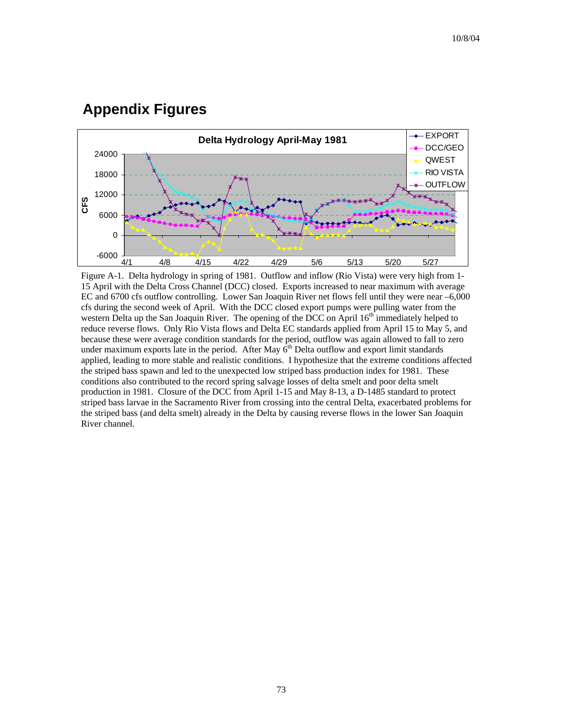# Appendix Figures

Figure A-1. Delta hydrology in spring of 1981. Outflow and inflow (Rio Vista) were very high from 1-15 April with the Delta Cross Channel (DCC) closed. Exports increased to near maximum with average EC and 6700 cfs outflow controlling. Lower San Joaquin River net flows fell until they were near –6,000 cfs during the second week of April. With the DCC closed export pumps were pulling water from the western Delta up the San Joaquin River. The opening of the DCC on April 16th immediately helped to reduce reverse flows. Only Rio Vista flows and Delta EC standards applied from April 15 to May 5, and because these were average condition standards for the period, outflow was again allowed to fall to zero under maximum exports late in the period. After May 6th Delta outflow and export limit standards applied, leading to more stable and realistic conditions. I hypothesize that the extreme conditions affected the striped bass spawn and led to the unexpected low striped bass production index for 1981. These conditions also contributed to the record spring salvage losses of delta smelt and poor delta smelt production in 1981. Closure of the DCC from April 1-15 and May 8-13, a D-1485 standard to protect striped bass larvae in the Sacramento River from crossing into the central Delta, exacerbated problems for the striped bass (and delta smelt) already in the Delta by causing reverse flows in the lower San Joaquin River channel.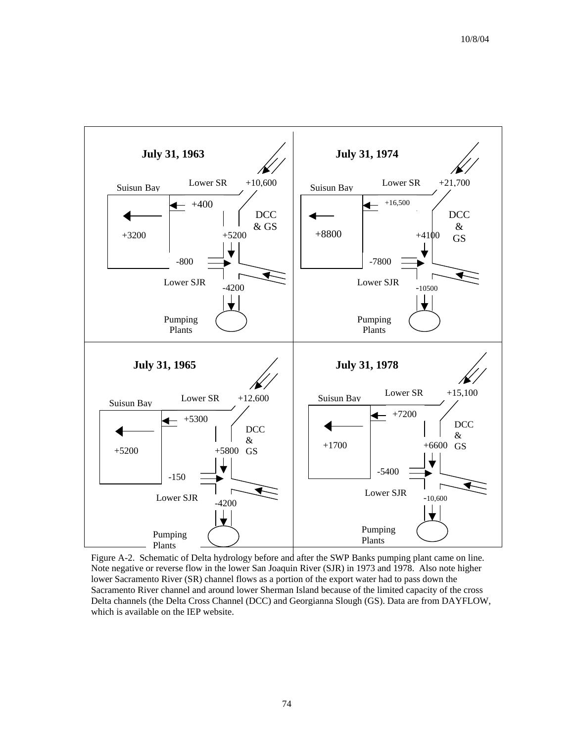July 31, 1963

Lower SR +10,600

Suisun Bay

+400

DCC & GS

+3200

+5200

-800

Lower SJR

-4200

Pumping Plants

July 31, 1974

Lower SR +21,700

Suisun Bay

+16,500

DCC & GS

+8800

+4100

-7800

Lower SJR

-10500

Pumping Plants

July 31, 1965

Lower SR +12,600

Suisun Bay

+5300

DCC & GS

+5200

+5800

-150

Lower SJR

-4200

Pumping Plants

July 31, 1978

Lower SR +15,100

Suisun Bay

+7200

DCC & GS

+1700

+6600

-5400

Lower SJR

-10,600

Pumping Plants

Figure A-2. Schematic of Delta hydrology before and after the SWP Banks pumping plant came on line. Note negative or reverse flow in the lower San Joaquin River (SJR) in 1973 and 1978. Also note higher lower Sacramento River (SR) channel flows as a portion of the export water had to pass down the Sacramento River channel and around lower Sherman Island because of the limited capacity of the cross Delta channels (the Delta Cross Channel (DCC) and Georgianna Slough (GS). Data are from DAYFLOW, which is available on the IEP website.